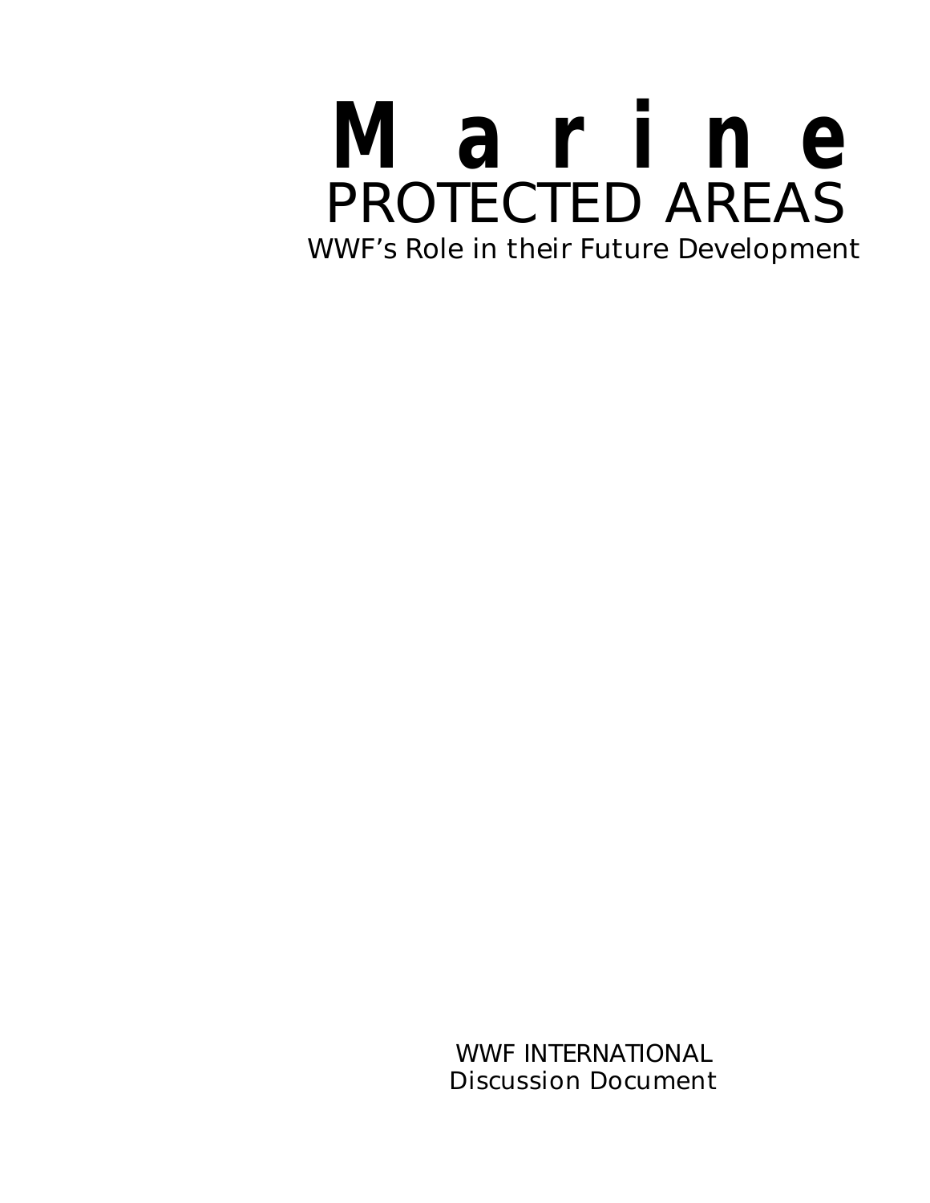# Marine
## PROTECTED AREAS
### WWF's Role in their Future Development

WWF INTERNATIONAL
Discussion Document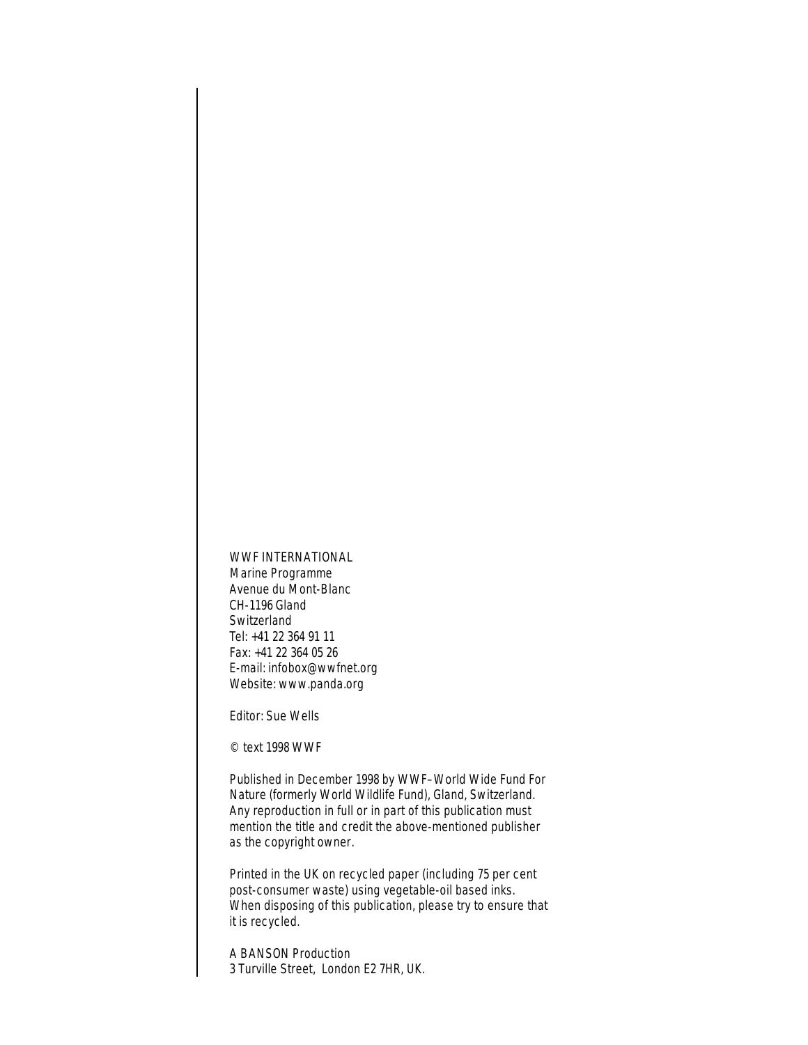WWF INTERNATIONAL
Marine Programme
Avenue du Mont-Blanc
CH-1196 Gland
Switzerland
Tel: +41 22 364 91 11
Fax: +41 22 364 05 26
E-mail: infobox@wwfnet.org
Website: www.panda.org

Editor: Sue Wells

© text 1998 WWF

Published in December 1998 by WWF–World Wide Fund For Nature (formerly World Wildlife Fund), Gland, Switzerland. Any reproduction in full or in part of this publication must mention the title and credit the above-mentioned publisher as the copyright owner.

Printed in the UK on recycled paper (including 75 per cent post-consumer waste) using vegetable-oil based inks. When disposing of this publication, please try to ensure that it is recycled.

A BANSON Production
3 Turville Street, London E2 7HR, UK.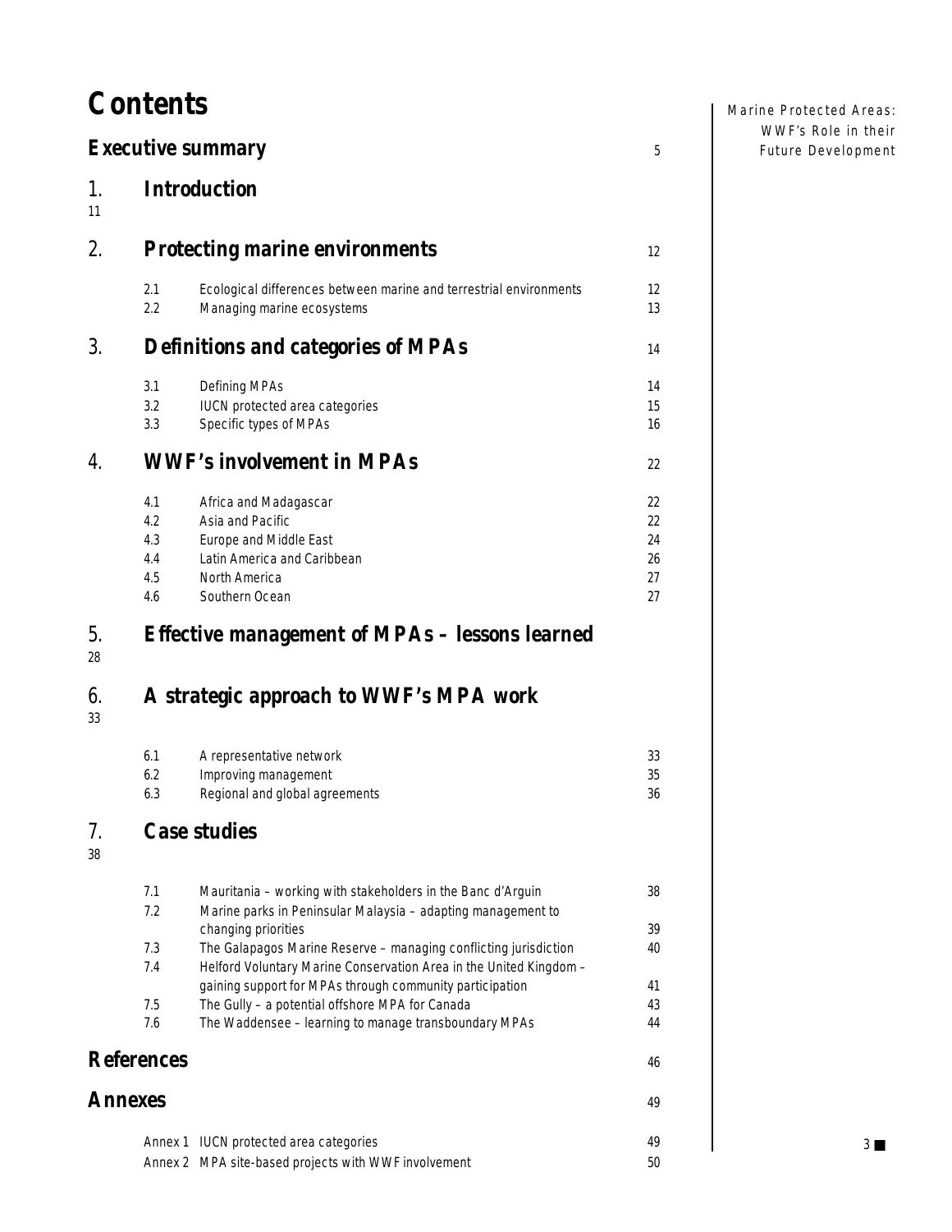# Contents

| | | | |
|---|---|---|---|
| **Executive summary** | | | 5 |
| **1.** | **Introduction** | | 11 |
| **2.** | **Protecting marine environments** | | 12 |
| | 2.1 | Ecological differences between marine and terrestrial environments | 12 |
| | 2.2 | Managing marine ecosystems | 13 |
| **3.** | **Definitions and categories of MPAs** | | 14 |
| | 3.1 | Defining MPAs | 14 |
| | 3.2 | IUCN protected area categories | 15 |
| | 3.3 | Specific types of MPAs | 16 |
| **4.** | **WWF's involvement in MPAs** | | 22 |
| | 4.1 | Africa and Madagascar | 22 |
| | 4.2 | Asia and Pacific | 22 |
| | 4.3 | Europe and Middle East | 24 |
| | 4.4 | Latin America and Caribbean | 26 |
| | 4.5 | North America | 27 |
| | 4.6 | Southern Ocean | 27 |
| **5.** | **Effective management of MPAs – lessons learned** | | 28 |
| **6.** | **A strategic approach to WWF's MPA work** | | 33 |
| | 6.1 | A representative network | 33 |
| | 6.2 | Improving management | 35 |
| | 6.3 | Regional and global agreements | 36 |
| **7.** | **Case studies** | | 38 |
| | 7.1 | Mauritania – working with stakeholders in the Banc d'Arguin | 38 |
| | 7.2 | Marine parks in Peninsular Malaysia – adapting management to changing priorities | 39 |
| | 7.3 | The Galapagos Marine Reserve – managing conflicting jurisdiction | 40 |
| | 7.4 | Helford Voluntary Marine Conservation Area in the United Kingdom – gaining support for MPAs through community participation | 41 |
| | 7.5 | The Gully – a potential offshore MPA for Canada | 43 |
| | 7.6 | The Waddensee – learning to manage transboundary MPAs | 44 |
| **References** | | | 46 |
| **Annexes** | | | 49 |
| | Annex 1 | IUCN protected area categories | 49 |
| | Annex 2 | MPA site-based projects with WWF involvement | 50 |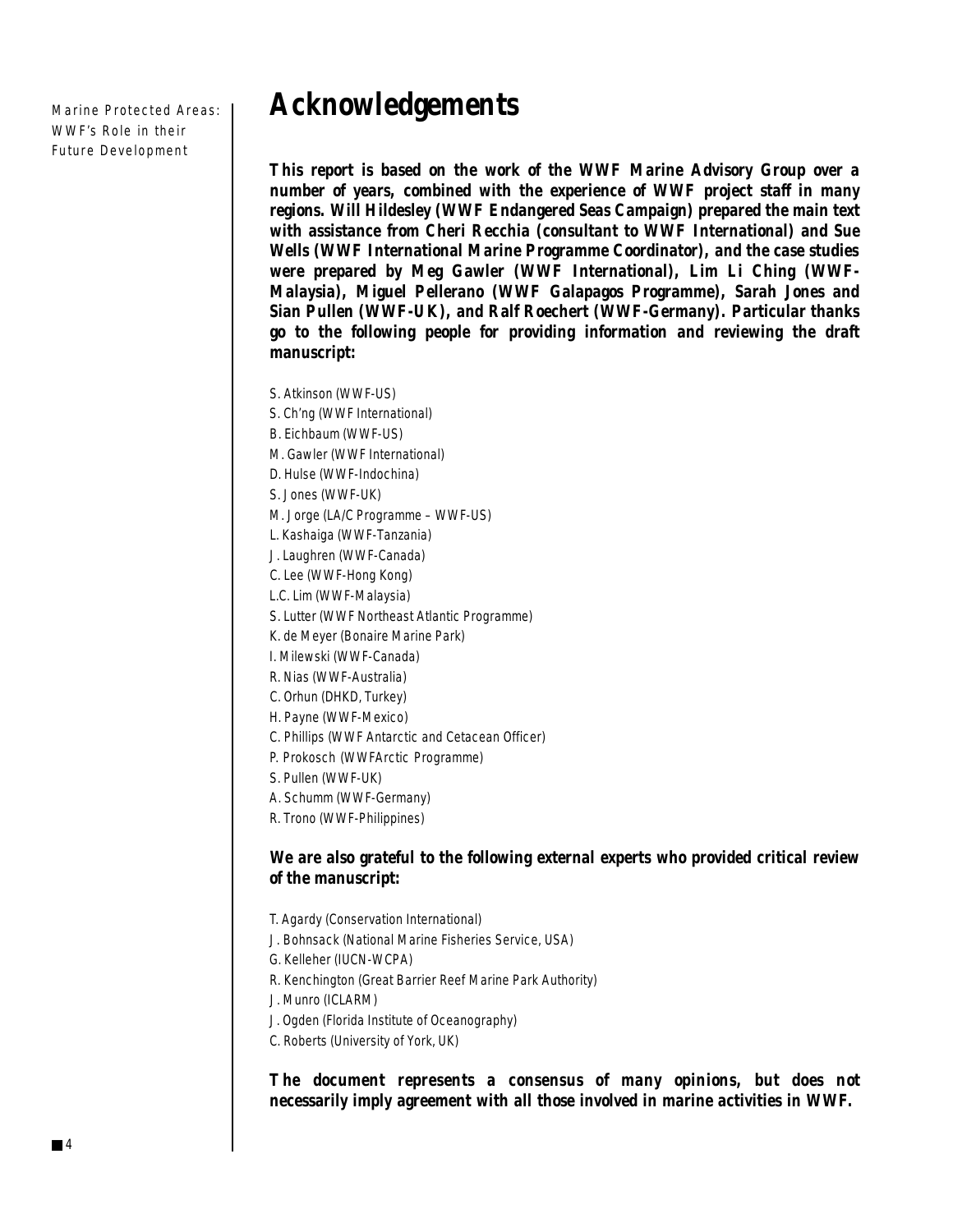# Acknowledgements

**This report is based on the work of the WWF Marine Advisory Group over a number of years, combined with the experience of WWF project staff in many regions. Will Hildesley (WWF Endangered Seas Campaign) prepared the main text with assistance from Cheri Recchia (consultant to WWF International) and Sue Wells (WWF International Marine Programme Coordinator), and the case studies were prepared by Meg Gawler (WWF International), Lim Li Ching (WWF-Malaysia), Miguel Pellerano (WWF Galapagos Programme), Sarah Jones and Sian Pullen (WWF-UK), and Ralf Roechert (WWF-Germany). Particular thanks go to the following people for providing information and reviewing the draft manuscript:**

S. Atkinson (WWF-US)
S. Ch'ng (WWF International)
B. Eichbaum (WWF-US)
M. Gawler (WWF International)
D. Hulse (WWF-Indochina)
S. Jones (WWF-UK)
M. Jorge (LA/C Programme – WWF-US)
L. Kashaiga (WWF-Tanzania)
J. Laughren (WWF-Canada)
C. Lee (WWF-Hong Kong)
L.C. Lim (WWF-Malaysia)
S. Lutter (WWF Northeast Atlantic Programme)
K. de Meyer (Bonaire Marine Park)
I. Milewski (WWF-Canada)
R. Nias (WWF-Australia)
C. Orhun (DHKD, Turkey)
H. Payne (WWF-Mexico)
C. Phillips (WWF Antarctic and Cetacean Officer)
P. Prokosch (WWFArctic Programme)
S. Pullen (WWF-UK)
A. Schumm (WWF-Germany)
R. Trono (WWF-Philippines)

**We are also grateful to the following external experts who provided critical review of the manuscript:**

T. Agardy (Conservation International)
J. Bohnsack (National Marine Fisheries Service, USA)
G. Kelleher (IUCN-WCPA)
R. Kenchington (Great Barrier Reef Marine Park Authority)
J. Munro (ICLARM)
J. Ogden (Florida Institute of Oceanography)
C. Roberts (University of York, UK)

**The document represents a consensus of many opinions, but does not necessarily imply agreement with all those involved in marine activities in WWF.**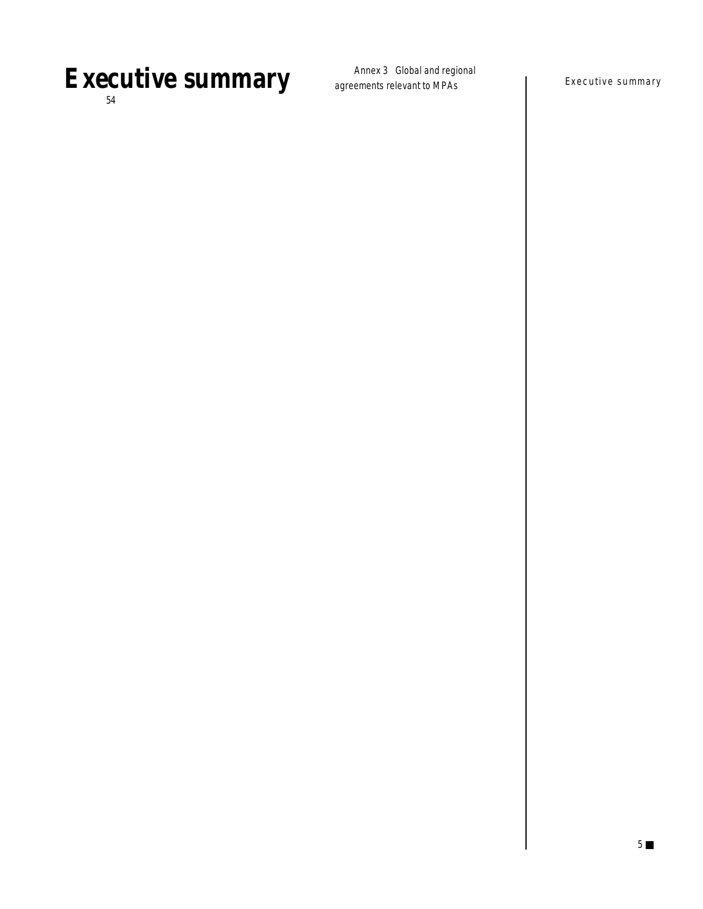# Executive summary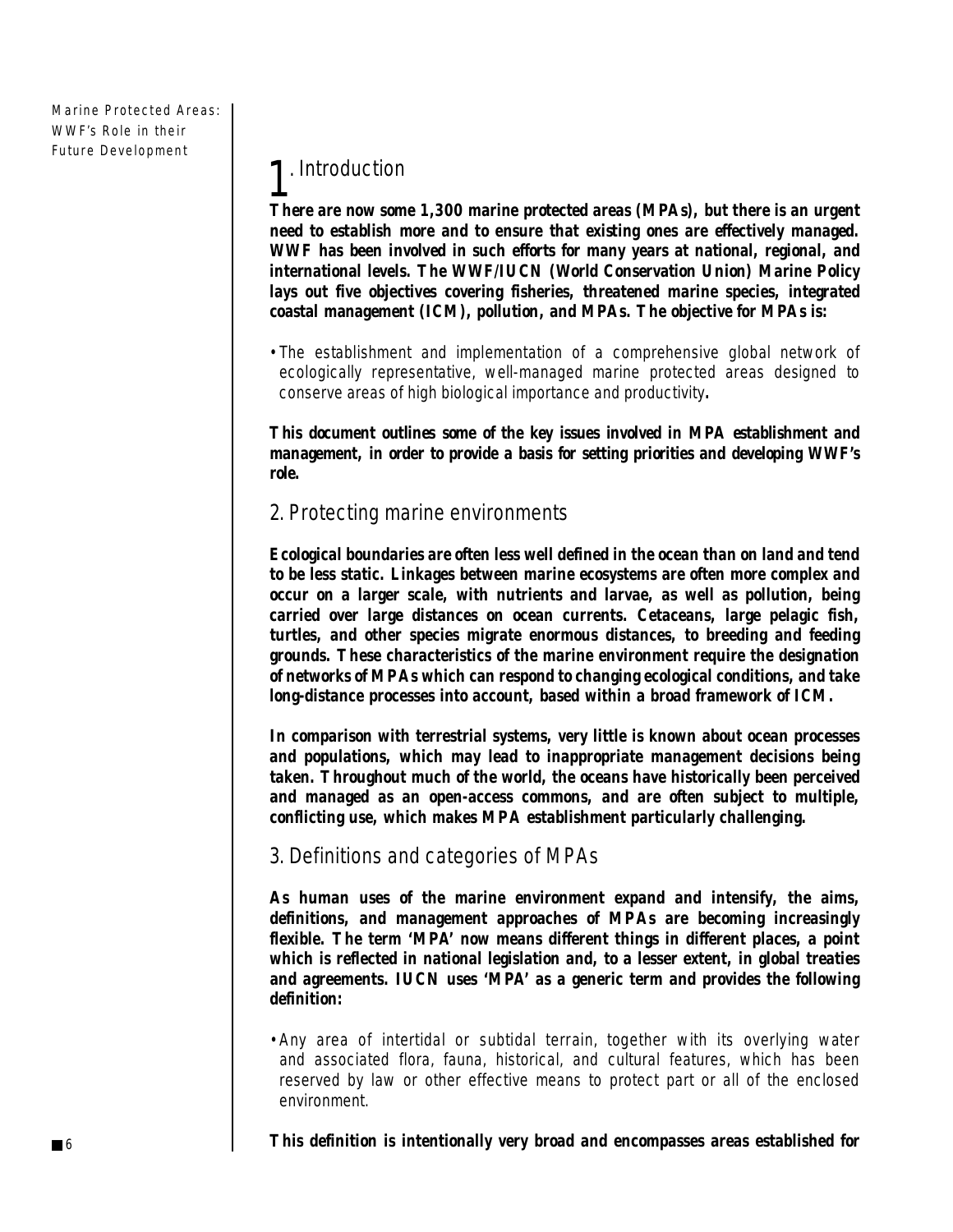## 1. Introduction

**There are now some 1,300 marine protected areas (MPAs), but there is an urgent need to establish more and to ensure that existing ones are effectively managed. WWF has been involved in such efforts for many years at national, regional, and international levels. The WWF/IUCN (World Conservation Union) Marine Policy lays out five objectives covering fisheries, threatened marine species, integrated coastal management (ICM), pollution, and MPAs. The objective for MPAs is:**

- The establishment and implementation of a comprehensive global network of ecologically representative, well-managed marine protected areas designed to conserve areas of high biological importance and productivity**.**

**This document outlines some of the key issues involved in MPA establishment and management, in order to provide a basis for setting priorities and developing WWF's role.**

## 2. Protecting marine environments

**Ecological boundaries are often less well defined in the ocean than on land and tend to be less static. Linkages between marine ecosystems are often more complex and occur on a larger scale, with nutrients and larvae, as well as pollution, being carried over large distances on ocean currents. Cetaceans, large pelagic fish, turtles, and other species migrate enormous distances, to breeding and feeding grounds. These characteristics of the marine environment require the designation of networks of MPAs which can respond to changing ecological conditions, and take long-distance processes into account, based within a broad framework of ICM.**

**In comparison with terrestrial systems, very little is known about ocean processes and populations, which may lead to inappropriate management decisions being taken. Throughout much of the world, the oceans have historically been perceived and managed as an open-access commons, and are often subject to multiple, conflicting use, which makes MPA establishment particularly challenging.**

## 3. Definitions and categories of MPAs

**As human uses of the marine environment expand and intensify, the aims, definitions, and management approaches of MPAs are becoming increasingly flexible. The term 'MPA' now means different things in different places, a point which is reflected in national legislation and, to a lesser extent, in global treaties and agreements. IUCN uses 'MPA' as a generic term and provides the following definition:**

- Any area of intertidal or subtidal terrain, together with its overlying water and associated flora, fauna, historical, and cultural features, which has been reserved by law or other effective means to protect part or all of the enclosed environment.

**This definition is intentionally very broad and encompasses areas established for**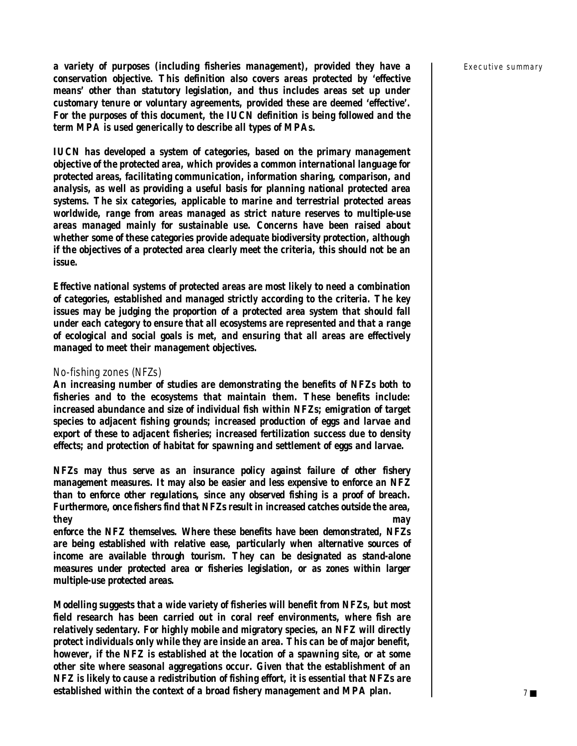**a variety of purposes (including fisheries management), provided they have a conservation objective. This definition also covers areas protected by 'effective means' other than statutory legislation, and thus includes areas set up under customary tenure or voluntary agreements, provided these are deemed 'effective'. For the purposes of this document, the IUCN definition is being followed and the term MPA is used generically to describe all types of MPAs.**

**IUCN has developed a system of categories, based on the primary management objective of the protected area, which provides a common international language for protected areas, facilitating communication, information sharing, comparison, and analysis, as well as providing a useful basis for planning national protected area systems. The six categories, applicable to marine and terrestrial protected areas worldwide, range from areas managed as strict nature reserves to multiple-use areas managed mainly for sustainable use. Concerns have been raised about whether some of these categories provide adequate biodiversity protection, although if the objectives of a protected area clearly meet the criteria, this should not be an issue.**

**Effective national systems of protected areas are most likely to need a combination of categories, established and managed strictly according to the criteria. The key issues may be judging the proportion of a protected area system that should fall under each category to ensure that all ecosystems are represented and that a range of ecological and social goals is met, and ensuring that all areas are effectively managed to meet their management objectives.**

### No-fishing zones (NFZs)

**An increasing number of studies are demonstrating the benefits of NFZs both to fisheries and to the ecosystems that maintain them. These benefits include: increased abundance and size of individual fish within NFZs; emigration of target species to adjacent fishing grounds; increased production of eggs and larvae and export of these to adjacent fisheries; increased fertilization success due to density effects; and protection of habitat for spawning and settlement of eggs and larvae.**

**NFZs may thus serve as an insurance policy against failure of other fishery management measures. It may also be easier and less expensive to enforce an NFZ than to enforce other regulations, since any observed fishing is a proof of breach. Furthermore, once fishers find that NFZs result in increased catches outside the area, they may enforce the NFZ themselves. Where these benefits have been demonstrated, NFZs are being established with relative ease, particularly when alternative sources of income are available through tourism. They can be designated as stand-alone measures under protected area or fisheries legislation, or as zones within larger multiple-use protected areas.**

**Modelling suggests that a wide variety of fisheries will benefit from NFZs, but most field research has been carried out in coral reef environments, where fish are relatively sedentary. For highly mobile and migratory species, an NFZ will directly protect individuals only while they are inside an area. This can be of major benefit, however, if the NFZ is established at the location of a spawning site, or at some other site where seasonal aggregations occur. Given that the establishment of an NFZ is likely to cause a redistribution of fishing effort, it is essential that NFZs are established within the context of a broad fishery management and MPA plan.**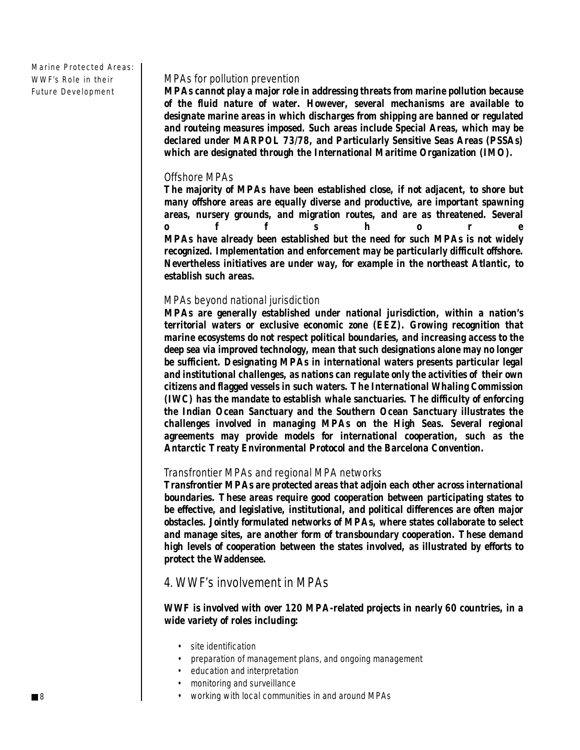### MPAs for pollution prevention

**MPAs cannot play a major role in addressing threats from marine pollution because of the fluid nature of water. However, several mechanisms are available to designate marine areas in which discharges from shipping are banned or regulated and routeing measures imposed. Such areas include Special Areas, which may be declared under MARPOL 73/78, and Particularly Sensitive Seas Areas (PSSAs) which are designated through the International Maritime Organization (IMO).**

### Offshore MPAs

**The majority of MPAs have been established close, if not adjacent, to shore but many offshore areas are equally diverse and productive, are important spawning areas, nursery grounds, and migration routes, and are as threatened. Several offshore MPAs have already been established but the need for such MPAs is not widely recognized. Implementation and enforcement may be particularly difficult offshore. Nevertheless initiatives are under way, for example in the northeast Atlantic, to establish such areas.**

### MPAs beyond national jurisdiction

**MPAs are generally established under national jurisdiction, within a nation's territorial waters or exclusive economic zone (EEZ). Growing recognition that marine ecosystems do not respect political boundaries, and increasing access to the deep sea via improved technology, mean that such designations alone may no longer be sufficient. Designating MPAs in international waters presents particular legal and institutional challenges, as nations can regulate only the activities of their own citizens and flagged vessels in such waters. The International Whaling Commission (IWC) has the mandate to establish whale sanctuaries. The difficulty of enforcing the Indian Ocean Sanctuary and the Southern Ocean Sanctuary illustrates the challenges involved in managing MPAs on the High Seas. Several regional agreements may provide models for international cooperation, such as the Antarctic Treaty Environmental Protocol and the Barcelona Convention.**

### Transfrontier MPAs and regional MPA networks

**Transfrontier MPAs are protected areas that adjoin each other across international boundaries. These areas require good cooperation between participating states to be effective, and legislative, institutional, and political differences are often major obstacles. Jointly formulated networks of MPAs, where states collaborate to select and manage sites, are another form of transboundary cooperation. These demand high levels of cooperation between the states involved, as illustrated by efforts to protect the Waddensee.**

## 4. WWF's involvement in MPAs

**WWF is involved with over 120 MPA-related projects in nearly 60 countries, in a wide variety of roles including:**

- site identification
- preparation of management plans, and ongoing management
- education and interpretation
- monitoring and surveillance
- working with local communities in and around MPAs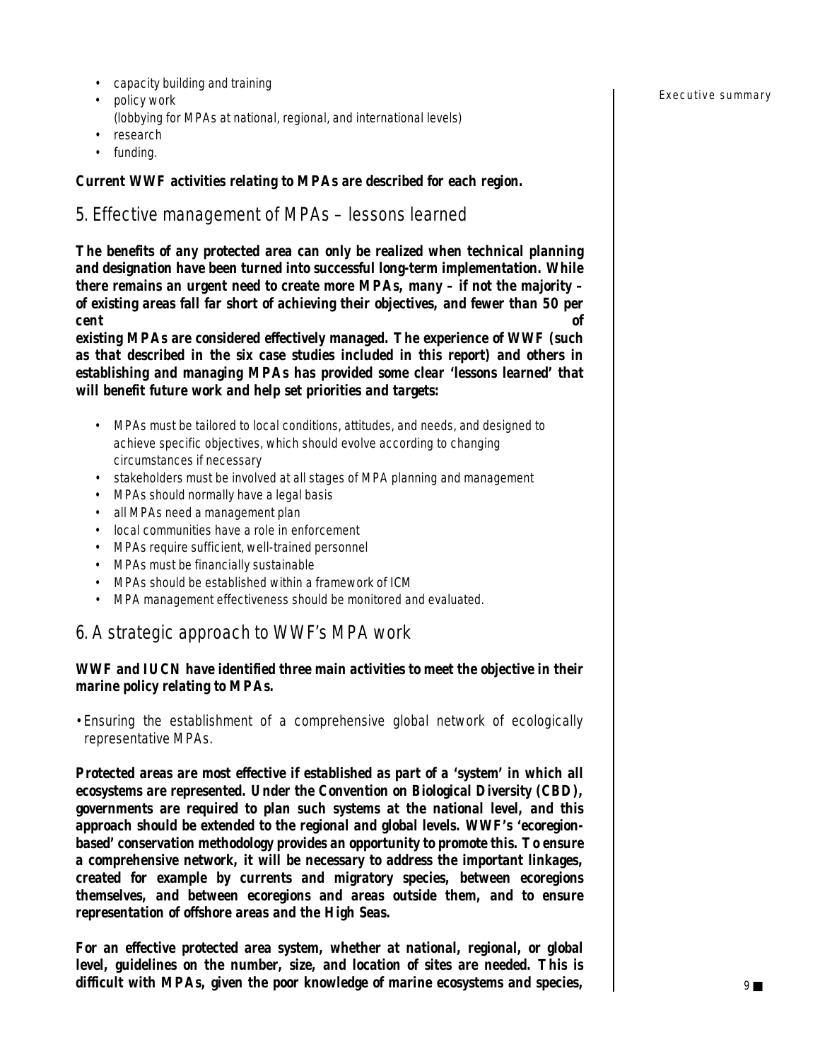- capacity building and training
- policy work
  (lobbying for MPAs at national, regional, and international levels)
- research
- funding.

**Current WWF activities relating to MPAs are described for each region.**

## 5. Effective management of MPAs – lessons learned

**The benefits of any protected area can only be realized when technical planning and designation have been turned into successful long-term implementation. While there remains an urgent need to create more MPAs, many – if not the majority – of existing areas fall far short of achieving their objectives, and fewer than 50 per cent of existing MPAs are considered effectively managed. The experience of WWF (such as that described in the six case studies included in this report) and others in establishing and managing MPAs has provided some clear 'lessons learned' that will benefit future work and help set priorities and targets:**

- MPAs must be tailored to local conditions, attitudes, and needs, and designed to achieve specific objectives, which should evolve according to changing circumstances if necessary
- stakeholders must be involved at all stages of MPA planning and management
- MPAs should normally have a legal basis
- all MPAs need a management plan
- local communities have a role in enforcement
- MPAs require sufficient, well-trained personnel
- MPAs must be financially sustainable
- MPAs should be established within a framework of ICM
- MPA management effectiveness should be monitored and evaluated.

## 6. A strategic approach to WWF's MPA work

**WWF and IUCN have identified three main activities to meet the objective in their marine policy relating to MPAs.**

- Ensuring the establishment of a comprehensive global network of ecologically representative MPAs.

**Protected areas are most effective if established as part of a 'system' in which all ecosystems are represented. Under the Convention on Biological Diversity (CBD), governments are required to plan such systems at the national level, and this approach should be extended to the regional and global levels. WWF's 'ecoregion-based' conservation methodology provides an opportunity to promote this. To ensure a comprehensive network, it will be necessary to address the important linkages, created for example by currents and migratory species, between ecoregions themselves, and between ecoregions and areas outside them, and to ensure representation of offshore areas and the High Seas.**

**For an effective protected area system, whether at national, regional, or global level, guidelines on the number, size, and location of sites are needed. This is difficult with MPAs, given the poor knowledge of marine ecosystems and species,**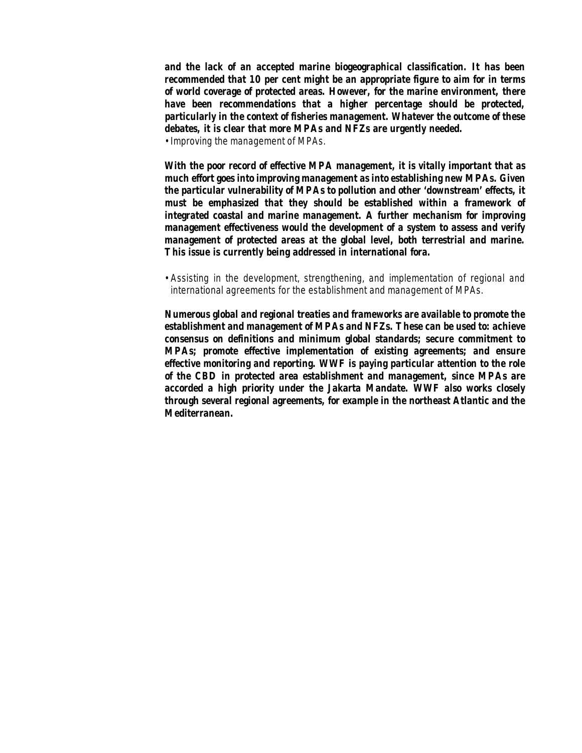**and the lack of an accepted marine biogeographical classification. It has been recommended that 10 per cent might be an appropriate figure to aim for in terms of world coverage of protected areas. However, for the marine environment, there have been recommendations that a higher percentage should be protected, particularly in the context of fisheries management. Whatever the outcome of these debates, it is clear that more MPAs and NFZs are urgently needed.**

- *Improving the management of MPAs.*

**With the poor record of effective MPA management, it is vitally important that as much effort goes into improving management as into establishing new MPAs. Given the particular vulnerability of MPAs to pollution and other 'downstream' effects, it must be emphasized that they should be established within a framework of integrated coastal and marine management. A further mechanism for improving management effectiveness would the development of a system to assess and verify management of protected areas at the global level, both terrestrial and marine. This issue is currently being addressed in international fora.**

- *Assisting in the development, strengthening, and implementation of regional and international agreements for the establishment and management of MPAs.*

**Numerous global and regional treaties and frameworks are available to promote the establishment and management of MPAs and NFZs. These can be used to: achieve consensus on definitions and minimum global standards; secure commitment to MPAs; promote effective implementation of existing agreements; and ensure effective monitoring and reporting. WWF is paying particular attention to the role of the CBD in protected area establishment and management, since MPAs are accorded a high priority under the Jakarta Mandate. WWF also works closely through several regional agreements, for example in the northeast Atlantic and the Mediterranean.**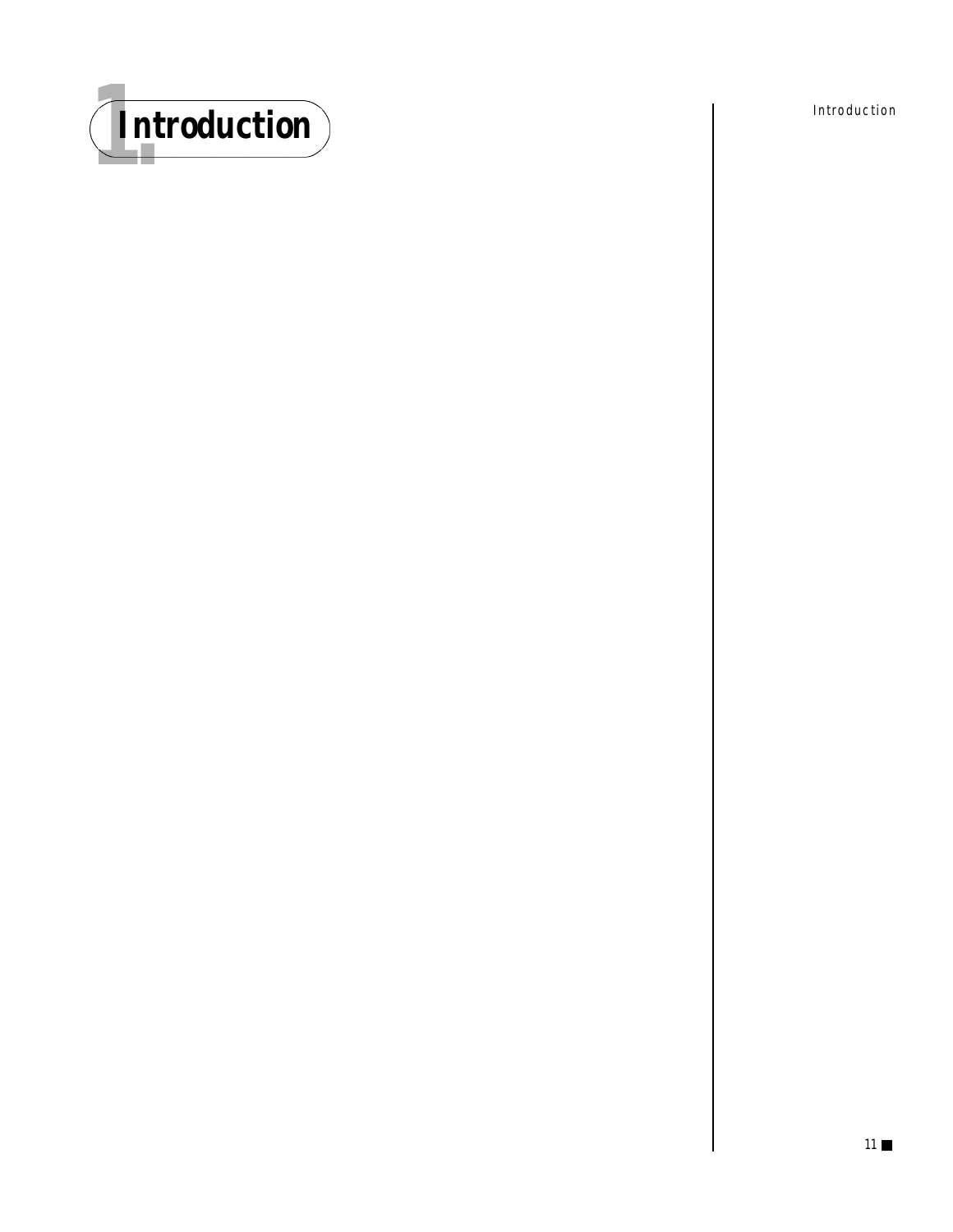# 1. Introduction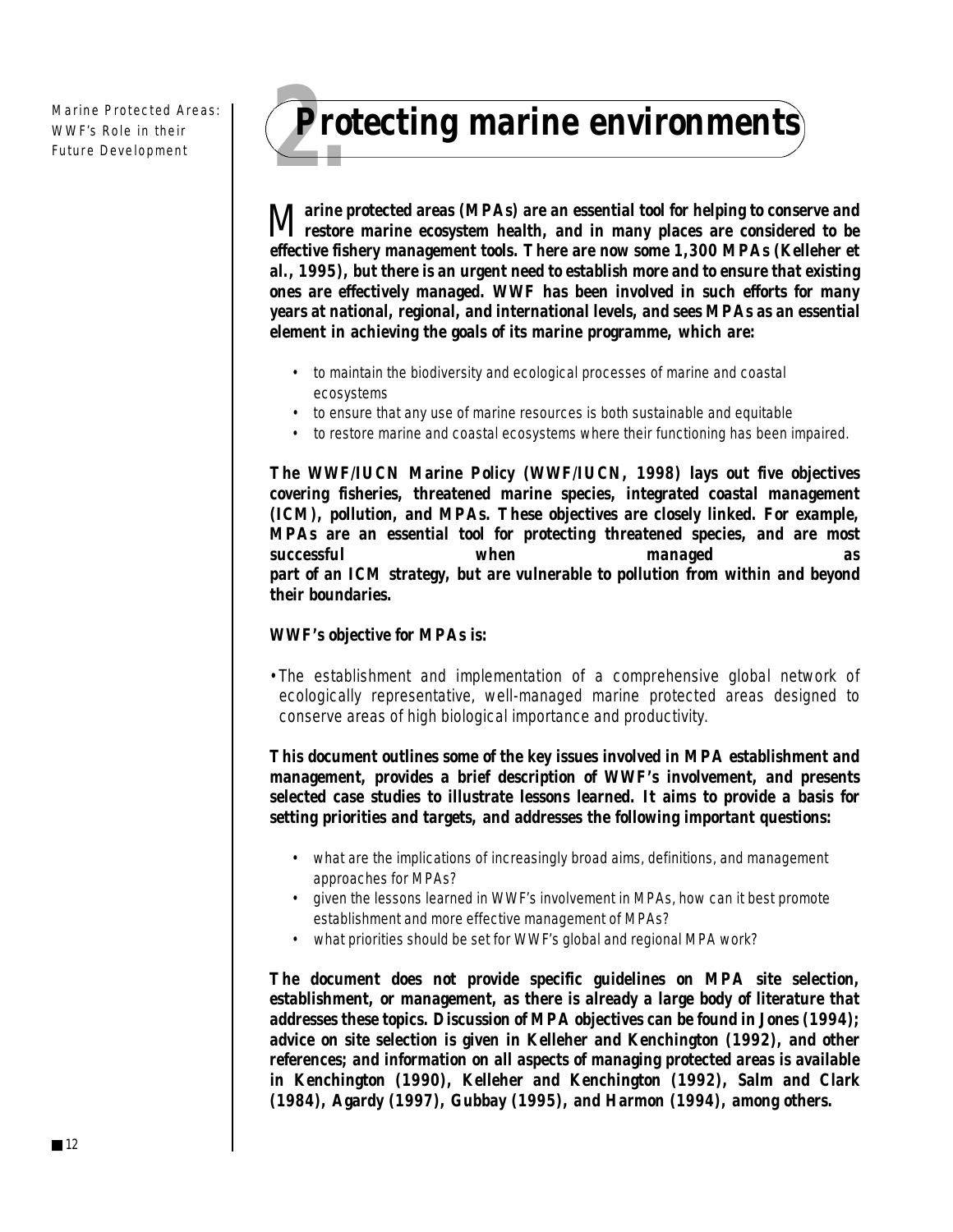# 2. Protecting marine environments

**Marine protected areas (MPAs) are an essential tool for helping to conserve and restore marine ecosystem health, and in many places are considered to be effective fishery management tools. There are now some 1,300 MPAs (Kelleher et al., 1995), but there is an urgent need to establish more and to ensure that existing ones are effectively managed. WWF has been involved in such efforts for many years at national, regional, and international levels, and sees MPAs as an essential element in achieving the goals of its marine programme, which are:**

- to maintain the biodiversity and ecological processes of marine and coastal ecosystems
- to ensure that any use of marine resources is both sustainable and equitable
- to restore marine and coastal ecosystems where their functioning has been impaired.

**The WWF/IUCN Marine Policy (WWF/IUCN, 1998) lays out five objectives covering fisheries, threatened marine species, integrated coastal management (ICM), pollution, and MPAs. These objectives are closely linked. For example, MPAs are an essential tool for protecting threatened species, and are most successful when managed as part of an ICM strategy, but are vulnerable to pollution from within and beyond their boundaries.**

**WWF's objective for MPAs is:**

- The establishment and implementation of a comprehensive global network of ecologically representative, well-managed marine protected areas designed to conserve areas of high biological importance and productivity.

**This document outlines some of the key issues involved in MPA establishment and management, provides a brief description of WWF's involvement, and presents selected case studies to illustrate lessons learned. It aims to provide a basis for setting priorities and targets, and addresses the following important questions:**

- what are the implications of increasingly broad aims, definitions, and management approaches for MPAs?
- given the lessons learned in WWF's involvement in MPAs, how can it best promote establishment and more effective management of MPAs?
- what priorities should be set for WWF's global and regional MPA work?

**The document does not provide specific guidelines on MPA site selection, establishment, or management, as there is already a large body of literature that addresses these topics. Discussion of MPA objectives can be found in Jones (1994); advice on site selection is given in Kelleher and Kenchington (1992), and other references; and information on all aspects of managing protected areas is available in Kenchington (1990), Kelleher and Kenchington (1992), Salm and Clark (1984), Agardy (1997), Gubbay (1995), and Harmon (1994), among others.**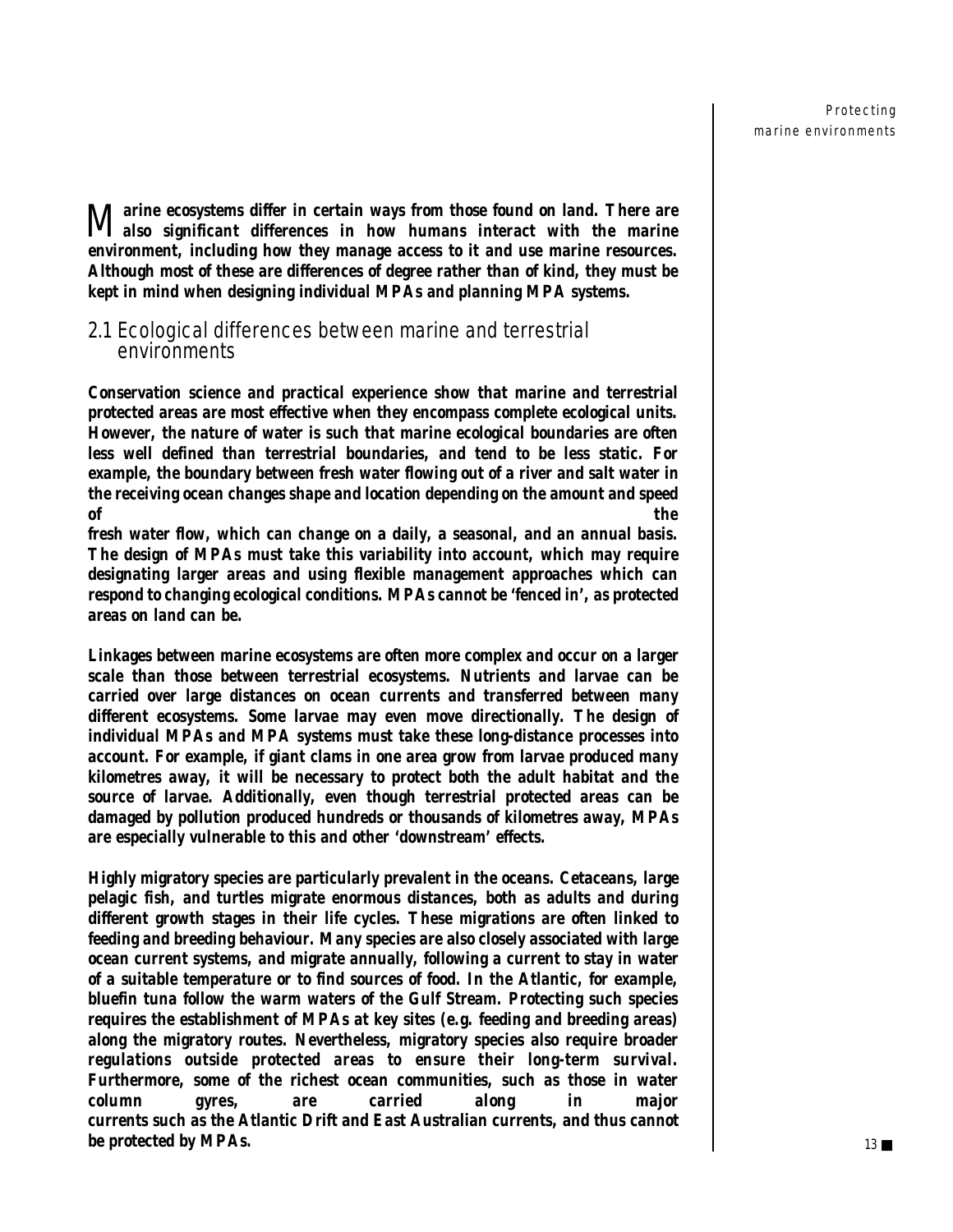**Marine ecosystems differ in certain ways from those found on land. There are also significant differences in how humans interact with the marine environment, including how they manage access to it and use marine resources. Although most of these are differences of degree rather than of kind, they must be kept in mind when designing individual MPAs and planning MPA systems.**

## 2.1 Ecological differences between marine and terrestrial environments

**Conservation science and practical experience show that marine and terrestrial protected areas are most effective when they encompass complete ecological units. However, the nature of water is such that marine ecological boundaries are often less well defined than terrestrial boundaries, and tend to be less static. For example, the boundary between fresh water flowing out of a river and salt water in the receiving ocean changes shape and location depending on the amount and speed of the fresh water flow, which can change on a daily, a seasonal, and an annual basis. The design of MPAs must take this variability into account, which may require designating larger areas and using flexible management approaches which can respond to changing ecological conditions. MPAs cannot be 'fenced in', as protected areas on land can be.**

**Linkages between marine ecosystems are often more complex and occur on a larger scale than those between terrestrial ecosystems. Nutrients and larvae can be carried over large distances on ocean currents and transferred between many different ecosystems. Some larvae may even move directionally. The design of individual MPAs and MPA systems must take these long-distance processes into account. For example, if giant clams in one area grow from larvae produced many kilometres away, it will be necessary to protect both the adult habitat and the source of larvae. Additionally, even though terrestrial protected areas can be damaged by pollution produced hundreds or thousands of kilometres away, MPAs are especially vulnerable to this and other 'downstream' effects.**

**Highly migratory species are particularly prevalent in the oceans. Cetaceans, large pelagic fish, and turtles migrate enormous distances, both as adults and during different growth stages in their life cycles. These migrations are often linked to feeding and breeding behaviour. Many species are also closely associated with large ocean current systems, and migrate annually, following a current to stay in water of a suitable temperature or to find sources of food. In the Atlantic, for example, bluefin tuna follow the warm waters of the Gulf Stream. Protecting such species requires the establishment of MPAs at key sites (e.g. feeding and breeding areas) along the migratory routes. Nevertheless, migratory species also require broader regulations outside protected areas to ensure their long-term survival. Furthermore, some of the richest ocean communities, such as those in water column gyres, are carried along in major currents such as the Atlantic Drift and East Australian currents, and thus cannot be protected by MPAs.**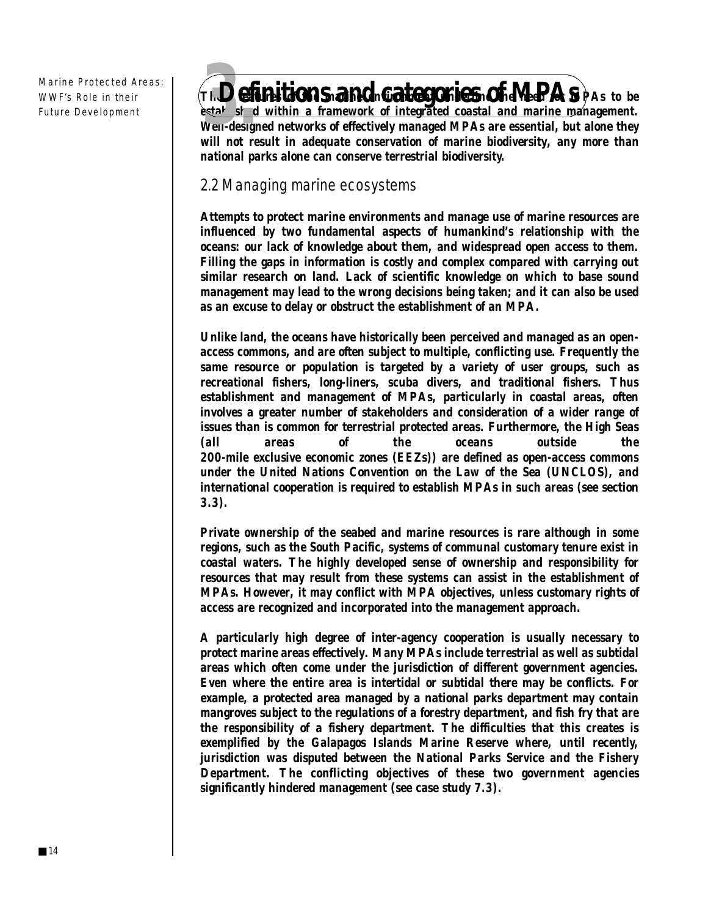# 2. Definitions and categories of MPAs

**The features of the marine environment underline the need for MPAs to be established within a framework of integrated coastal and marine management. Well-designed networks of effectively managed MPAs are essential, but alone they will not result in adequate conservation of marine biodiversity, any more than national parks alone can conserve terrestrial biodiversity.**

## 2.2 Managing marine ecosystems

**Attempts to protect marine environments and manage use of marine resources are influenced by two fundamental aspects of humankind's relationship with the oceans: our lack of knowledge about them, and widespread open access to them. Filling the gaps in information is costly and complex compared with carrying out similar research on land. Lack of scientific knowledge on which to base sound management may lead to the wrong decisions being taken; and it can also be used as an excuse to delay or obstruct the establishment of an MPA.**

**Unlike land, the oceans have historically been perceived and managed as an open-access commons, and are often subject to multiple, conflicting use. Frequently the same resource or population is targeted by a variety of user groups, such as recreational fishers, long-liners, scuba divers, and traditional fishers. Thus establishment and management of MPAs, particularly in coastal areas, often involves a greater number of stakeholders and consideration of a wider range of issues than is common for terrestrial protected areas. Furthermore, the High Seas (all areas of the oceans outside the 200-mile exclusive economic zones (EEZs)) are defined as open-access commons under the United Nations Convention on the Law of the Sea (UNCLOS), and international cooperation is required to establish MPAs in such areas (see section 3.3).**

**Private ownership of the seabed and marine resources is rare although in some regions, such as the South Pacific, systems of communal customary tenure exist in coastal waters. The highly developed sense of ownership and responsibility for resources that may result from these systems can assist in the establishment of MPAs. However, it may conflict with MPA objectives, unless customary rights of access are recognized and incorporated into the management approach.**

**A particularly high degree of inter-agency cooperation is usually necessary to protect marine areas effectively. Many MPAs include terrestrial as well as subtidal areas which often come under the jurisdiction of different government agencies. Even where the entire area is intertidal or subtidal there may be conflicts. For example, a protected area managed by a national parks department may contain mangroves subject to the regulations of a forestry department, and fish fry that are the responsibility of a fishery department. The difficulties that this creates is exemplified by the Galapagos Islands Marine Reserve where, until recently, jurisdiction was disputed between the National Parks Service and the Fishery Department. The conflicting objectives of these two government agencies significantly hindered management (see case study 7.3).**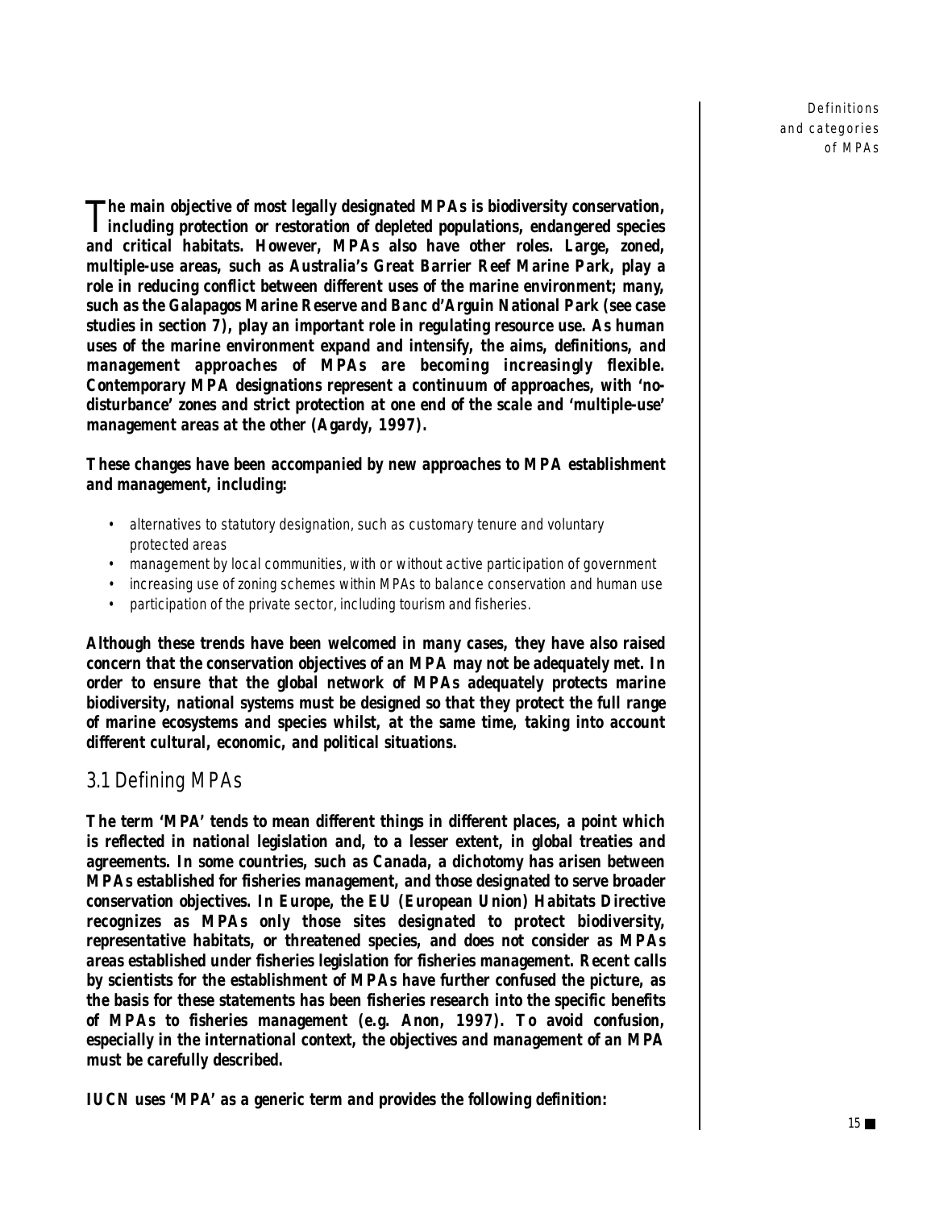**The main objective of most legally designated MPAs is biodiversity conservation, including protection or restoration of depleted populations, endangered species and critical habitats. However, MPAs also have other roles. Large, zoned, multiple-use areas, such as Australia's Great Barrier Reef Marine Park, play a role in reducing conflict between different uses of the marine environment; many, such as the Galapagos Marine Reserve and Banc d'Arguin National Park (see case studies in section 7), play an important role in regulating resource use. As human uses of the marine environment expand and intensify, the aims, definitions, and management approaches of MPAs are becoming increasingly flexible. Contemporary MPA designations represent a continuum of approaches, with 'no-disturbance' zones and strict protection at one end of the scale and 'multiple-use' management areas at the other (Agardy, 1997).**

**These changes have been accompanied by new approaches to MPA establishment and management, including:**

- alternatives to statutory designation, such as customary tenure and voluntary protected areas
- management by local communities, with or without active participation of government
- increasing use of zoning schemes within MPAs to balance conservation and human use
- participation of the private sector, including tourism and fisheries.

**Although these trends have been welcomed in many cases, they have also raised concern that the conservation objectives of an MPA may not be adequately met. In order to ensure that the global network of MPAs adequately protects marine biodiversity, national systems must be designed so that they protect the full range of marine ecosystems and species whilst, at the same time, taking into account different cultural, economic, and political situations.**

## 3.1 Defining MPAs

**The term 'MPA' tends to mean different things in different places, a point which is reflected in national legislation and, to a lesser extent, in global treaties and agreements. In some countries, such as Canada, a dichotomy has arisen between MPAs established for fisheries management, and those designated to serve broader conservation objectives. In Europe, the EU (European Union) Habitats Directive recognizes as MPAs only those sites designated to protect biodiversity, representative habitats, or threatened species, and does not consider as MPAs areas established under fisheries legislation for fisheries management. Recent calls by scientists for the establishment of MPAs have further confused the picture, as the basis for these statements has been fisheries research into the specific benefits of MPAs to fisheries management (e.g. Anon, 1997). To avoid confusion, especially in the international context, the objectives and management of an MPA must be carefully described.**

**IUCN uses 'MPA' as a generic term and provides the following definition:**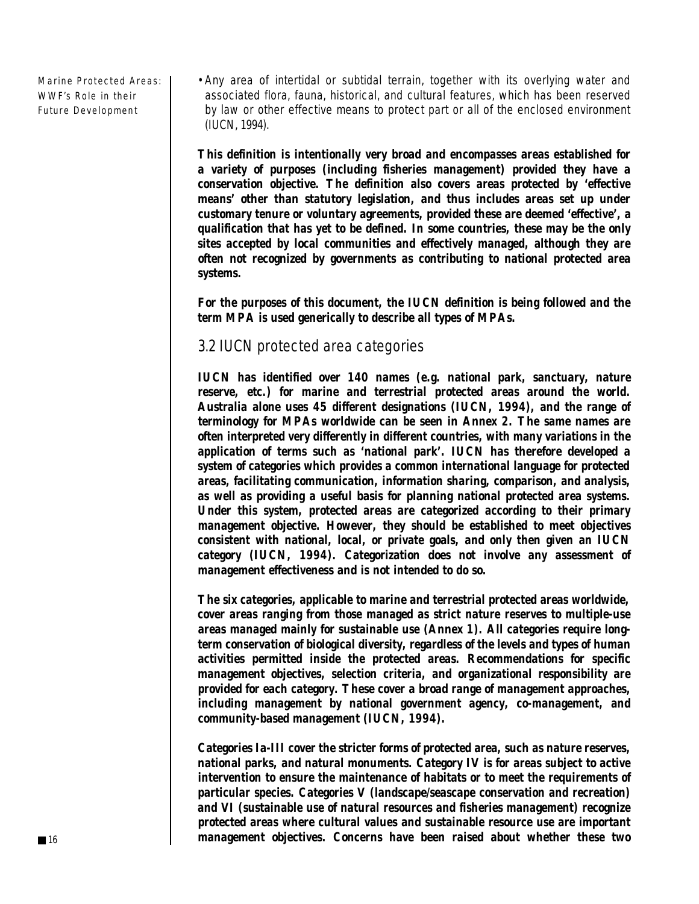- Any area of intertidal or subtidal terrain, together with its overlying water and associated flora, fauna, historical, and cultural features, which has been reserved by law or other effective means to protect part or all of the enclosed environment (IUCN, 1994).

**This definition is intentionally very broad and encompasses areas established for a variety of purposes (including fisheries management) provided they have a conservation objective. The definition also covers areas protected by 'effective means' other than statutory legislation, and thus includes areas set up under customary tenure or voluntary agreements, provided these are deemed 'effective', a qualification that has yet to be defined. In some countries, these may be the only sites accepted by local communities and effectively managed, although they are often not recognized by governments as contributing to national protected area systems.**

**For the purposes of this document, the IUCN definition is being followed and the term MPA is used generically to describe all types of MPAs.**

## 3.2 IUCN protected area categories

**IUCN has identified over 140 names (e.g. national park, sanctuary, nature reserve, etc.) for marine and terrestrial protected areas around the world. Australia alone uses 45 different designations (IUCN, 1994), and the range of terminology for MPAs worldwide can be seen in Annex 2. The same names are often interpreted very differently in different countries, with many variations in the application of terms such as 'national park'. IUCN has therefore developed a system of categories which provides a common international language for protected areas, facilitating communication, information sharing, comparison, and analysis, as well as providing a useful basis for planning national protected area systems. Under this system, protected areas are categorized according to their primary management objective. However, they should be established to meet objectives consistent with national, local, or private goals, and only then given an IUCN category (IUCN, 1994). Categorization does not involve any assessment of management effectiveness and is not intended to do so.**

**The six categories, applicable to marine and terrestrial protected areas worldwide, cover areas ranging from those managed as strict nature reserves to multiple-use areas managed mainly for sustainable use (Annex 1). All categories require long-term conservation of biological diversity, regardless of the levels and types of human activities permitted inside the protected areas. Recommendations for specific management objectives, selection criteria, and organizational responsibility are provided for each category. These cover a broad range of management approaches, including management by national government agency, co-management, and community-based management (IUCN, 1994).**

**Categories Ia-III cover the stricter forms of protected area, such as nature reserves, national parks, and natural monuments. Category IV is for areas subject to active intervention to ensure the maintenance of habitats or to meet the requirements of particular species. Categories V (landscape/seascape conservation and recreation) and VI (sustainable use of natural resources and fisheries management) recognize protected areas where cultural values and sustainable resource use are important management objectives. Concerns have been raised about whether these two**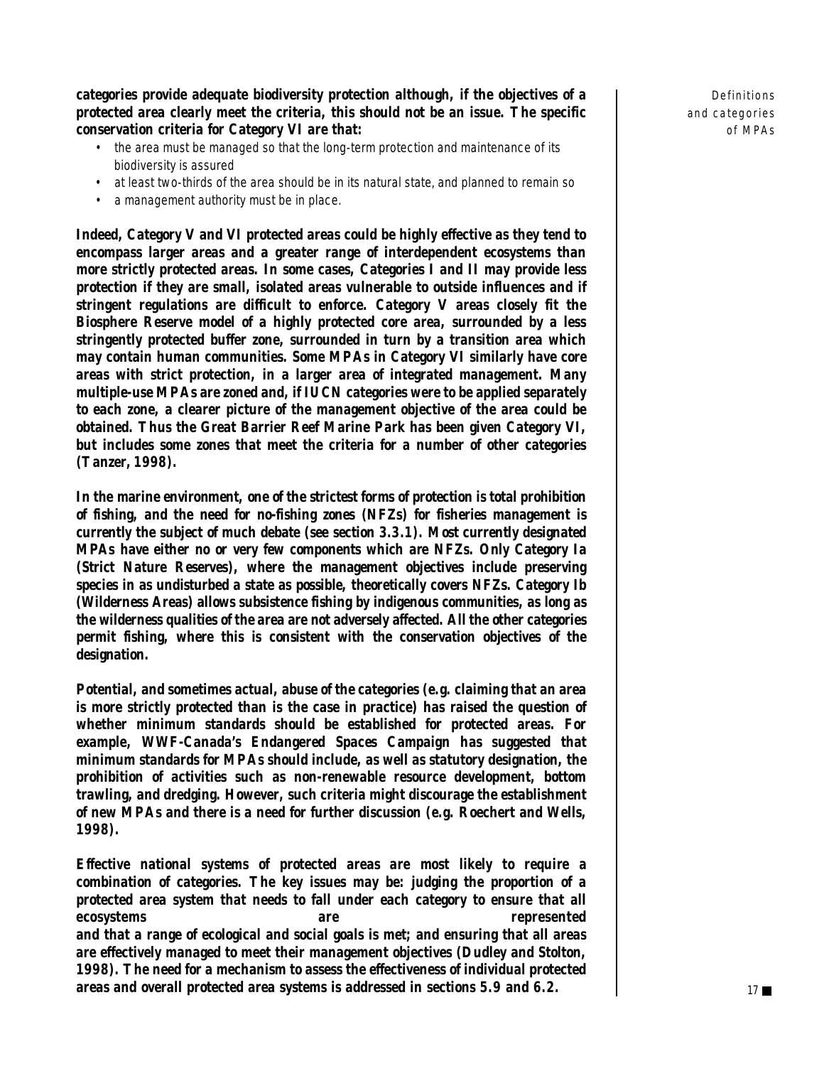**categories provide adequate biodiversity protection although, if the objectives of a protected area clearly meet the criteria, this should not be an issue. The specific conservation criteria for Category VI are that:**

- the area must be managed so that the long-term protection and maintenance of its biodiversity is assured
- at least two-thirds of the area should be in its natural state, and planned to remain so
- a management authority must be in place.

**Indeed, Category V and VI protected areas could be highly effective as they tend to encompass larger areas and a greater range of interdependent ecosystems than more strictly protected areas. In some cases, Categories I and II may provide less protection if they are small, isolated areas vulnerable to outside influences and if stringent regulations are difficult to enforce. Category V areas closely fit the Biosphere Reserve model of a highly protected core area, surrounded by a less stringently protected buffer zone, surrounded in turn by a transition area which may contain human communities. Some MPAs in Category VI similarly have core areas with strict protection, in a larger area of integrated management. Many multiple-use MPAs are zoned and, if IUCN categories were to be applied separately to each zone, a clearer picture of the management objective of the area could be obtained. Thus the Great Barrier Reef Marine Park has been given Category VI, but includes some zones that meet the criteria for a number of other categories (Tanzer, 1998).**

**In the marine environment, one of the strictest forms of protection is total prohibition of fishing, and the need for no-fishing zones (NFZs) for fisheries management is currently the subject of much debate (see section 3.3.1). Most currently designated MPAs have either no or very few components which are NFZs. Only Category Ia (Strict Nature Reserves), where the management objectives include preserving species in as undisturbed a state as possible, theoretically covers NFZs. Category Ib (Wilderness Areas) allows subsistence fishing by indigenous communities, as long as the wilderness qualities of the area are not adversely affected. All the other categories permit fishing, where this is consistent with the conservation objectives of the designation.**

**Potential, and sometimes actual, abuse of the categories (e.g. claiming that an area is more strictly protected than is the case in practice) has raised the question of whether minimum standards should be established for protected areas. For example, WWF-Canada's Endangered Spaces Campaign has suggested that minimum standards for MPAs should include, as well as statutory designation, the prohibition of activities such as non-renewable resource development, bottom trawling, and dredging. However, such criteria might discourage the establishment of new MPAs and there is a need for further discussion (e.g. Roechert and Wells, 1998).**

**Effective national systems of protected areas are most likely to require a combination of categories. The key issues may be: judging the proportion of a protected area system that needs to fall under each category to ensure that all ecosystems are represented and that a range of ecological and social goals is met; and ensuring that all areas are effectively managed to meet their management objectives (Dudley and Stolton, 1998). The need for a mechanism to assess the effectiveness of individual protected areas and overall protected area systems is addressed in sections 5.9 and 6.2.**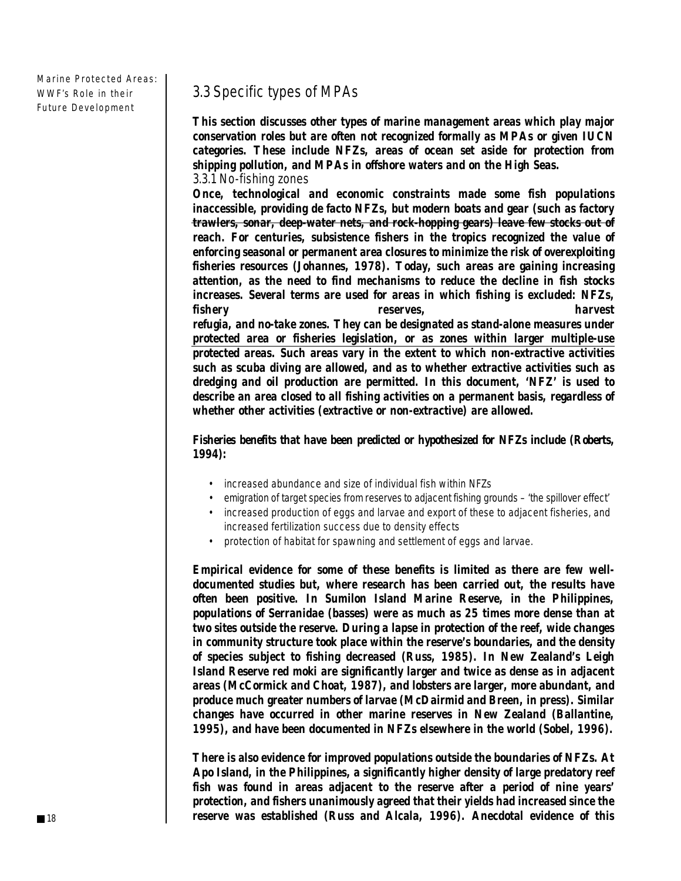## 3.3 Specific types of MPAs

**This section discusses other types of marine management areas which play major conservation roles but are often not recognized formally as MPAs or given IUCN categories. These include NFZs, areas of ocean set aside for protection from shipping pollution, and MPAs in offshore waters and on the High Seas.**

### 3.3.1 No-fishing zones

**Once, technological and economic constraints made some fish populations inaccessible, providing *de facto* NFZs, but modern boats and gear (such as factory trawlers, sonar, deep-water nets, and rock-hopping gears) leave few stocks out of reach. For centuries, subsistence fishers in the tropics recognized the value of enforcing seasonal or permanent area closures to minimize the risk of overexploiting fisheries resources (Johannes, 1978). Today, such areas are gaining increasing attention, as the need to find mechanisms to reduce the decline in fish stocks increases. Several terms are used for areas in which fishing is excluded: NFZs, fishery reserves, harvest refugia, and no-take zones. They can be designated as stand-alone measures under protected area or fisheries legislation, or as zones within larger multiple-use protected areas. Such areas vary in the extent to which non-extractive activities such as scuba diving are allowed, and as to whether extractive activities such as dredging and oil production are permitted. In this document, 'NFZ' is used to describe an area closed to all fishing activities on a permanent basis, regardless of whether other activities (extractive or non-extractive) are allowed.**

**Fisheries benefits that have been predicted or hypothesized for NFZs include (Roberts, 1994):**

- increased abundance and size of individual fish within NFZs
- emigration of target species from reserves to adjacent fishing grounds – 'the spillover effect'
- increased production of eggs and larvae and export of these to adjacent fisheries, and increased fertilization success due to density effects
- protection of habitat for spawning and settlement of eggs and larvae.

**Empirical evidence for some of these benefits is limited as there are few well-documented studies but, where research has been carried out, the results have often been positive. In Sumilon Island Marine Reserve, in the Philippines, populations of Serranidae (basses) were as much as 25 times more dense than at two sites outside the reserve. During a lapse in protection of the reef, wide changes in community structure took place within the reserve's boundaries, and the density of species subject to fishing decreased (Russ, 1985). In New Zealand's Leigh Island Reserve red moki are significantly larger and twice as dense as in adjacent areas (McCormick and Choat, 1987), and lobsters are larger, more abundant, and produce much greater numbers of larvae (McDairmid and Breen, in press). Similar changes have occurred in other marine reserves in New Zealand (Ballantine, 1995), and have been documented in NFZs elsewhere in the world (Sobel, 1996).**

**There is also evidence for improved populations outside the boundaries of NFZs. At Apo Island, in the Philippines, a significantly higher density of large predatory reef fish was found in areas adjacent to the reserve after a period of nine years' protection, and fishers unanimously agreed that their yields had increased since the reserve was established (Russ and Alcala, 1996). Anecdotal evidence of this**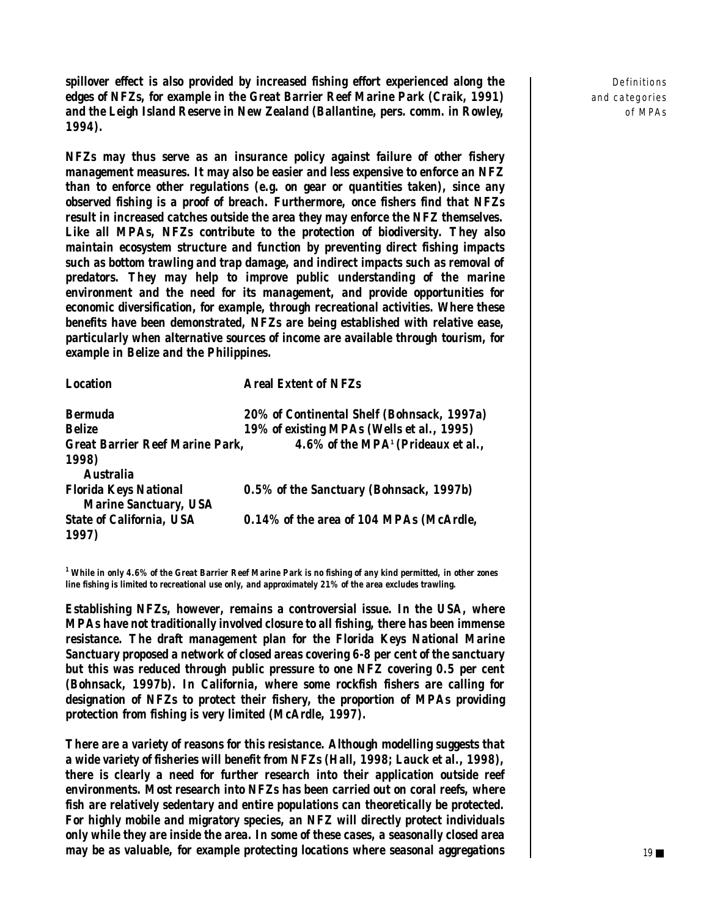spillover effect is also provided by increased fishing effort experienced along the edges of NFZs, for example in the Great Barrier Reef Marine Park (Craik, 1991) and the Leigh Island Reserve in New Zealand (Ballantine, pers. comm. in Rowley, 1994).

NFZs may thus serve as an insurance policy against failure of other fishery management measures. It may also be easier and less expensive to enforce an NFZ than to enforce other regulations (e.g. on gear or quantities taken), since any observed fishing is a proof of breach. Furthermore, once fishers find that NFZs result in increased catches outside the area they may enforce the NFZ themselves. Like all MPAs, NFZs contribute to the protection of biodiversity. They also maintain ecosystem structure and function by preventing direct fishing impacts such as bottom trawling and trap damage, and indirect impacts such as removal of predators. They may help to improve public understanding of the marine environment and the need for its management, and provide opportunities for economic diversification, for example, through recreational activities. Where these benefits have been demonstrated, NFZs are being established with relative ease, particularly when alternative sources of income are available through tourism, for example in Belize and the Philippines.

| Location | Areal Extent of NFZs |
|---|---|
| Bermuda | 20% of Continental Shelf (Bohnsack, 1997a) |
| Belize | 19% of existing MPAs (Wells et al., 1995) |
| Great Barrier Reef Marine Park, Australia | 4.6% of the MPA[1] (Prideaux et al., 1998) |
| Florida Keys National Marine Sanctuary, USA | 0.5% of the Sanctuary (Bohnsack, 1997b) |
| State of California, USA | 0.14% of the area of 104 MPAs (McArdle, 1997) |

[1] While in only 4.6% of the Great Barrier Reef Marine Park is no fishing of any kind permitted, in other zones line fishing is limited to recreational use only, and approximately 21% of the area excludes trawling.

Establishing NFZs, however, remains a controversial issue. In the USA, where MPAs have not traditionally involved closure to all fishing, there has been immense resistance. The draft management plan for the Florida Keys National Marine Sanctuary proposed a network of closed areas covering 6-8 per cent of the sanctuary but this was reduced through public pressure to one NFZ covering 0.5 per cent (Bohnsack, 1997b). In California, where some rockfish fishers are calling for designation of NFZs to protect their fishery, the proportion of MPAs providing protection from fishing is very limited (McArdle, 1997).

There are a variety of reasons for this resistance. Although modelling suggests that a wide variety of fisheries will benefit from NFZs (Hall, 1998; Lauck et al., 1998), there is clearly a need for further research into their application outside reef environments. Most research into NFZs has been carried out on coral reefs, where fish are relatively sedentary and entire populations can theoretically be protected. For highly mobile and migratory species, an NFZ will directly protect individuals only while they are inside the area. In some of these cases, a seasonally closed area may be as valuable, for example protecting locations where seasonal aggregations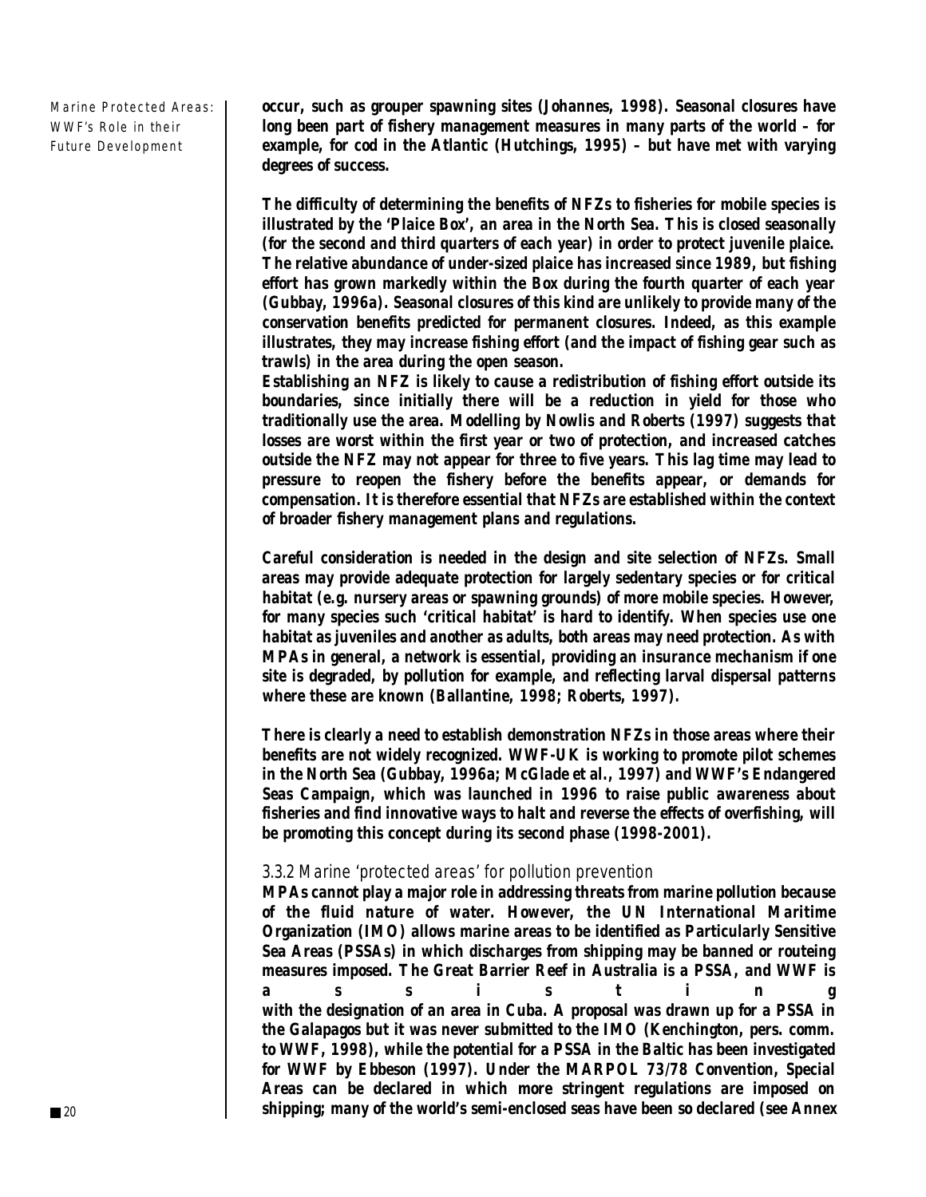occur, such as grouper spawning sites (Johannes, 1998). Seasonal closures have long been part of fishery management measures in many parts of the world – for example, for cod in the Atlantic (Hutchings, 1995) – but have met with varying degrees of success.

The difficulty of determining the benefits of NFZs to fisheries for mobile species is illustrated by the 'Plaice Box', an area in the North Sea. This is closed seasonally (for the second and third quarters of each year) in order to protect juvenile plaice. The relative abundance of under-sized plaice has increased since 1989, but fishing effort has grown markedly within the Box during the fourth quarter of each year (Gubbay, 1996a). Seasonal closures of this kind are unlikely to provide many of the conservation benefits predicted for permanent closures. Indeed, as this example illustrates, they may increase fishing effort (and the impact of fishing gear such as trawls) in the area during the open season.

Establishing an NFZ is likely to cause a redistribution of fishing effort outside its boundaries, since initially there will be a reduction in yield for those who traditionally use the area. Modelling by Nowlis and Roberts (1997) suggests that losses are worst within the first year or two of protection, and increased catches outside the NFZ may not appear for three to five years. This lag time may lead to pressure to reopen the fishery before the benefits appear, or demands for compensation. It is therefore essential that NFZs are established within the context of broader fishery management plans and regulations.

Careful consideration is needed in the design and site selection of NFZs. Small areas may provide adequate protection for largely sedentary species or for critical habitat (e.g. nursery areas or spawning grounds) of more mobile species. However, for many species such 'critical habitat' is hard to identify. When species use one habitat as juveniles and another as adults, both areas may need protection. As with MPAs in general, a network is essential, providing an insurance mechanism if one site is degraded, by pollution for example, and reflecting larval dispersal patterns where these are known (Ballantine, 1998; Roberts, 1997).

There is clearly a need to establish demonstration NFZs in those areas where their benefits are not widely recognized. WWF-UK is working to promote pilot schemes in the North Sea (Gubbay, 1996a; McGlade et al., 1997) and WWF's Endangered Seas Campaign, which was launched in 1996 to raise public awareness about fisheries and find innovative ways to halt and reverse the effects of overfishing, will be promoting this concept during its second phase (1998-2001).

### 3.3.2 Marine 'protected areas' for pollution prevention

MPAs cannot play a major role in addressing threats from marine pollution because of the fluid nature of water. However, the UN International Maritime Organization (IMO) allows marine areas to be identified as Particularly Sensitive Sea Areas (PSSAs) in which discharges from shipping may be banned or routeing measures imposed. The Great Barrier Reef in Australia is a PSSA, and WWF is assisting with the designation of an area in Cuba. A proposal was drawn up for a PSSA in the Galapagos but it was never submitted to the IMO (Kenchington, pers. comm. to WWF, 1998), while the potential for a PSSA in the Baltic has been investigated for WWF by Ebbeson (1997). Under the MARPOL 73/78 Convention, Special Areas can be declared in which more stringent regulations are imposed on shipping; many of the world's semi-enclosed seas have been so declared (see Annex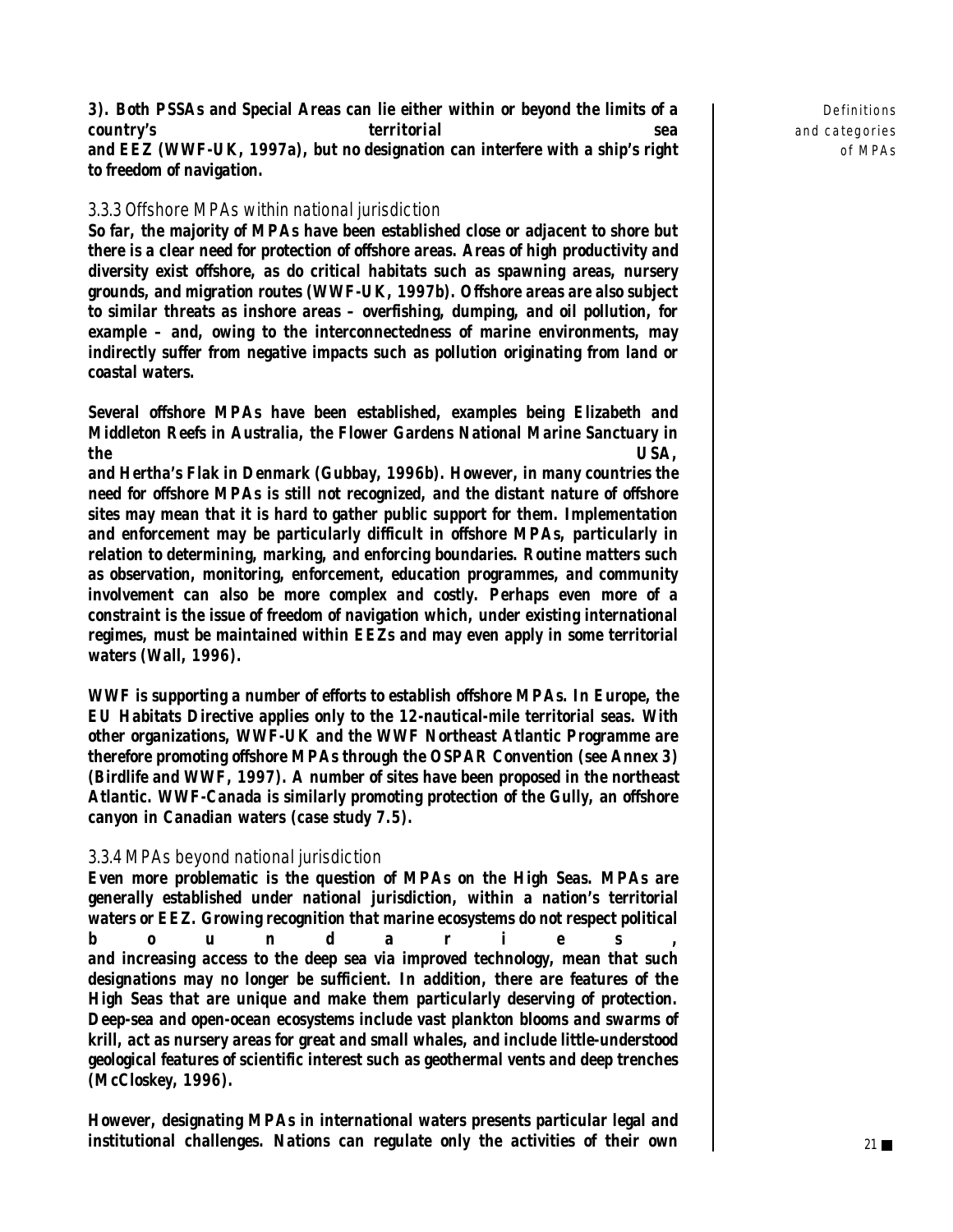**3). Both PSSAs and Special Areas can lie either within or beyond the limits of a country's territorial sea and EEZ (WWF-UK, 1997a), but no designation can interfere with a ship's right to freedom of navigation.**

### 3.3.3 Offshore MPAs within national jurisdiction

**So far, the majority of MPAs have been established close or adjacent to shore but there is a clear need for protection of offshore areas. Areas of high productivity and diversity exist offshore, as do critical habitats such as spawning areas, nursery grounds, and migration routes (WWF-UK, 1997b). Offshore areas are also subject to similar threats as inshore areas – overfishing, dumping, and oil pollution, for example – and, owing to the interconnectedness of marine environments, may indirectly suffer from negative impacts such as pollution originating from land or coastal waters.**

**Several offshore MPAs have been established, examples being Elizabeth and Middleton Reefs in Australia, the Flower Gardens National Marine Sanctuary in the USA, and Hertha's Flak in Denmark (Gubbay, 1996b). However, in many countries the need for offshore MPAs is still not recognized, and the distant nature of offshore sites may mean that it is hard to gather public support for them. Implementation and enforcement may be particularly difficult in offshore MPAs, particularly in relation to determining, marking, and enforcing boundaries. Routine matters such as observation, monitoring, enforcement, education programmes, and community involvement can also be more complex and costly. Perhaps even more of a constraint is the issue of freedom of navigation which, under existing international regimes, must be maintained within EEZs and may even apply in some territorial waters (Wall, 1996).**

**WWF is supporting a number of efforts to establish offshore MPAs. In Europe, the EU Habitats Directive applies only to the 12-nautical-mile territorial seas. With other organizations, WWF-UK and the WWF Northeast Atlantic Programme are therefore promoting offshore MPAs through the OSPAR Convention (see Annex 3) (Birdlife and WWF, 1997). A number of sites have been proposed in the northeast Atlantic. WWF-Canada is similarly promoting protection of the Gully, an offshore canyon in Canadian waters (case study 7.5).**

### 3.3.4 MPAs beyond national jurisdiction

**Even more problematic is the question of MPAs on the High Seas. MPAs are generally established under national jurisdiction, within a nation's territorial waters or EEZ. Growing recognition that marine ecosystems do not respect political boundaries, and increasing access to the deep sea via improved technology, mean that such designations may no longer be sufficient. In addition, there are features of the High Seas that are unique and make them particularly deserving of protection. Deep-sea and open-ocean ecosystems include vast plankton blooms and swarms of krill, act as nursery areas for great and small whales, and include little-understood geological features of scientific interest such as geothermal vents and deep trenches (McCloskey, 1996).**

**However, designating MPAs in international waters presents particular legal and institutional challenges. Nations can regulate only the activities of their own**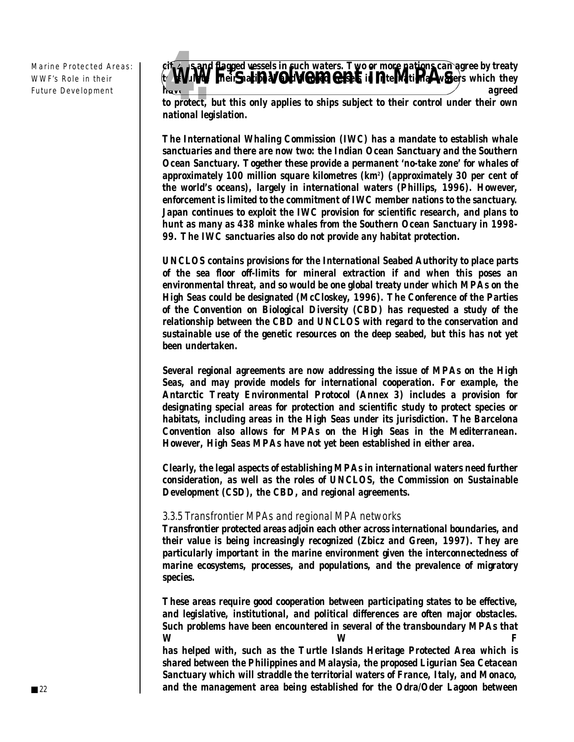citizens and flagged vessels in such waters. Two or more nations can agree by treaty to regulate their national and flagged vessels in international waters which they have agreed to protect, but this only applies to ships subject to their control under their own national legislation.

The International Whaling Commission (IWC) has a mandate to establish whale sanctuaries and there are now two: the Indian Ocean Sanctuary and the Southern Ocean Sanctuary. Together these provide a permanent 'no-take zone' for whales of approximately 100 million square kilometres ($km^2$) (approximately 30 per cent of the world's oceans), largely in international waters (Phillips, 1996). However, enforcement is limited to the commitment of IWC member nations to the sanctuary. Japan continues to exploit the IWC provision for scientific research, and plans to hunt as many as 438 minke whales from the Southern Ocean Sanctuary in 1998-99. The IWC sanctuaries also do not provide any habitat protection.

UNCLOS contains provisions for the International Seabed Authority to place parts of the sea floor off-limits for mineral extraction if and when this poses an environmental threat, and so would be one global treaty under which MPAs on the High Seas could be designated (McCloskey, 1996). The Conference of the Parties of the Convention on Biological Diversity (CBD) has requested a study of the relationship between the CBD and UNCLOS with regard to the conservation and sustainable use of the genetic resources on the deep seabed, but this has not yet been undertaken.

Several regional agreements are now addressing the issue of MPAs on the High Seas, and may provide models for international cooperation. For example, the Antarctic Treaty Environmental Protocol (Annex 3) includes a provision for designating special areas for protection and scientific study to protect species or habitats, including areas in the High Seas under its jurisdiction. The Barcelona Convention also allows for MPAs on the High Seas in the Mediterranean. However, High Seas MPAs have not yet been established in either area.

Clearly, the legal aspects of establishing MPAs in international waters need further consideration, as well as the roles of UNCLOS, the Commission on Sustainable Development (CSD), the CBD, and regional agreements.

### 3.3.5 Transfrontier MPAs and regional MPA networks

Transfrontier protected areas adjoin each other across international boundaries, and their value is being increasingly recognized (Zbicz and Green, 1997). They are particularly important in the marine environment given the interconnectedness of marine ecosystems, processes, and populations, and the prevalence of migratory species.

These areas require good cooperation between participating states to be effective, and legislative, institutional, and political differences are often major obstacles. Such problems have been encountered in several of the transboundary MPAs that WWF has helped with, such as the Turtle Islands Heritage Protected Area which is shared between the Philippines and Malaysia, the proposed Ligurian Sea Cetacean Sanctuary which will straddle the territorial waters of France, Italy, and Monaco, and the management area being established for the Odra/Oder Lagoon between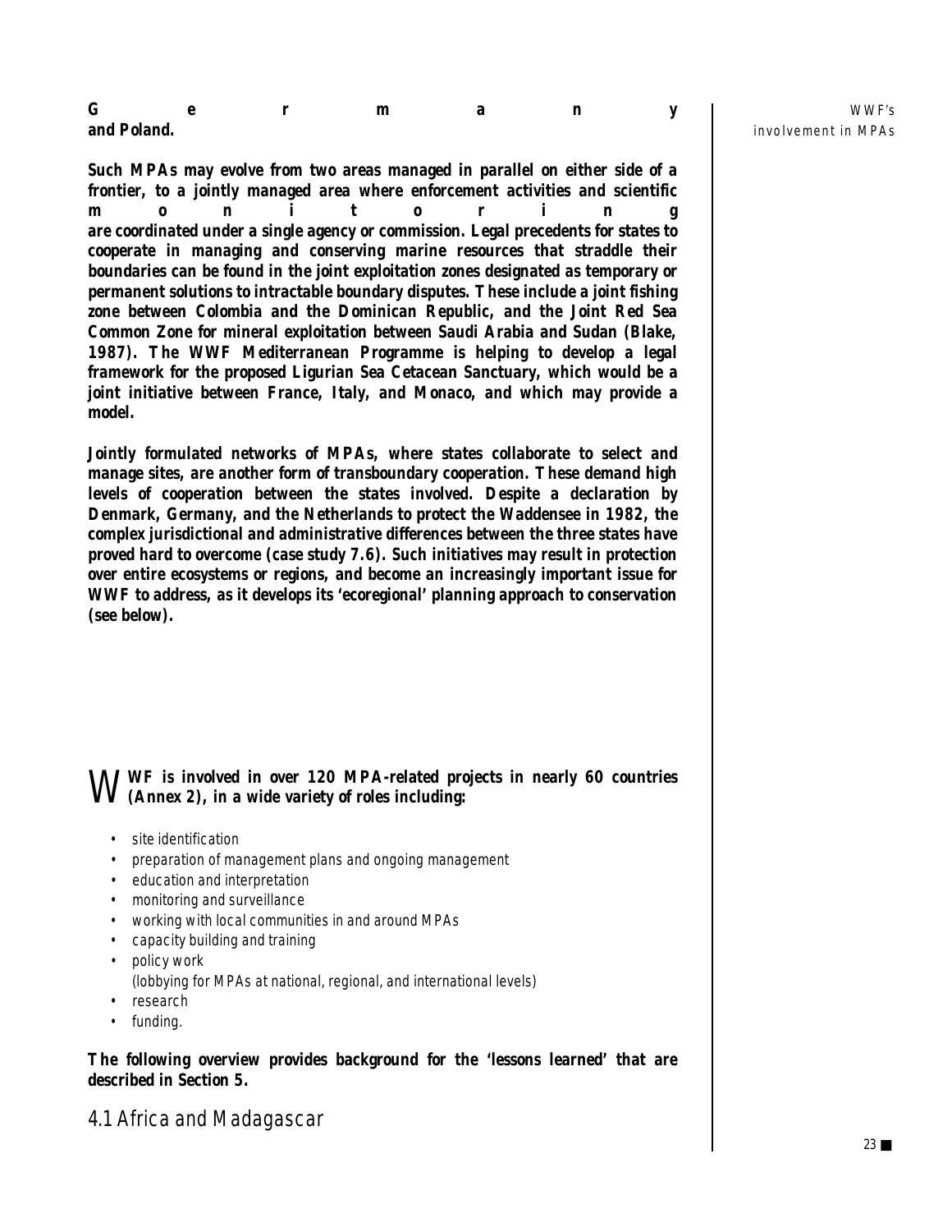Germany and Poland.

Such MPAs may evolve from two areas managed in parallel on either side of a frontier, to a jointly managed area where enforcement activities and scientific monitoring are coordinated under a single agency or commission. Legal precedents for states to cooperate in managing and conserving marine resources that straddle their boundaries can be found in the joint exploitation zones designated as temporary or permanent solutions to intractable boundary disputes. These include a joint fishing zone between Colombia and the Dominican Republic, and the Joint Red Sea Common Zone for mineral exploitation between Saudi Arabia and Sudan (Blake, 1987). The WWF Mediterranean Programme is helping to develop a legal framework for the proposed Ligurian Sea Cetacean Sanctuary, which would be a joint initiative between France, Italy, and Monaco, and which may provide a model.

Jointly formulated networks of MPAs, where states collaborate to select and manage sites, are another form of transboundary cooperation. These demand high levels of cooperation between the states involved. Despite a declaration by Denmark, Germany, and the Netherlands to protect the Waddensee in 1982, the complex jurisdictional and administrative differences between the three states have proved hard to overcome (case study 7.6). Such initiatives may result in protection over entire ecosystems or regions, and become an increasingly important issue for WWF to address, as it develops its 'ecoregional' planning approach to conservation (see below).

## WWF's involvement in MPAs

WWF is involved in over 120 MPA-related projects in nearly 60 countries (Annex 2), in a wide variety of roles including:

- site identification
- preparation of management plans and ongoing management
- education and interpretation
- monitoring and surveillance
- working with local communities in and around MPAs
- capacity building and training
- policy work
  (lobbying for MPAs at national, regional, and international levels)
- research
- funding.

The following overview provides background for the 'lessons learned' that are described in Section 5.

### 4.1 Africa and Madagascar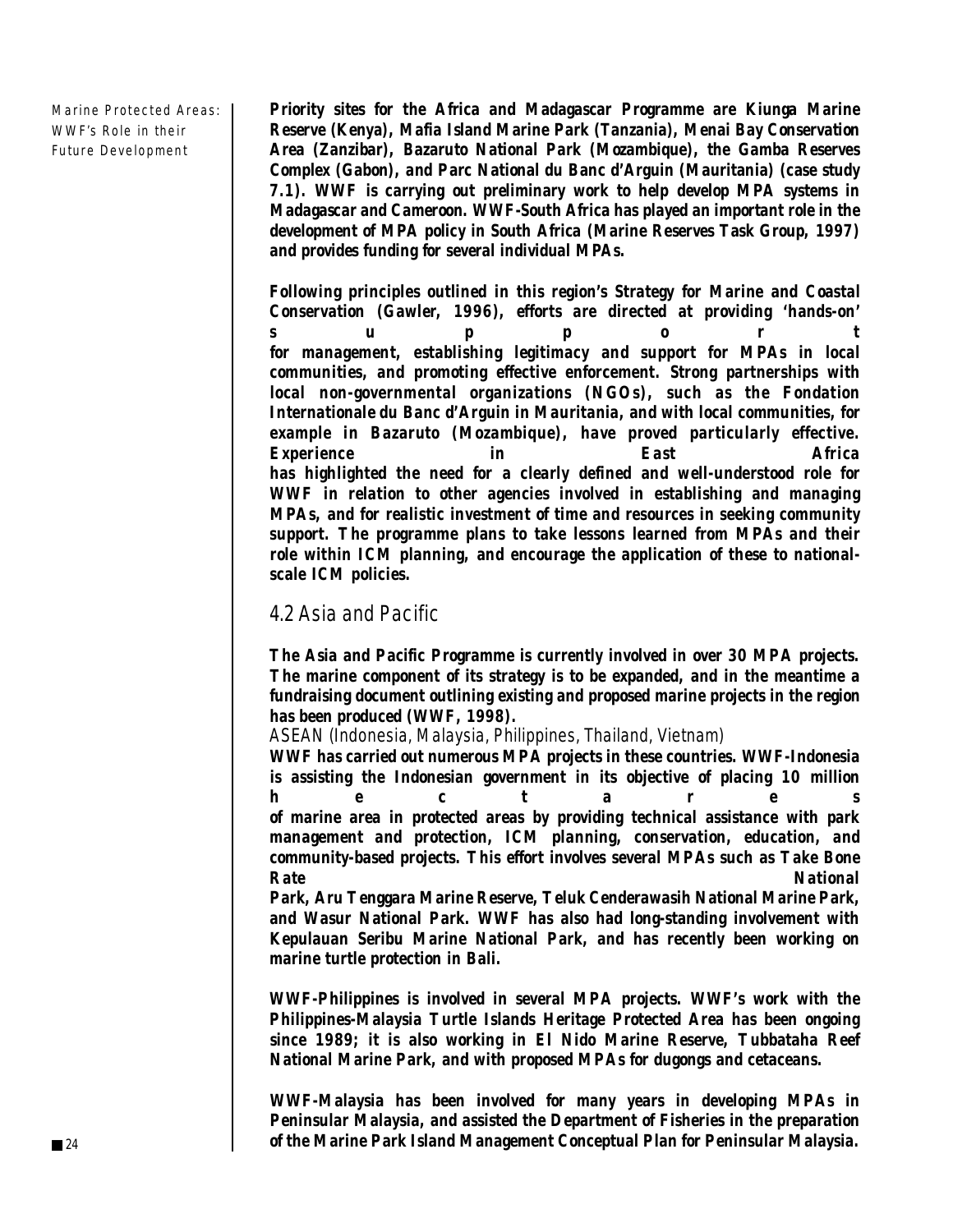Priority sites for the Africa and Madagascar Programme are Kiunga Marine Reserve (Kenya), Mafia Island Marine Park (Tanzania), Menai Bay Conservation Area (Zanzibar), Bazaruto National Park (Mozambique), the Gamba Reserves Complex (Gabon), and Parc National du Banc d'Arguin (Mauritania) (case study 7.1). WWF is carrying out preliminary work to help develop MPA systems in Madagascar and Cameroon. WWF-South Africa has played an important role in the development of MPA policy in South Africa (Marine Reserves Task Group, 1997) and provides funding for several individual MPAs.

Following principles outlined in this region's Strategy for Marine and Coastal Conservation (Gawler, 1996), efforts are directed at providing 'hands-on' support for management, establishing legitimacy and support for MPAs in local communities, and promoting effective enforcement. Strong partnerships with local non-governmental organizations (NGOs), such as the Fondation Internationale du Banc d'Arguin in Mauritania, and with local communities, for example in Bazaruto (Mozambique), have proved particularly effective. Experience in East Africa has highlighted the need for a clearly defined and well-understood role for WWF in relation to other agencies involved in establishing and managing MPAs, and for realistic investment of time and resources in seeking community support. The programme plans to take lessons learned from MPAs and their role within ICM planning, and encourage the application of these to national-scale ICM policies.

## 4.2 Asia and Pacific

The Asia and Pacific Programme is currently involved in over 30 MPA projects. The marine component of its strategy is to be expanded, and in the meantime a fundraising document outlining existing and proposed marine projects in the region has been produced (WWF, 1998).

### ASEAN (Indonesia, Malaysia, Philippines, Thailand, Vietnam)

WWF has carried out numerous MPA projects in these countries. WWF-Indonesia is assisting the Indonesian government in its objective of placing 10 million hectares of marine area in protected areas by providing technical assistance with park management and protection, ICM planning, conservation, education, and community-based projects. This effort involves several MPAs such as Take Bone Rate National Park, Aru Tenggara Marine Reserve, Teluk Cenderawasih National Marine Park, and Wasur National Park. WWF has also had long-standing involvement with Kepulauan Seribu Marine National Park, and has recently been working on marine turtle protection in Bali.

WWF-Philippines is involved in several MPA projects. WWF's work with the Philippines-Malaysia Turtle Islands Heritage Protected Area has been ongoing since 1989; it is also working in El Nido Marine Reserve, Tubbataha Reef National Marine Park, and with proposed MPAs for dugongs and cetaceans.

WWF-Malaysia has been involved for many years in developing MPAs in Peninsular Malaysia, and assisted the Department of Fisheries in the preparation of the Marine Park Island Management Conceptual Plan for Peninsular Malaysia.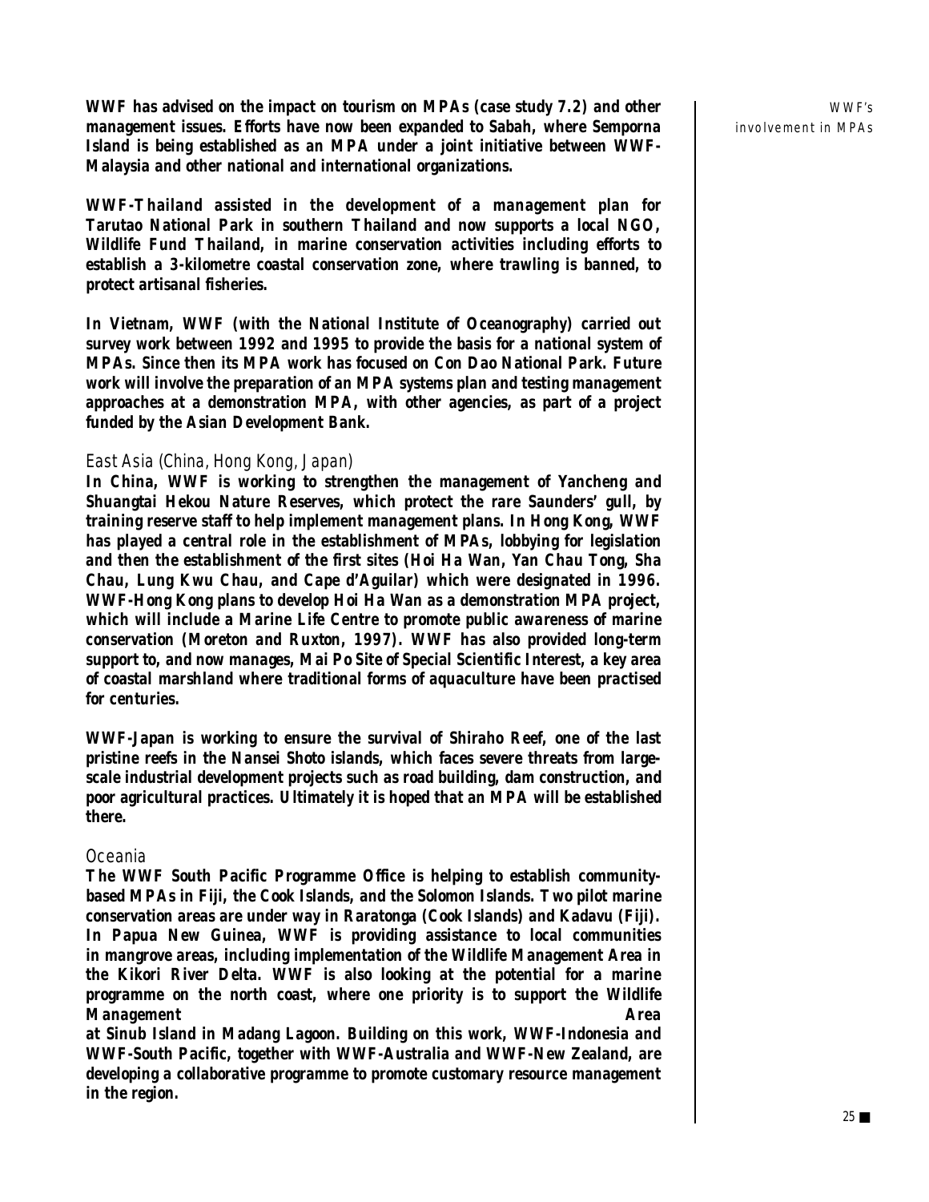WWF has advised on the impact on tourism on MPAs (case study 7.2) and other management issues. Efforts have now been expanded to Sabah, where Semporna Island is being established as an MPA under a joint initiative between WWF-Malaysia and other national and international organizations.

WWF-Thailand assisted in the development of a management plan for Tarutao National Park in southern Thailand and now supports a local NGO, Wildlife Fund Thailand, in marine conservation activities including efforts to establish a 3-kilometre coastal conservation zone, where trawling is banned, to protect artisanal fisheries.

In Vietnam, WWF (with the National Institute of Oceanography) carried out survey work between 1992 and 1995 to provide the basis for a national system of MPAs. Since then its MPA work has focused on Con Dao National Park. Future work will involve the preparation of an MPA systems plan and testing management approaches at a demonstration MPA, with other agencies, as part of a project funded by the Asian Development Bank.

### East Asia (China, Hong Kong, Japan)

In China, WWF is working to strengthen the management of Yancheng and Shuangtai Hekou Nature Reserves, which protect the rare Saunders' gull, by training reserve staff to help implement management plans. In Hong Kong, WWF has played a central role in the establishment of MPAs, lobbying for legislation and then the establishment of the first sites (Hoi Ha Wan, Yan Chau Tong, Sha Chau, Lung Kwu Chau, and Cape d'Aguilar) which were designated in 1996. WWF-Hong Kong plans to develop Hoi Ha Wan as a demonstration MPA project, which will include a Marine Life Centre to promote public awareness of marine conservation (Moreton and Ruxton, 1997). WWF has also provided long-term support to, and now manages, Mai Po Site of Special Scientific Interest, a key area of coastal marshland where traditional forms of aquaculture have been practised for centuries.

WWF-Japan is working to ensure the survival of Shiraho Reef, one of the last pristine reefs in the Nansei Shoto islands, which faces severe threats from large-scale industrial development projects such as road building, dam construction, and poor agricultural practices. Ultimately it is hoped that an MPA will be established there.

### Oceania

The WWF South Pacific Programme Office is helping to establish community-based MPAs in Fiji, the Cook Islands, and the Solomon Islands. Two pilot marine conservation areas are under way in Raratonga (Cook Islands) and Kadavu (Fiji). In Papua New Guinea, WWF is providing assistance to local communities in mangrove areas, including implementation of the Wildlife Management Area in the Kikori River Delta. WWF is also looking at the potential for a marine programme on the north coast, where one priority is to support the Wildlife Management Area at Sinub Island in Madang Lagoon. Building on this work, WWF-Indonesia and WWF-South Pacific, together with WWF-Australia and WWF-New Zealand, are developing a collaborative programme to promote customary resource management in the region.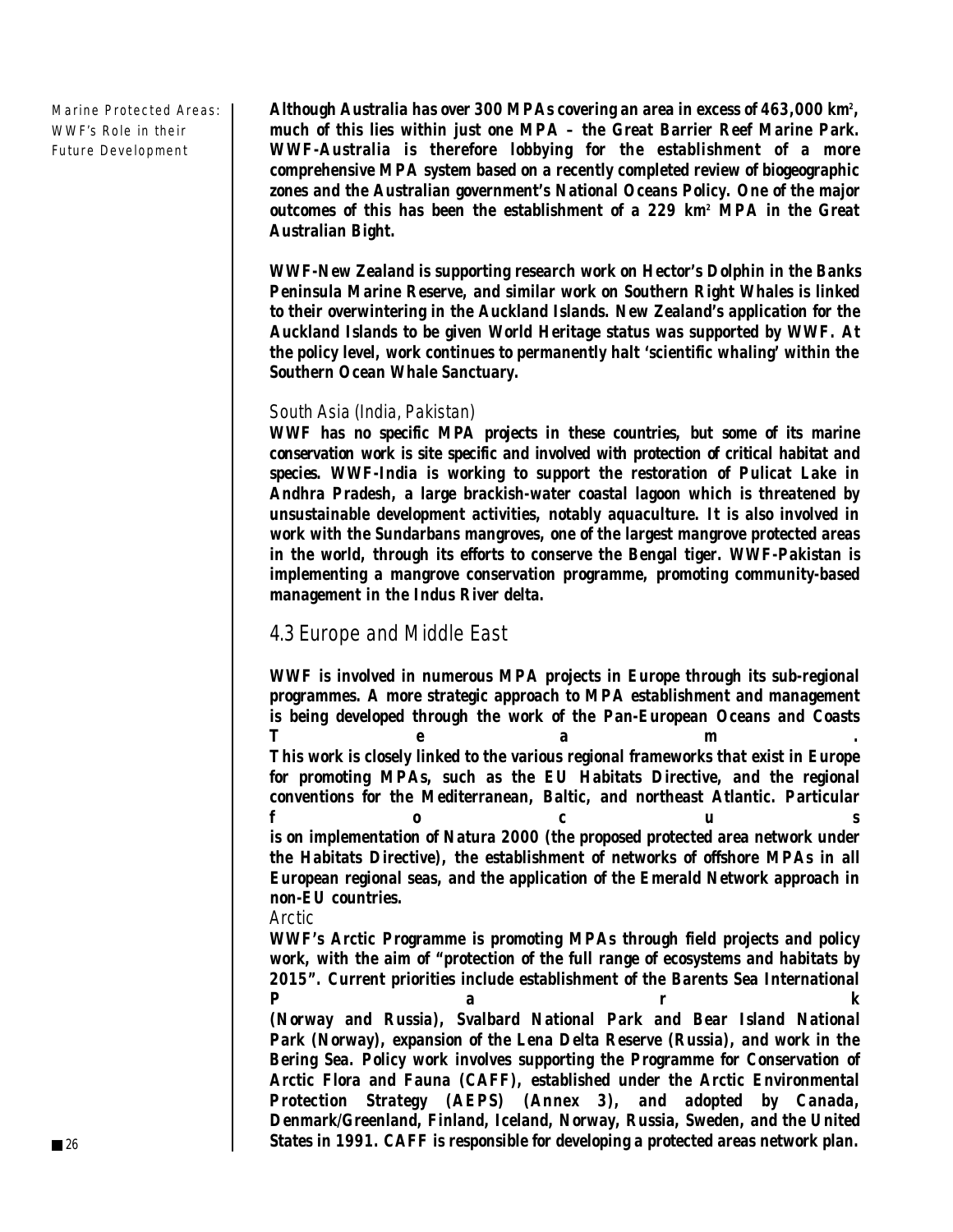Although Australia has over 300 MPAs covering an area in excess of 463,000 km$^2$, much of this lies within just one MPA – the Great Barrier Reef Marine Park. WWF-Australia is therefore lobbying for the establishment of a more comprehensive MPA system based on a recently completed review of biogeographic zones and the Australian government's National Oceans Policy. One of the major outcomes of this has been the establishment of a 229 km$^2$ MPA in the Great Australian Bight.

WWF-New Zealand is supporting research work on Hector's Dolphin in the Banks Peninsula Marine Reserve, and similar work on Southern Right Whales is linked to their overwintering in the Auckland Islands. New Zealand's application for the Auckland Islands to be given World Heritage status was supported by WWF. At the policy level, work continues to permanently halt 'scientific whaling' within the Southern Ocean Whale Sanctuary.

### South Asia (India, Pakistan)

WWF has no specific MPA projects in these countries, but some of its marine conservation work is site specific and involved with protection of critical habitat and species. WWF-India is working to support the restoration of Pulicat Lake in Andhra Pradesh, a large brackish-water coastal lagoon which is threatened by unsustainable development activities, notably aquaculture. It is also involved in work with the Sundarbans mangroves, one of the largest mangrove protected areas in the world, through its efforts to conserve the Bengal tiger. WWF-Pakistan is implementing a mangrove conservation programme, promoting community-based management in the Indus River delta.

## 4.3 Europe and Middle East

WWF is involved in numerous MPA projects in Europe through its sub-regional programmes. A more strategic approach to MPA establishment and management is being developed through the work of the Pan-European Oceans and Coasts Team. This work is closely linked to the various regional frameworks that exist in Europe for promoting MPAs, such as the EU Habitats Directive, and the regional conventions for the Mediterranean, Baltic, and northeast Atlantic. Particular focus is on implementation of Natura 2000 (the proposed protected area network under the Habitats Directive), the establishment of networks of offshore MPAs in all European regional seas, and the application of the Emerald Network approach in non-EU countries.

### Arctic

WWF's Arctic Programme is promoting MPAs through field projects and policy work, with the aim of "protection of the full range of ecosystems and habitats by 2015". Current priorities include establishment of the Barents Sea International Park (Norway and Russia), Svalbard National Park and Bear Island National Park (Norway), expansion of the Lena Delta Reserve (Russia), and work in the Bering Sea. Policy work involves supporting the Programme for Conservation of Arctic Flora and Fauna (CAFF), established under the Arctic Environmental Protection Strategy (AEPS) (Annex 3), and adopted by Canada, Denmark/Greenland, Finland, Iceland, Norway, Russia, Sweden, and the United States in 1991. CAFF is responsible for developing a protected areas network plan.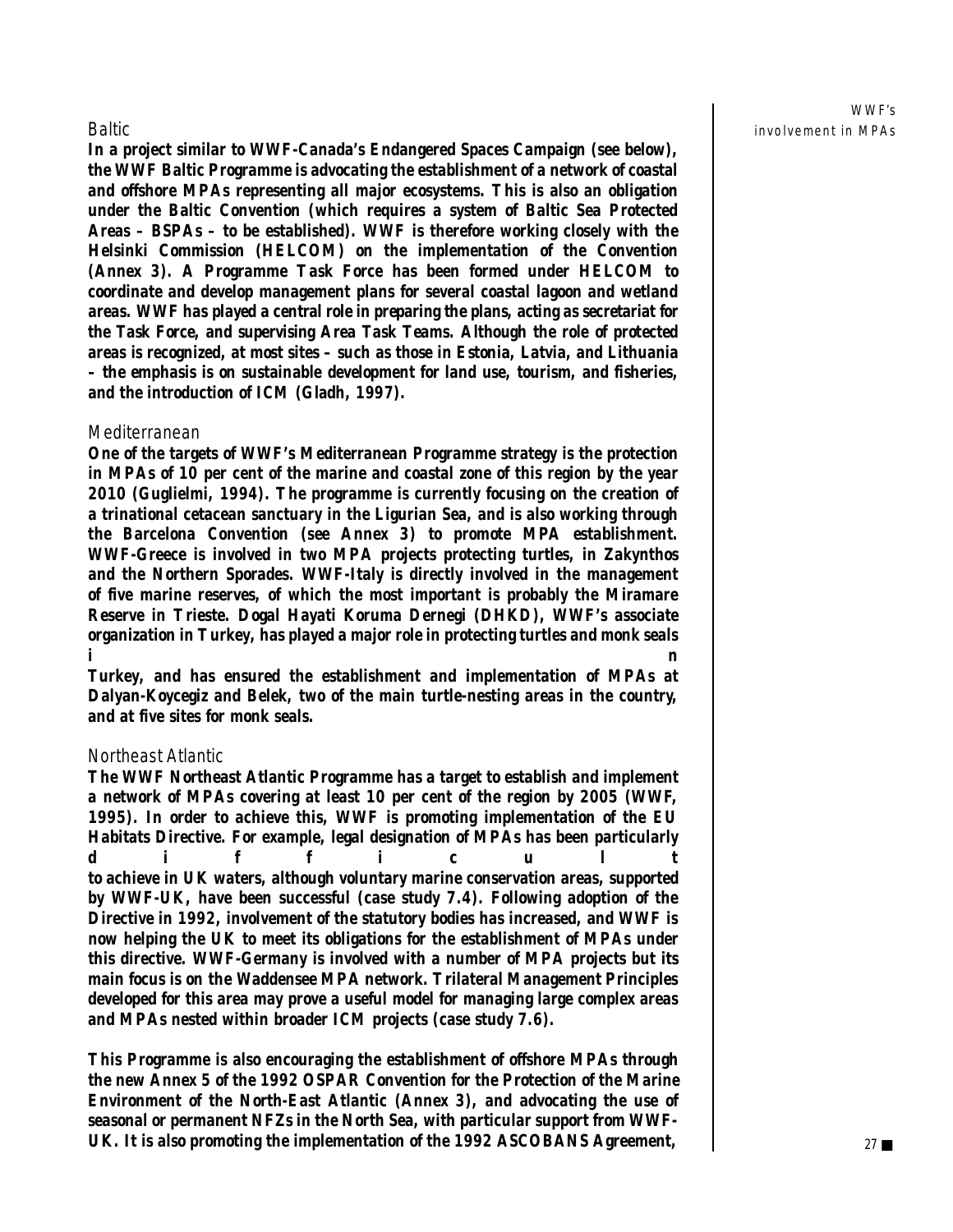### Baltic

In a project similar to WWF-Canada's Endangered Spaces Campaign (see below), the WWF Baltic Programme is advocating the establishment of a network of coastal and offshore MPAs representing all major ecosystems. This is also an obligation under the Baltic Convention (which requires a system of Baltic Sea Protected Areas – BSPAs – to be established). WWF is therefore working closely with the Helsinki Commission (HELCOM) on the implementation of the Convention (Annex 3). A Programme Task Force has been formed under HELCOM to coordinate and develop management plans for several coastal lagoon and wetland areas. WWF has played a central role in preparing the plans, acting as secretariat for the Task Force, and supervising Area Task Teams. Although the role of protected areas is recognized, at most sites – such as those in Estonia, Latvia, and Lithuania – the emphasis is on sustainable development for land use, tourism, and fisheries, and the introduction of ICM (Gladh, 1997).

### Mediterranean

One of the targets of WWF's Mediterranean Programme strategy is the protection in MPAs of 10 per cent of the marine and coastal zone of this region by the year 2010 (Guglielmi, 1994). The programme is currently focusing on the creation of a trinational cetacean sanctuary in the Ligurian Sea, and is also working through the Barcelona Convention (see Annex 3) to promote MPA establishment. WWF-Greece is involved in two MPA projects protecting turtles, in Zakynthos and the Northern Sporades. WWF-Italy is directly involved in the management of five marine reserves, of which the most important is probably the Miramare Reserve in Trieste. Dogal Hayati Koruma Dernegi (DHKD), WWF's associate organization in Turkey, has played a major role in protecting turtles and monk seals in Turkey, and has ensured the establishment and implementation of MPAs at Dalyan-Koycegiz and Belek, two of the main turtle-nesting areas in the country, and at five sites for monk seals.

### Northeast Atlantic

The WWF Northeast Atlantic Programme has a target to establish and implement a network of MPAs covering at least 10 per cent of the region by 2005 (WWF, 1995). In order to achieve this, WWF is promoting implementation of the EU Habitats Directive. For example, legal designation of MPAs has been particularly difficult to achieve in UK waters, although voluntary marine conservation areas, supported by WWF-UK, have been successful (case study 7.4). Following adoption of the Directive in 1992, involvement of the statutory bodies has increased, and WWF is now helping the UK to meet its obligations for the establishment of MPAs under this directive. WWF-Germany is involved with a number of MPA projects but its main focus is on the Waddensee MPA network. Trilateral Management Principles developed for this area may prove a useful model for managing large complex areas and MPAs nested within broader ICM projects (case study 7.6).

This Programme is also encouraging the establishment of offshore MPAs through the new Annex 5 of the 1992 OSPAR Convention for the Protection of the Marine Environment of the North-East Atlantic (Annex 3), and advocating the use of seasonal or permanent NFZs in the North Sea, with particular support from WWF-UK. It is also promoting the implementation of the 1992 ASCOBANS Agreement,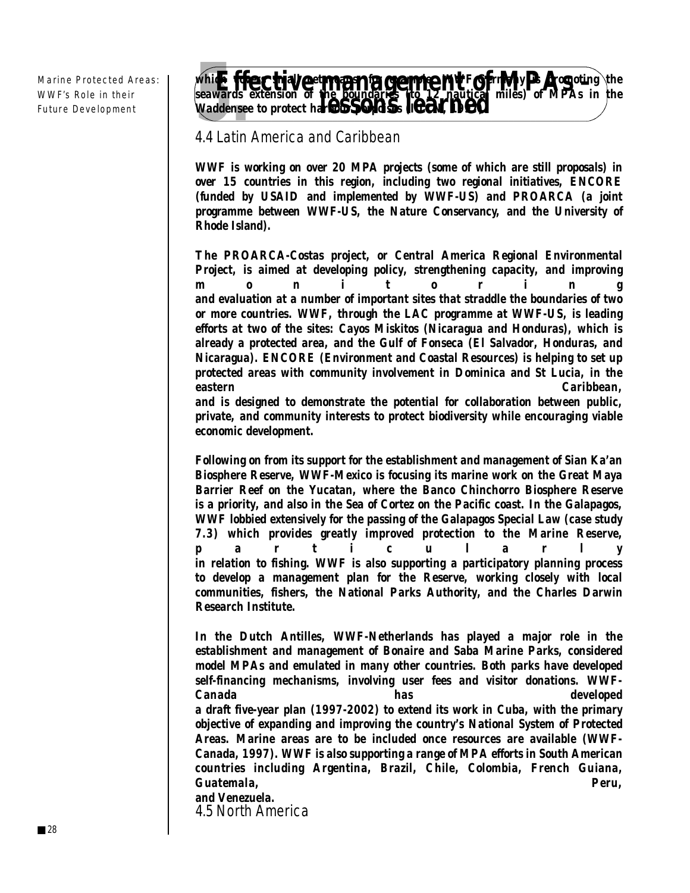which focus on small cetaceans. For example, WWF-Germany is promoting the seawards extension of the boundaries (to 12 nautical miles) of MPAs in the Waddensee to protect harbour porpoises (IUCN, 1997).

## 4.4 Latin America and Caribbean

**WWF is working on over 20 MPA projects (some of which are still proposals) in over 15 countries in this region, including two regional initiatives, ENCORE (funded by USAID and implemented by WWF-US) and PROARCA (a joint programme between WWF-US, the Nature Conservancy, and the University of Rhode Island).**

**The PROARCA-Costas project, or Central America Regional Environmental Project, is aimed at developing policy, strengthening capacity, and improving monitoring and evaluation at a number of important sites that straddle the boundaries of two or more countries. WWF, through the LAC programme at WWF-US, is leading efforts at two of the sites: Cayos Miskitos (Nicaragua and Honduras), which is already a protected area, and the Gulf of Fonseca (El Salvador, Honduras, and Nicaragua). ENCORE (Environment and Coastal Resources) is helping to set up protected areas with community involvement in Dominica and St Lucia, in the eastern Caribbean, and is designed to demonstrate the potential for collaboration between public, private, and community interests to protect biodiversity while encouraging viable economic development.**

**Following on from its support for the establishment and management of Sian Ka'an Biosphere Reserve, WWF-Mexico is focusing its marine work on the Great Maya Barrier Reef on the Yucatan, where the Banco Chinchorro Biosphere Reserve is a priority, and also in the Sea of Cortez on the Pacific coast. In the Galapagos, WWF lobbied extensively for the passing of the Galapagos Special Law (case study 7.3) which provides greatly improved protection to the Marine Reserve, particularly in relation to fishing. WWF is also supporting a participatory planning process to develop a management plan for the Reserve, working closely with local communities, fishers, the National Parks Authority, and the Charles Darwin Research Institute.**

**In the Dutch Antilles, WWF-Netherlands has played a major role in the establishment and management of Bonaire and Saba Marine Parks, considered model MPAs and emulated in many other countries. Both parks have developed self-financing mechanisms, involving user fees and visitor donations. WWF-Canada has developed a draft five-year plan (1997-2002) to extend its work in Cuba, with the primary objective of expanding and improving the country's National System of Protected Areas. Marine areas are to be included once resources are available (WWF-Canada, 1997). WWF is also supporting a range of MPA efforts in South American countries including Argentina, Brazil, Chile, Colombia, French Guiana, Guatemala, Peru, and Venezuela.**

## 4.5 North America

# 5. Effective management of MPAs – lessons learned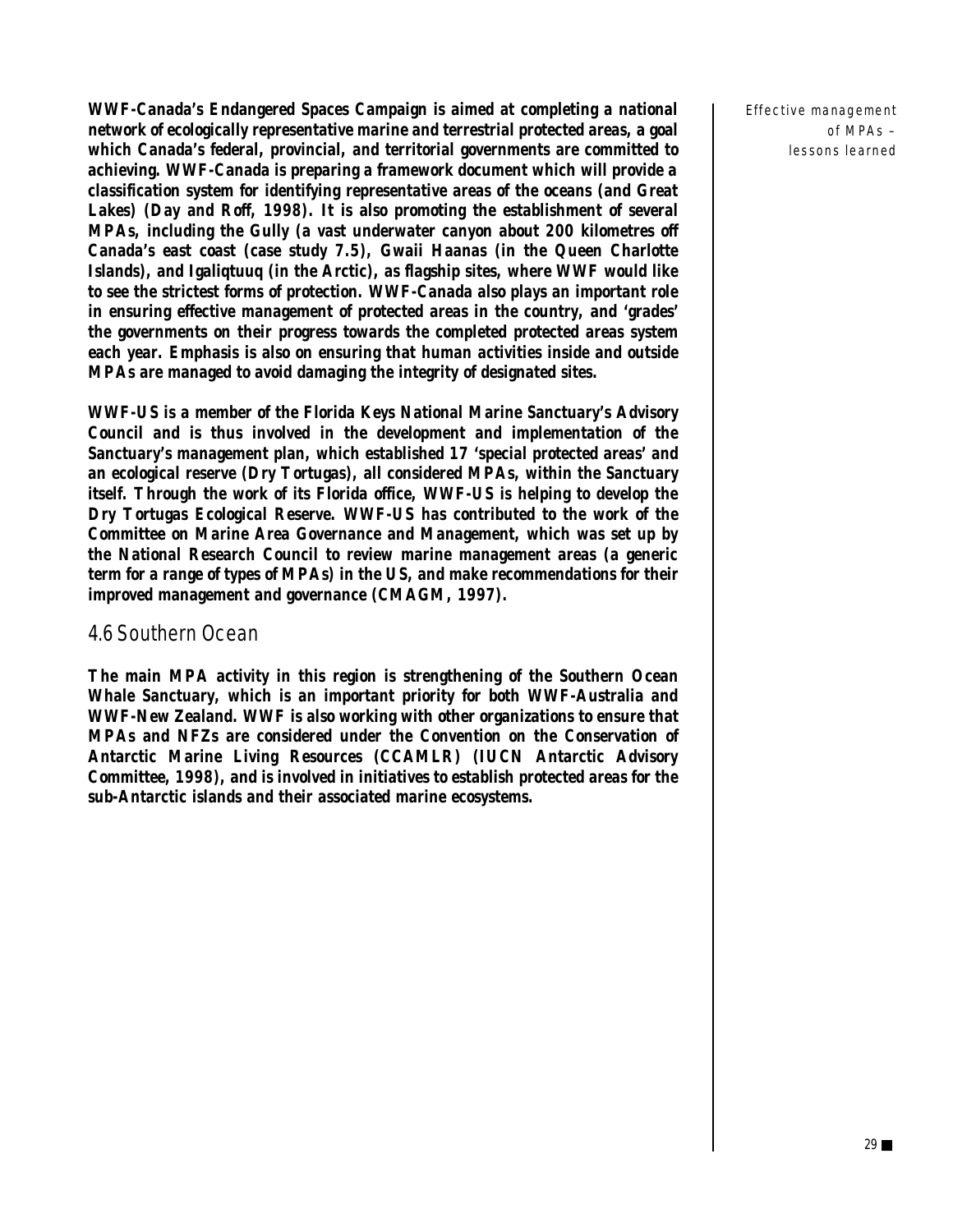**WWF-Canada's Endangered Spaces Campaign is aimed at completing a national network of ecologically representative marine and terrestrial protected areas, a goal which Canada's federal, provincial, and territorial governments are committed to achieving. WWF-Canada is preparing a framework document which will provide a classification system for identifying representative areas of the oceans (and Great Lakes) (Day and Roff, 1998). It is also promoting the establishment of several MPAs, including the Gully (a vast underwater canyon about 200 kilometres off Canada's east coast (case study 7.5), Gwaii Haanas (in the Queen Charlotte Islands), and Igaliqtuuq (in the Arctic), as flagship sites, where WWF would like to see the strictest forms of protection. WWF-Canada also plays an important role in ensuring effective management of protected areas in the country, and 'grades' the governments on their progress towards the completed protected areas system each year. Emphasis is also on ensuring that human activities inside and outside MPAs are managed to avoid damaging the integrity of designated sites.**

**WWF-US is a member of the Florida Keys National Marine Sanctuary's Advisory Council and is thus involved in the development and implementation of the Sanctuary's management plan, which established 17 'special protected areas' and an ecological reserve (Dry Tortugas), all considered MPAs, within the Sanctuary itself. Through the work of its Florida office, WWF-US is helping to develop the Dry Tortugas Ecological Reserve. WWF-US has contributed to the work of the Committee on Marine Area Governance and Management, which was set up by the National Research Council to review marine management areas (a generic term for a range of types of MPAs) in the US, and make recommendations for their improved management and governance (CMAGM, 1997).**

## 4.6 Southern Ocean

**The main MPA activity in this region is strengthening of the Southern Ocean Whale Sanctuary, which is an important priority for both WWF-Australia and WWF-New Zealand. WWF is also working with other organizations to ensure that MPAs and NFZs are considered under the Convention on the Conservation of Antarctic Marine Living Resources (CCAMLR) (IUCN Antarctic Advisory Committee, 1998), and is involved in initiatives to establish protected areas for the sub-Antarctic islands and their associated marine ecosystems.**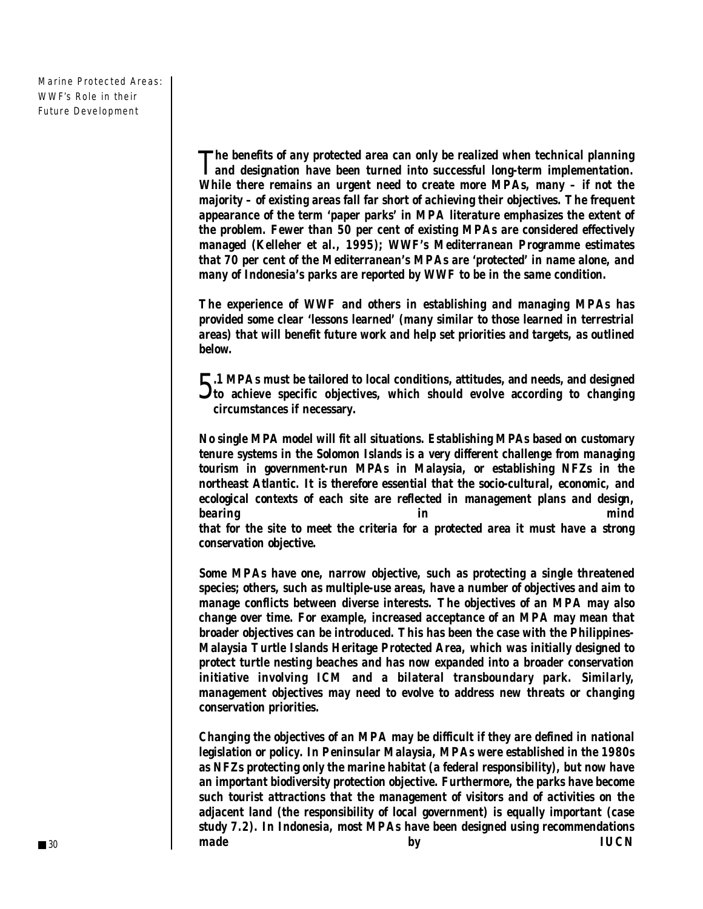The benefits of any protected area can only be realized when technical planning and designation have been turned into successful long-term implementation. While there remains an urgent need to create more MPAs, many – if not the majority – of existing areas fall far short of achieving their objectives. The frequent appearance of the term 'paper parks' in MPA literature emphasizes the extent of the problem. Fewer than 50 per cent of existing MPAs are considered effectively managed (Kelleher et al., 1995); WWF's Mediterranean Programme estimates that 70 per cent of the Mediterranean's MPAs are 'protected' in name alone, and many of Indonesia's parks are reported by WWF to be in the same condition.

The experience of WWF and others in establishing and managing MPAs has provided some clear 'lessons learned' (many similar to those learned in terrestrial areas) that will benefit future work and help set priorities and targets, as outlined below.

## 5.1 MPAs must be tailored to local conditions, attitudes, and needs, and designed to achieve specific objectives, which should evolve according to changing circumstances if necessary.

No single MPA model will fit all situations. Establishing MPAs based on customary tenure systems in the Solomon Islands is a very different challenge from managing tourism in government-run MPAs in Malaysia, or establishing NFZs in the northeast Atlantic. It is therefore essential that the socio-cultural, economic, and ecological contexts of each site are reflected in management plans and design, bearing in mind that for the site to meet the criteria for a protected area it must have a strong conservation objective.

Some MPAs have one, narrow objective, such as protecting a single threatened species; others, such as multiple-use areas, have a number of objectives and aim to manage conflicts between diverse interests. The objectives of an MPA may also change over time. For example, increased acceptance of an MPA may mean that broader objectives can be introduced. This has been the case with the Philippines-Malaysia Turtle Islands Heritage Protected Area, which was initially designed to protect turtle nesting beaches and has now expanded into a broader conservation initiative involving ICM and a bilateral transboundary park. Similarly, management objectives may need to evolve to address new threats or changing conservation priorities.

Changing the objectives of an MPA may be difficult if they are defined in national legislation or policy. In Peninsular Malaysia, MPAs were established in the 1980s as NFZs protecting only the marine habitat (a federal responsibility), but now have an important biodiversity protection objective. Furthermore, the parks have become such tourist attractions that the management of visitors and of activities on the adjacent land (the responsibility of local government) is equally important (case study 7.2). In Indonesia, most MPAs have been designed using recommendations made by IUCN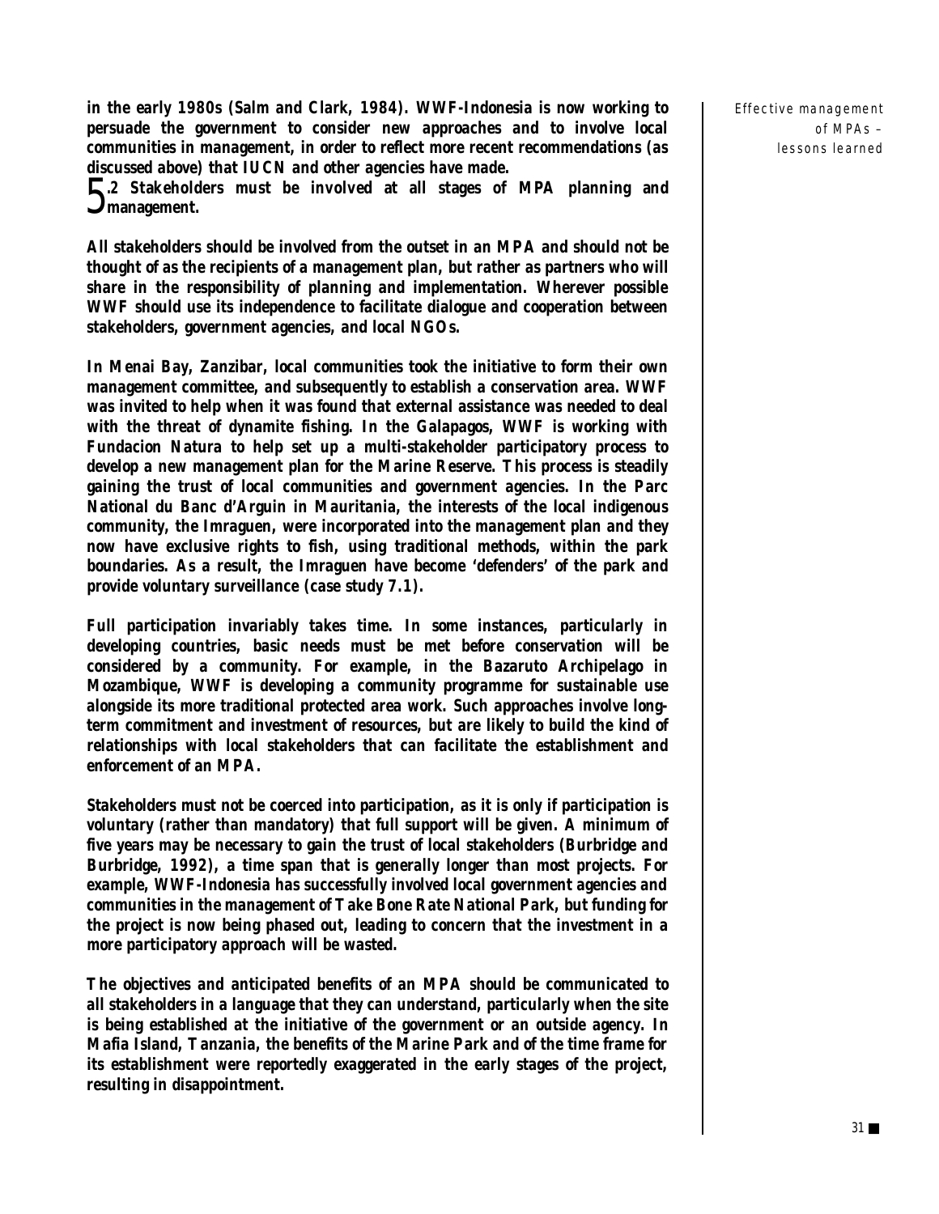in the early 1980s (Salm and Clark, 1984). WWF-Indonesia is now working to persuade the government to consider new approaches and to involve local communities in management, in order to reflect more recent recommendations (as discussed above) that IUCN and other agencies have made.

## 5.2 Stakeholders must be involved at all stages of MPA planning and management.

All stakeholders should be involved from the outset in an MPA and should not be thought of as the recipients of a management plan, but rather as partners who will share in the responsibility of planning and implementation. Wherever possible WWF should use its independence to facilitate dialogue and cooperation between stakeholders, government agencies, and local NGOs.

In Menai Bay, Zanzibar, local communities took the initiative to form their own management committee, and subsequently to establish a conservation area. WWF was invited to help when it was found that external assistance was needed to deal with the threat of dynamite fishing. In the Galapagos, WWF is working with Fundacion Natura to help set up a multi-stakeholder participatory process to develop a new management plan for the Marine Reserve. This process is steadily gaining the trust of local communities and government agencies. In the Parc National du Banc d'Arguin in Mauritania, the interests of the local indigenous community, the Imraguen, were incorporated into the management plan and they now have exclusive rights to fish, using traditional methods, within the park boundaries. As a result, the Imraguen have become 'defenders' of the park and provide voluntary surveillance (case study 7.1).

Full participation invariably takes time. In some instances, particularly in developing countries, basic needs must be met before conservation will be considered by a community. For example, in the Bazaruto Archipelago in Mozambique, WWF is developing a community programme for sustainable use alongside its more traditional protected area work. Such approaches involve long-term commitment and investment of resources, but are likely to build the kind of relationships with local stakeholders that can facilitate the establishment and enforcement of an MPA.

Stakeholders must not be coerced into participation, as it is only if participation is voluntary (rather than mandatory) that full support will be given. A minimum of five years may be necessary to gain the trust of local stakeholders (Burbridge and Burbridge, 1992), a time span that is generally longer than most projects. For example, WWF-Indonesia has successfully involved local government agencies and communities in the management of Take Bone Rate National Park, but funding for the project is now being phased out, leading to concern that the investment in a more participatory approach will be wasted.

The objectives and anticipated benefits of an MPA should be communicated to all stakeholders in a language that they can understand, particularly when the site is being established at the initiative of the government or an outside agency. In Mafia Island, Tanzania, the benefits of the Marine Park and of the time frame for its establishment were reportedly exaggerated in the early stages of the project, resulting in disappointment.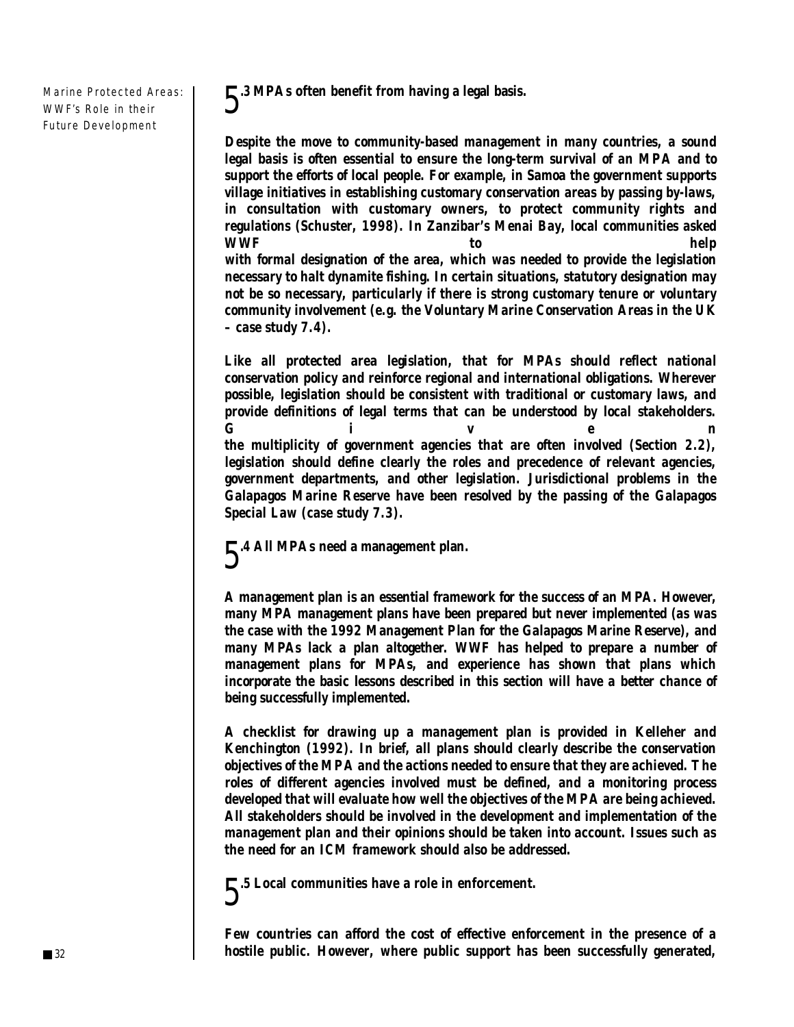## 5.3 MPAs often benefit from having a legal basis.

Despite the move to community-based management in many countries, a sound legal basis is often essential to ensure the long-term survival of an MPA and to support the efforts of local people. For example, in Samoa the government supports village initiatives in establishing customary conservation areas by passing by-laws, in consultation with customary owners, to protect community rights and regulations (Schuster, 1998). In Zanzibar's Menai Bay, local communities asked WWF to help with formal designation of the area, which was needed to provide the legislation necessary to halt dynamite fishing. In certain situations, statutory designation may not be so necessary, particularly if there is strong customary tenure or voluntary community involvement (e.g. the Voluntary Marine Conservation Areas in the UK – case study 7.4).

Like all protected area legislation, that for MPAs should reflect national conservation policy and reinforce regional and international obligations. Wherever possible, legislation should be consistent with traditional or customary laws, and provide definitions of legal terms that can be understood by local stakeholders. Given the multiplicity of government agencies that are often involved (Section 2.2), legislation should define clearly the roles and precedence of relevant agencies, government departments, and other legislation. Jurisdictional problems in the Galapagos Marine Reserve have been resolved by the passing of the Galapagos Special Law (case study 7.3).

## 5.4 All MPAs need a management plan.

A management plan is an essential framework for the success of an MPA. However, many MPA management plans have been prepared but never implemented (as was the case with the 1992 Management Plan for the Galapagos Marine Reserve), and many MPAs lack a plan altogether. WWF has helped to prepare a number of management plans for MPAs, and experience has shown that plans which incorporate the basic lessons described in this section will have a better chance of being successfully implemented.

A checklist for drawing up a management plan is provided in Kelleher and Kenchington (1992). In brief, all plans should clearly describe the conservation objectives of the MPA and the actions needed to ensure that they are achieved. The roles of different agencies involved must be defined, and a monitoring process developed that will evaluate how well the objectives of the MPA are being achieved. All stakeholders should be involved in the development and implementation of the management plan and their opinions should be taken into account. Issues such as the need for an ICM framework should also be addressed.

## 5.5 Local communities have a role in enforcement.

Few countries can afford the cost of effective enforcement in the presence of a hostile public. However, where public support has been successfully generated,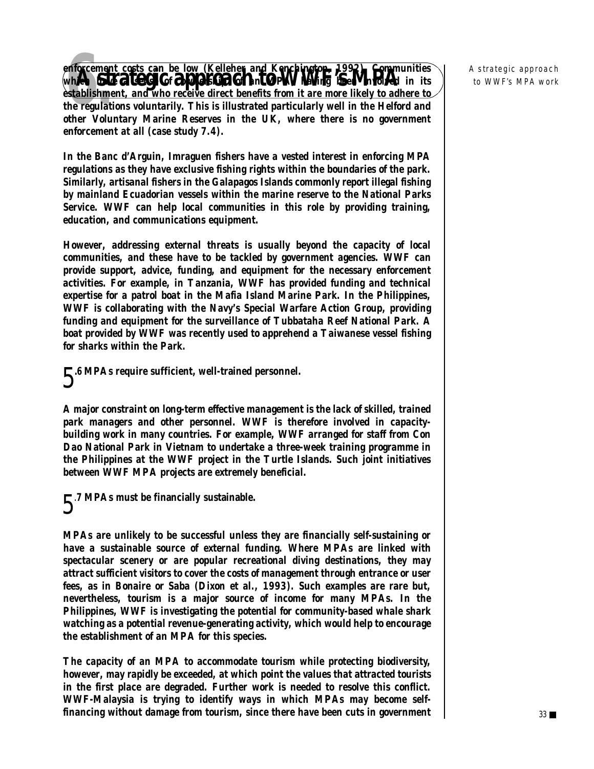enforcement costs can be low (Kelleher and Kenchington, 1992). Communities which have a sense of ownership of an MPA, having been involved in its establishment, and who receive direct benefits from it are more likely to adhere to the regulations voluntarily. This is illustrated particularly well in the Helford and other Voluntary Marine Reserves in the UK, where there is no government enforcement at all (case study 7.4).

In the Banc d'Arguin, Imraguen fishers have a vested interest in enforcing MPA regulations as they have exclusive fishing rights within the boundaries of the park. Similarly, artisanal fishers in the Galapagos Islands commonly report illegal fishing by mainland Ecuadorian vessels within the marine reserve to the National Parks Service. WWF can help local communities in this role by providing training, education, and communications equipment.

However, addressing external threats is usually beyond the capacity of local communities, and these have to be tackled by government agencies. WWF can provide support, advice, funding, and equipment for the necessary enforcement activities. For example, in Tanzania, WWF has provided funding and technical expertise for a patrol boat in the Mafia Island Marine Park. In the Philippines, WWF is collaborating with the Navy's Special Warfare Action Group, providing funding and equipment for the surveillance of Tubbataha Reef National Park. A boat provided by WWF was recently used to apprehend a Taiwanese vessel fishing for sharks within the Park.

## 5.6 MPAs require sufficient, well-trained personnel.

A major constraint on long-term effective management is the lack of skilled, trained park managers and other personnel. WWF is therefore involved in capacity-building work in many countries. For example, WWF arranged for staff from Con Dao National Park in Vietnam to undertake a three-week training programme in the Philippines at the WWF project in the Turtle Islands. Such joint initiatives between WWF MPA projects are extremely beneficial.

## 5.7 MPAs must be financially sustainable.

MPAs are unlikely to be successful unless they are financially self-sustaining or have a sustainable source of external funding. Where MPAs are linked with spectacular scenery or are popular recreational diving destinations, they may attract sufficient visitors to cover the costs of management through entrance or user fees, as in Bonaire or Saba (Dixon et al., 1993). Such examples are rare but, nevertheless, tourism is a major source of income for many MPAs. In the Philippines, WWF is investigating the potential for community-based whale shark watching as a potential revenue-generating activity, which would help to encourage the establishment of an MPA for this species.

The capacity of an MPA to accommodate tourism while protecting biodiversity, however, may rapidly be exceeded, at which point the values that attracted tourists in the first place are degraded. Further work is needed to resolve this conflict. WWF-Malaysia is trying to identify ways in which MPAs may become self-financing without damage from tourism, since there have been cuts in government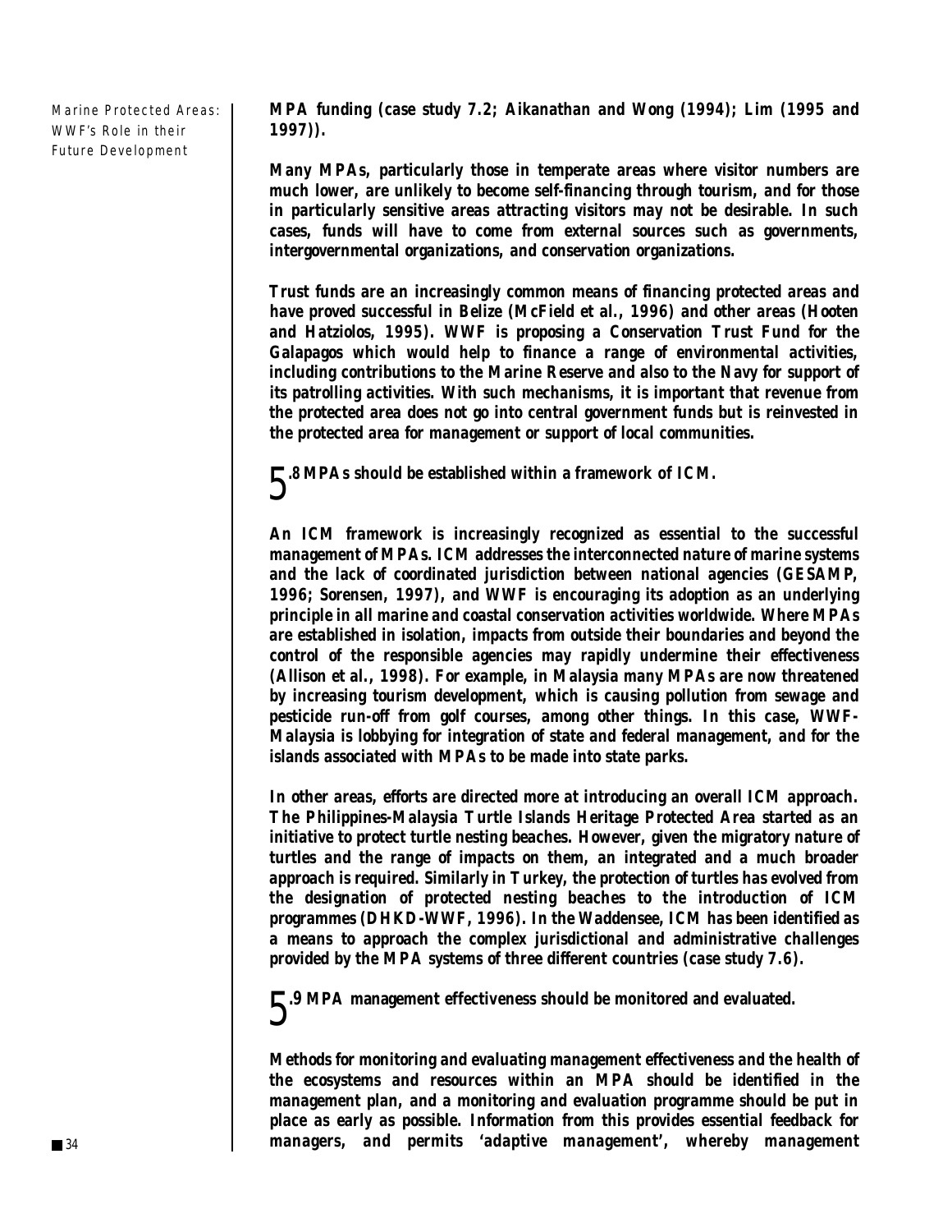MPA funding (case study 7.2; Aikanathan and Wong (1994); Lim (1995 and 1997)).

Many MPAs, particularly those in temperate areas where visitor numbers are much lower, are unlikely to become self-financing through tourism, and for those in particularly sensitive areas attracting visitors may not be desirable. In such cases, funds will have to come from external sources such as governments, intergovernmental organizations, and conservation organizations.

Trust funds are an increasingly common means of financing protected areas and have proved successful in Belize (McField et al., 1996) and other areas (Hooten and Hatziolos, 1995). WWF is proposing a Conservation Trust Fund for the Galapagos which would help to finance a range of environmental activities, including contributions to the Marine Reserve and also to the Navy for support of its patrolling activities. With such mechanisms, it is important that revenue from the protected area does not go into central government funds but is reinvested in the protected area for management or support of local communities.

## 5.8 MPAs should be established within a framework of ICM.

An ICM framework is increasingly recognized as essential to the successful management of MPAs. ICM addresses the interconnected nature of marine systems and the lack of coordinated jurisdiction between national agencies (GESAMP, 1996; Sorensen, 1997), and WWF is encouraging its adoption as an underlying principle in all marine and coastal conservation activities worldwide. Where MPAs are established in isolation, impacts from outside their boundaries and beyond the control of the responsible agencies may rapidly undermine their effectiveness (Allison et al., 1998). For example, in Malaysia many MPAs are now threatened by increasing tourism development, which is causing pollution from sewage and pesticide run-off from golf courses, among other things. In this case, WWF-Malaysia is lobbying for integration of state and federal management, and for the islands associated with MPAs to be made into state parks.

In other areas, efforts are directed more at introducing an overall ICM approach. The Philippines-Malaysia Turtle Islands Heritage Protected Area started as an initiative to protect turtle nesting beaches. However, given the migratory nature of turtles and the range of impacts on them, an integrated and a much broader approach is required. Similarly in Turkey, the protection of turtles has evolved from the designation of protected nesting beaches to the introduction of ICM programmes (DHKD-WWF, 1996). In the Waddensee, ICM has been identified as a means to approach the complex jurisdictional and administrative challenges provided by the MPA systems of three different countries (case study 7.6).

## 5.9 MPA management effectiveness should be monitored and evaluated.

Methods for monitoring and evaluating management effectiveness and the health of the ecosystems and resources within an MPA should be identified in the management plan, and a monitoring and evaluation programme should be put in place as early as possible. Information from this provides essential feedback for managers, and permits 'adaptive management', whereby management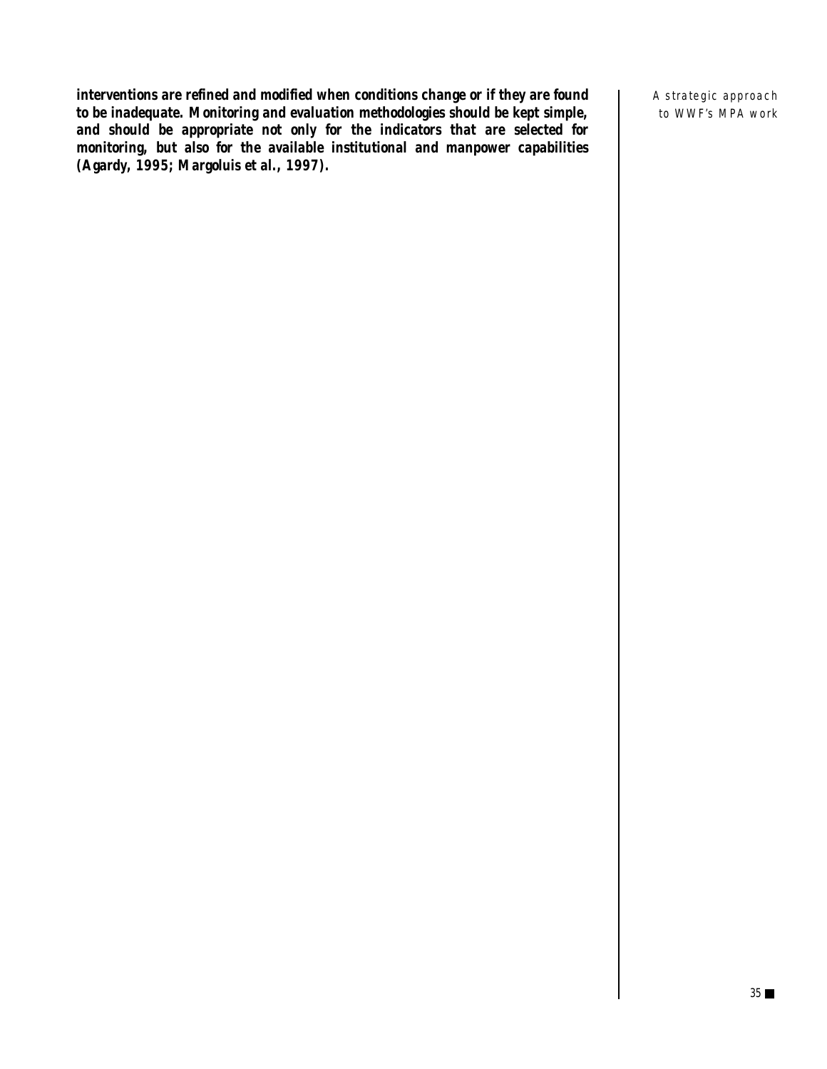**interventions are refined and modified when conditions change or if they are found to be inadequate. Monitoring and evaluation methodologies should be kept simple, and should be appropriate not only for the indicators that are selected for monitoring, but also for the available institutional and manpower capabilities (Agardy, 1995; Margoluis et al., 1997).**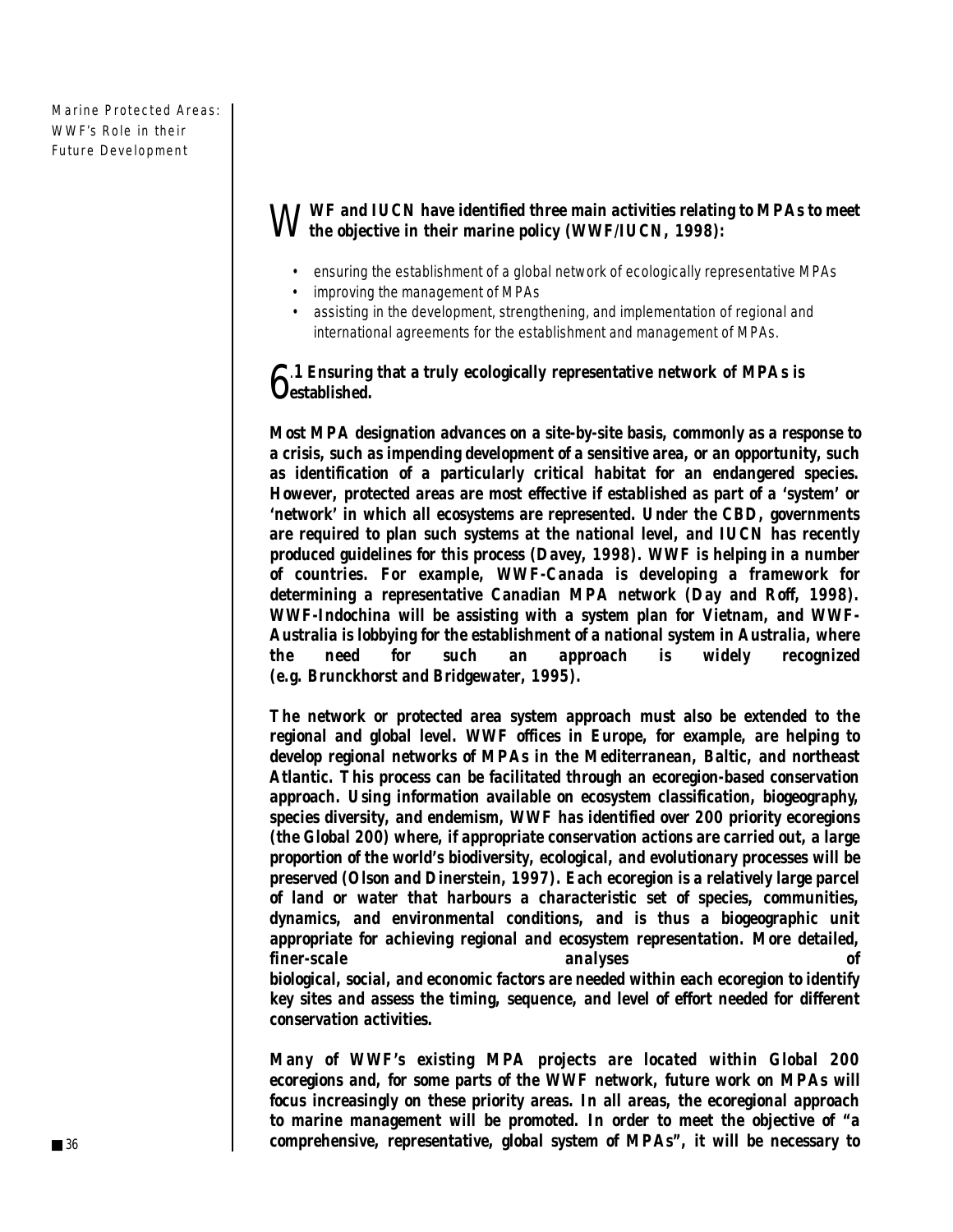**WWF and IUCN have identified three main activities relating to MPAs to meet the objective in their marine policy (WWF/IUCN, 1998):**

- ensuring the establishment of a global network of ecologically representative MPAs
- improving the management of MPAs
- assisting in the development, strengthening, and implementation of regional and international agreements for the establishment and management of MPAs.

## 6.1 Ensuring that a truly ecologically representative network of MPAs is established.

**Most MPA designation advances on a site-by-site basis, commonly as a response to a crisis, such as impending development of a sensitive area, or an opportunity, such as identification of a particularly critical habitat for an endangered species. However, protected areas are most effective if established as part of a 'system' or 'network' in which all ecosystems are represented. Under the CBD, governments are required to plan such systems at the national level, and IUCN has recently produced guidelines for this process (Davey, 1998). WWF is helping in a number of countries. For example, WWF-Canada is developing a framework for determining a representative Canadian MPA network (Day and Roff, 1998). WWF-Indochina will be assisting with a system plan for Vietnam, and WWF-Australia is lobbying for the establishment of a national system in Australia, where the need for such an approach is widely recognized (e.g. Brunckhorst and Bridgewater, 1995).**

**The network or protected area system approach must also be extended to the regional and global level. WWF offices in Europe, for example, are helping to develop regional networks of MPAs in the Mediterranean, Baltic, and northeast Atlantic. This process can be facilitated through an ecoregion-based conservation approach. Using information available on ecosystem classification, biogeography, species diversity, and endemism, WWF has identified over 200 priority ecoregions (the Global 200) where, if appropriate conservation actions are carried out, a large proportion of the world's biodiversity, ecological, and evolutionary processes will be preserved (Olson and Dinerstein, 1997). Each ecoregion is a relatively large parcel of land or water that harbours a characteristic set of species, communities, dynamics, and environmental conditions, and is thus a biogeographic unit appropriate for achieving regional and ecosystem representation. More detailed, finer-scale analyses of biological, social, and economic factors are needed within each ecoregion to identify key sites and assess the timing, sequence, and level of effort needed for different conservation activities.**

**Many of WWF's existing MPA projects are located within Global 200 ecoregions and, for some parts of the WWF network, future work on MPAs will focus increasingly on these priority areas. In all areas, the ecoregional approach to marine management will be promoted. In order to meet the objective of "a comprehensive, representative, global system of MPAs", it will be necessary to**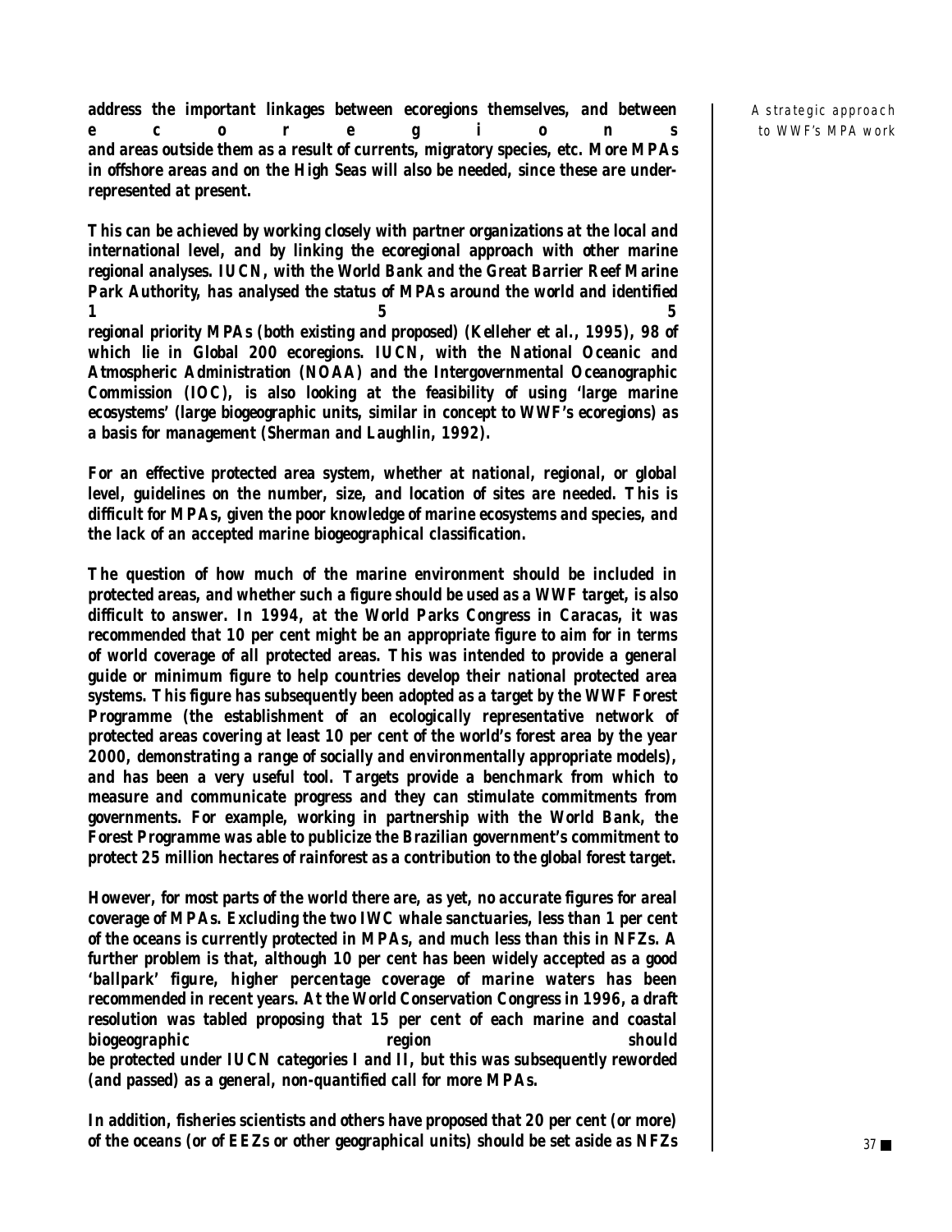**address the important linkages between ecoregions themselves, and between ecoregions and areas outside them as a result of currents, migratory species, etc. More MPAs in offshore areas and on the High Seas will also be needed, since these are under-represented at present.**

**This can be achieved by working closely with partner organizations at the local and international level, and by linking the ecoregional approach with other marine regional analyses. IUCN, with the World Bank and the Great Barrier Reef Marine Park Authority, has analysed the status of MPAs around the world and identified 155 regional priority MPAs (both existing and proposed) (Kelleher et al., 1995), 98 of which lie in Global 200 ecoregions. IUCN, with the National Oceanic and Atmospheric Administration (NOAA) and the Intergovernmental Oceanographic Commission (IOC), is also looking at the feasibility of using 'large marine ecosystems' (large biogeographic units, similar in concept to WWF's ecoregions) as a basis for management (Sherman and Laughlin, 1992).**

**For an effective protected area system, whether at national, regional, or global level, guidelines on the number, size, and location of sites are needed. This is difficult for MPAs, given the poor knowledge of marine ecosystems and species, and the lack of an accepted marine biogeographical classification.**

**The question of how much of the marine environment should be included in protected areas, and whether such a figure should be used as a WWF target, is also difficult to answer. In 1994, at the World Parks Congress in Caracas, it was recommended that 10 per cent might be an appropriate figure to aim for in terms of world coverage of all protected areas. This was intended to provide a general guide or minimum figure to help countries develop their national protected area systems. This figure has subsequently been adopted as a target by the WWF Forest Programme (the establishment of an ecologically representative network of protected areas covering at least 10 per cent of the world's forest area by the year 2000, demonstrating a range of socially and environmentally appropriate models), and has been a very useful tool. Targets provide a benchmark from which to measure and communicate progress and they can stimulate commitments from governments. For example, working in partnership with the World Bank, the Forest Programme was able to publicize the Brazilian government's commitment to protect 25 million hectares of rainforest as a contribution to the global forest target.**

**However, for most parts of the world there are, as yet, no accurate figures for areal coverage of MPAs. Excluding the two IWC whale sanctuaries, less than 1 per cent of the oceans is currently protected in MPAs, and much less than this in NFZs. A further problem is that, although 10 per cent has been widely accepted as a good 'ballpark' figure, higher percentage coverage of marine waters has been recommended in recent years. At the World Conservation Congress in 1996, a draft resolution was tabled proposing that 15 per cent of each marine and coastal biogeographic region should be protected under IUCN categories I and II, but this was subsequently reworded (and passed) as a general, non-quantified call for more MPAs.**

**In addition, fisheries scientists and others have proposed that 20 per cent (or more) of the oceans (or of EEZs or other geographical units) should be set aside as NFZs**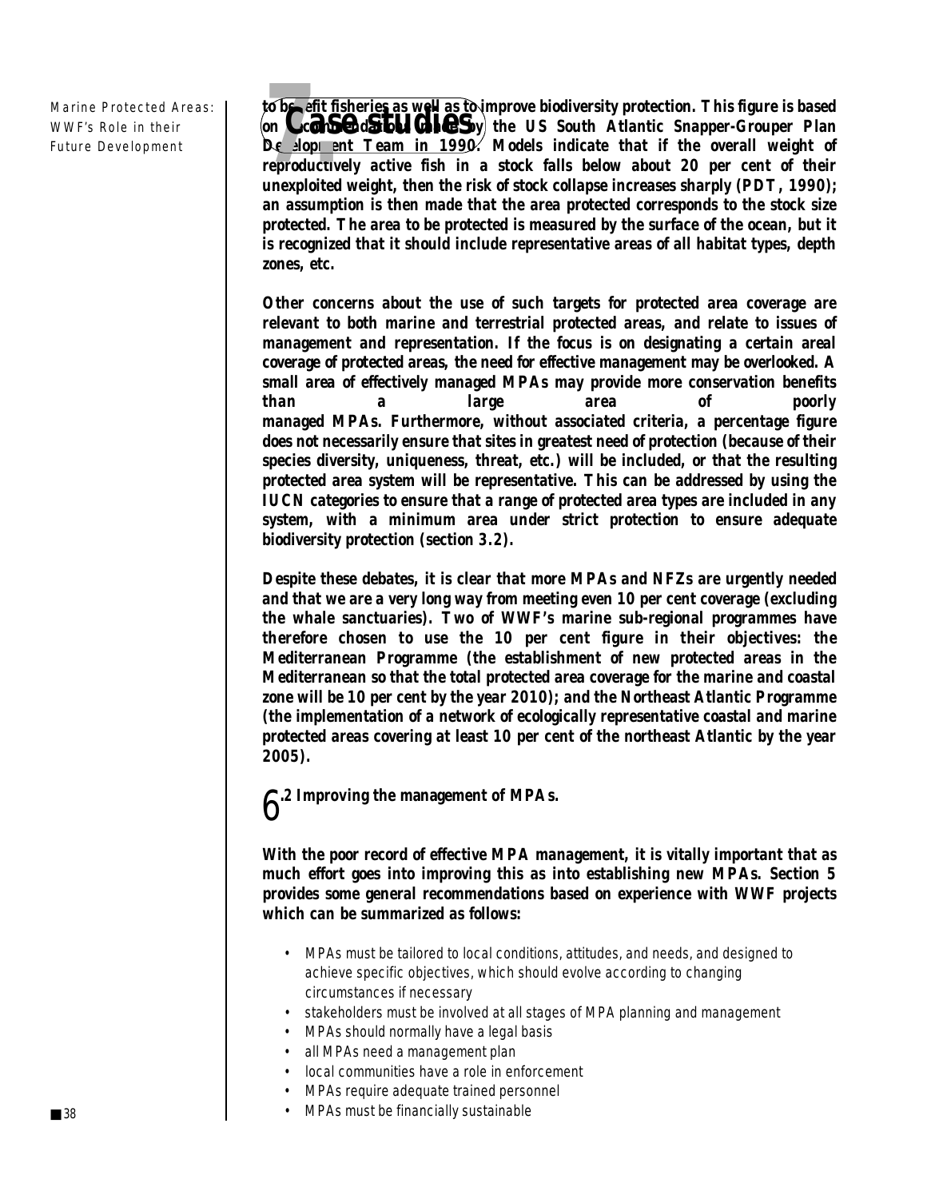to benefit fisheries as well as to improve biodiversity protection. This figure is based on recommendations made by the US South Atlantic Snapper-Grouper Plan Development Team in 1990. Models indicate that if the overall weight of reproductively active fish in a stock falls below about 20 per cent of their unexploited weight, then the risk of stock collapse increases sharply (PDT, 1990); an assumption is then made that the area protected corresponds to the stock size protected. The area to be protected is measured by the surface of the ocean, but it is recognized that it should include representative areas of all habitat types, depth zones, etc.

Other concerns about the use of such targets for protected area coverage are relevant to both marine and terrestrial protected areas, and relate to issues of management and representation. If the focus is on designating a certain areal coverage of protected areas, the need for effective management may be overlooked. A small area of effectively managed MPAs may provide more conservation benefits than a large area of poorly managed MPAs. Furthermore, without associated criteria, a percentage figure does not necessarily ensure that sites in greatest need of protection (because of their species diversity, uniqueness, threat, etc.) will be included, or that the resulting protected area system will be representative. This can be addressed by using the IUCN categories to ensure that a range of protected area types are included in any system, with a minimum area under strict protection to ensure adequate biodiversity protection (section 3.2).

Despite these debates, it is clear that more MPAs and NFZs are urgently needed and that we are a very long way from meeting even 10 per cent coverage (excluding the whale sanctuaries). Two of WWF's marine sub-regional programmes have therefore chosen to use the 10 per cent figure in their objectives: the Mediterranean Programme (the establishment of new protected areas in the Mediterranean so that the total protected area coverage for the marine and coastal zone will be 10 per cent by the year 2010); and the Northeast Atlantic Programme (the implementation of a network of ecologically representative coastal and marine protected areas covering at least 10 per cent of the northeast Atlantic by the year 2005).

## 6.2 Improving the management of MPAs.

With the poor record of effective MPA management, it is vitally important that as much effort goes into improving this as into establishing new MPAs. Section 5 provides some general recommendations based on experience with WWF projects which can be summarized as follows:

- MPAs must be tailored to local conditions, attitudes, and needs, and designed to achieve specific objectives, which should evolve according to changing circumstances if necessary
- stakeholders must be involved at all stages of MPA planning and management
- MPAs should normally have a legal basis
- all MPAs need a management plan
- local communities have a role in enforcement
- MPAs require adequate trained personnel
- MPAs must be financially sustainable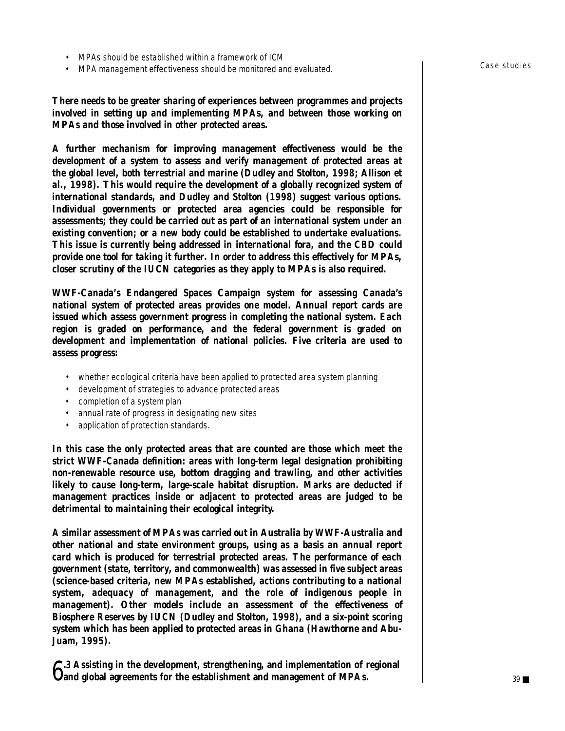- MPAs should be established within a framework of ICM
- MPA management effectiveness should be monitored and evaluated.

**There needs to be greater sharing of experiences between programmes and projects involved in setting up and implementing MPAs, and between those working on MPAs and those involved in other protected areas.**

**A further mechanism for improving management effectiveness would be the development of a system to assess and verify management of protected areas at the global level, both terrestrial and marine (Dudley and Stolton, 1998; Allison et al., 1998). This would require the development of a globally recognized system of international standards, and Dudley and Stolton (1998) suggest various options. Individual governments or protected area agencies could be responsible for assessments; they could be carried out as part of an international system under an existing convention; or a new body could be established to undertake evaluations. This issue is currently being addressed in international fora, and the CBD could provide one tool for taking it further. In order to address this effectively for MPAs, closer scrutiny of the IUCN categories as they apply to MPAs is also required.**

**WWF-Canada's Endangered Spaces Campaign system for assessing Canada's national system of protected areas provides one model. Annual report cards are issued which assess government progress in completing the national system. Each region is graded on performance, and the federal government is graded on development and implementation of national policies. Five criteria are used to assess progress:**

- whether ecological criteria have been applied to protected area system planning
- development of strategies to advance protected areas
- completion of a system plan
- annual rate of progress in designating new sites
- application of protection standards.

**In this case the only protected areas that are counted are those which meet the strict WWF-Canada definition: areas with long-term legal designation prohibiting non-renewable resource use, bottom dragging and trawling, and other activities likely to cause long-term, large-scale habitat disruption. Marks are deducted if management practices inside or adjacent to protected areas are judged to be detrimental to maintaining their ecological integrity.**

**A similar assessment of MPAs was carried out in Australia by WWF-Australia and other national and state environment groups, using as a basis an annual report card which is produced for terrestrial protected areas. The performance of each government (state, territory, and commonwealth) was assessed in five subject areas (science-based criteria, new MPAs established, actions contributing to a national system, adequacy of management, and the role of indigenous people in management). Other models include an assessment of the effectiveness of Biosphere Reserves by IUCN (Dudley and Stolton, 1998), and a six-point scoring system which has been applied to protected areas in Ghana (Hawthorne and Abu-Juam, 1995).**

## 6.3 Assisting in the development, strengthening, and implementation of regional and global agreements for the establishment and management of MPAs.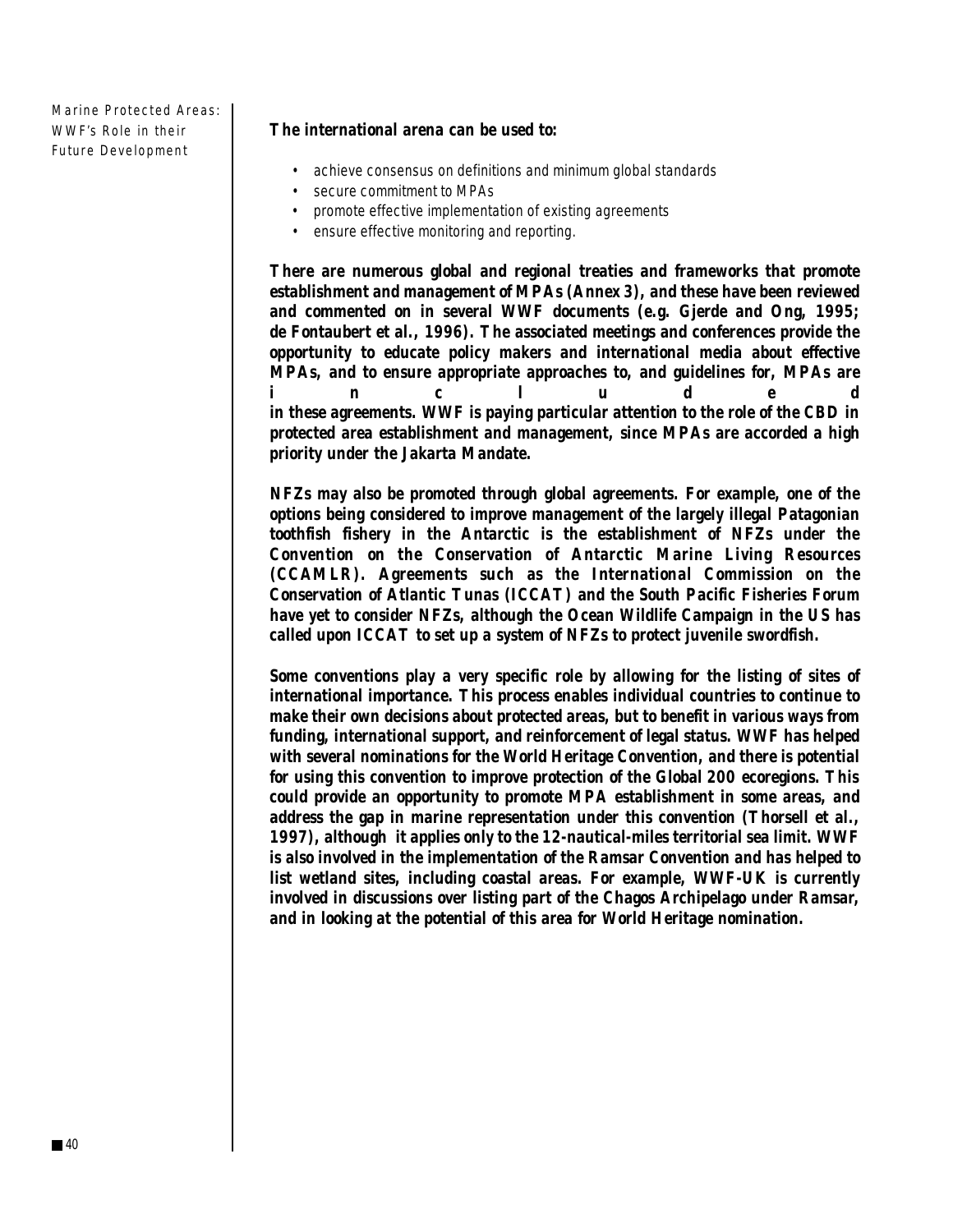**The international arena can be used to:**

- achieve consensus on definitions and minimum global standards
- secure commitment to MPAs
- promote effective implementation of existing agreements
- ensure effective monitoring and reporting.

**There are numerous global and regional treaties and frameworks that promote establishment and management of MPAs (Annex 3), and these have been reviewed and commented on in several WWF documents (e.g. Gjerde and Ong, 1995; de Fontaubert et al., 1996). The associated meetings and conferences provide the opportunity to educate policy makers and international media about effective MPAs, and to ensure appropriate approaches to, and guidelines for, MPAs are included in these agreements. WWF is paying particular attention to the role of the CBD in protected area establishment and management, since MPAs are accorded a high priority under the Jakarta Mandate.**

**NFZs may also be promoted through global agreements. For example, one of the options being considered to improve management of the largely illegal Patagonian toothfish fishery in the Antarctic is the establishment of NFZs under the Convention on the Conservation of Antarctic Marine Living Resources (CCAMLR). Agreements such as the International Commission on the Conservation of Atlantic Tunas (ICCAT) and the South Pacific Fisheries Forum have yet to consider NFZs, although the Ocean Wildlife Campaign in the US has called upon ICCAT to set up a system of NFZs to protect juvenile swordfish.**

**Some conventions play a very specific role by allowing for the listing of sites of international importance. This process enables individual countries to continue to make their own decisions about protected areas, but to benefit in various ways from funding, international support, and reinforcement of legal status. WWF has helped with several nominations for the World Heritage Convention, and there is potential for using this convention to improve protection of the Global 200 ecoregions. This could provide an opportunity to promote MPA establishment in some areas, and address the gap in marine representation under this convention (Thorsell et al., 1997), although it applies only to the 12-nautical-miles territorial sea limit. WWF is also involved in the implementation of the Ramsar Convention and has helped to list wetland sites, including coastal areas. For example, WWF-UK is currently involved in discussions over listing part of the Chagos Archipelago under Ramsar, and in looking at the potential of this area for World Heritage nomination.**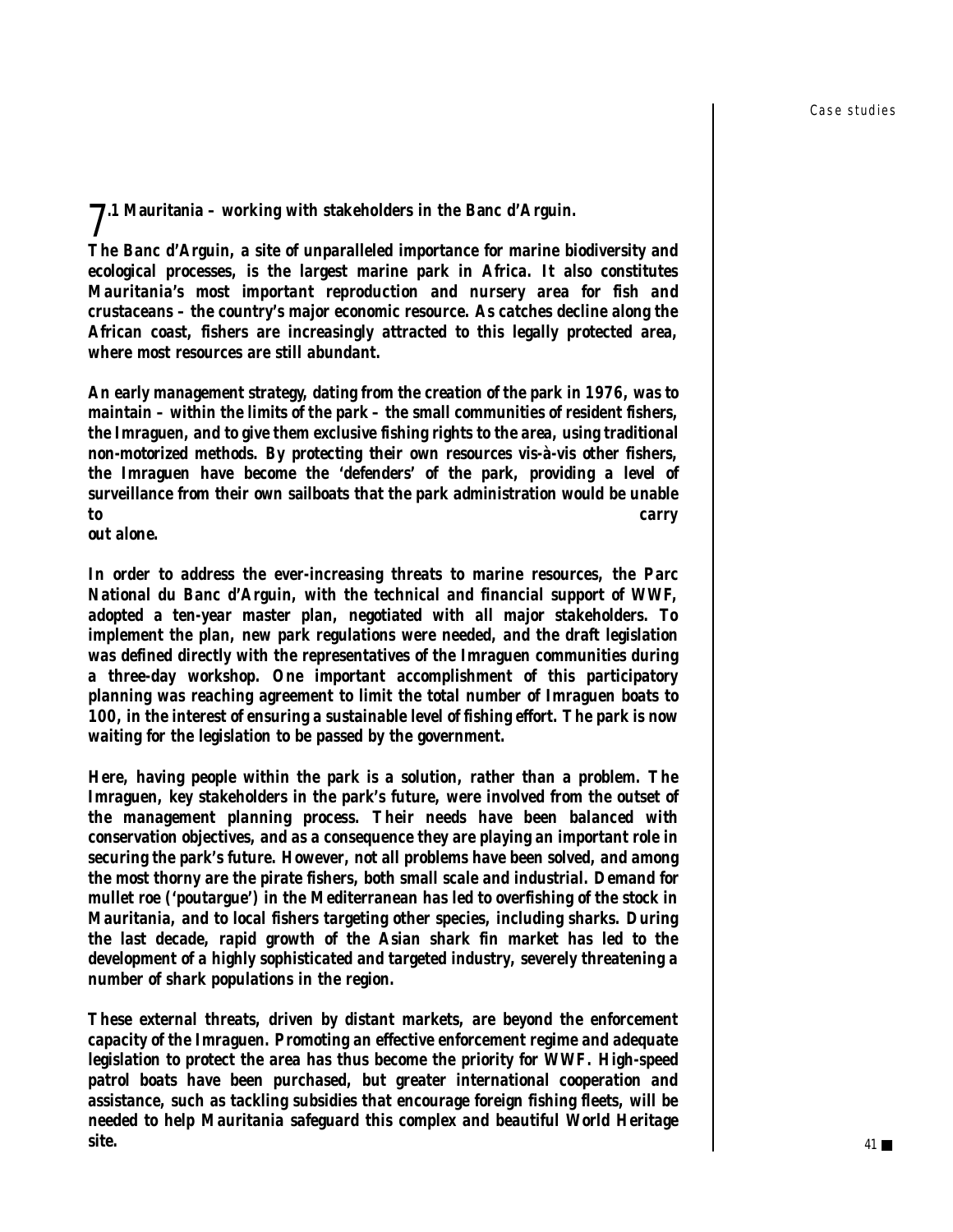## 7.1 Mauritania – working with stakeholders in the Banc d'Arguin.

**The Banc d'Arguin, a site of unparalleled importance for marine biodiversity and ecological processes, is the largest marine park in Africa. It also constitutes Mauritania's most important reproduction and nursery area for fish and crustaceans – the country's major economic resource. As catches decline along the African coast, fishers are increasingly attracted to this legally protected area, where most resources are still abundant.**

**An early management strategy, dating from the creation of the park in 1976, was to maintain – within the limits of the park – the small communities of resident fishers, the Imraguen, and to give them exclusive fishing rights to the area, using traditional non-motorized methods. By protecting their own resources vis-à-vis other fishers, the Imraguen have become the 'defenders' of the park, providing a level of surveillance from their own sailboats that the park administration would be unable to carry out alone.**

**In order to address the ever-increasing threats to marine resources, the Parc National du Banc d'Arguin, with the technical and financial support of WWF, adopted a ten-year master plan, negotiated with all major stakeholders. To implement the plan, new park regulations were needed, and the draft legislation was defined directly with the representatives of the Imraguen communities during a three-day workshop. One important accomplishment of this participatory planning was reaching agreement to limit the total number of Imraguen boats to 100, in the interest of ensuring a sustainable level of fishing effort. The park is now waiting for the legislation to be passed by the government.**

**Here, having people within the park is a solution, rather than a problem. The Imraguen, key stakeholders in the park's future, were involved from the outset of the management planning process. Their needs have been balanced with conservation objectives, and as a consequence they are playing an important role in securing the park's future. However, not all problems have been solved, and among the most thorny are the pirate fishers, both small scale and industrial. Demand for mullet roe ('poutargue') in the Mediterranean has led to overfishing of the stock in Mauritania, and to local fishers targeting other species, including sharks. During the last decade, rapid growth of the Asian shark fin market has led to the development of a highly sophisticated and targeted industry, severely threatening a number of shark populations in the region.**

**These external threats, driven by distant markets, are beyond the enforcement capacity of the Imraguen. Promoting an effective enforcement regime and adequate legislation to protect the area has thus become the priority for WWF. High-speed patrol boats have been purchased, but greater international cooperation and assistance, such as tackling subsidies that encourage foreign fishing fleets, will be needed to help Mauritania safeguard this complex and beautiful World Heritage site.**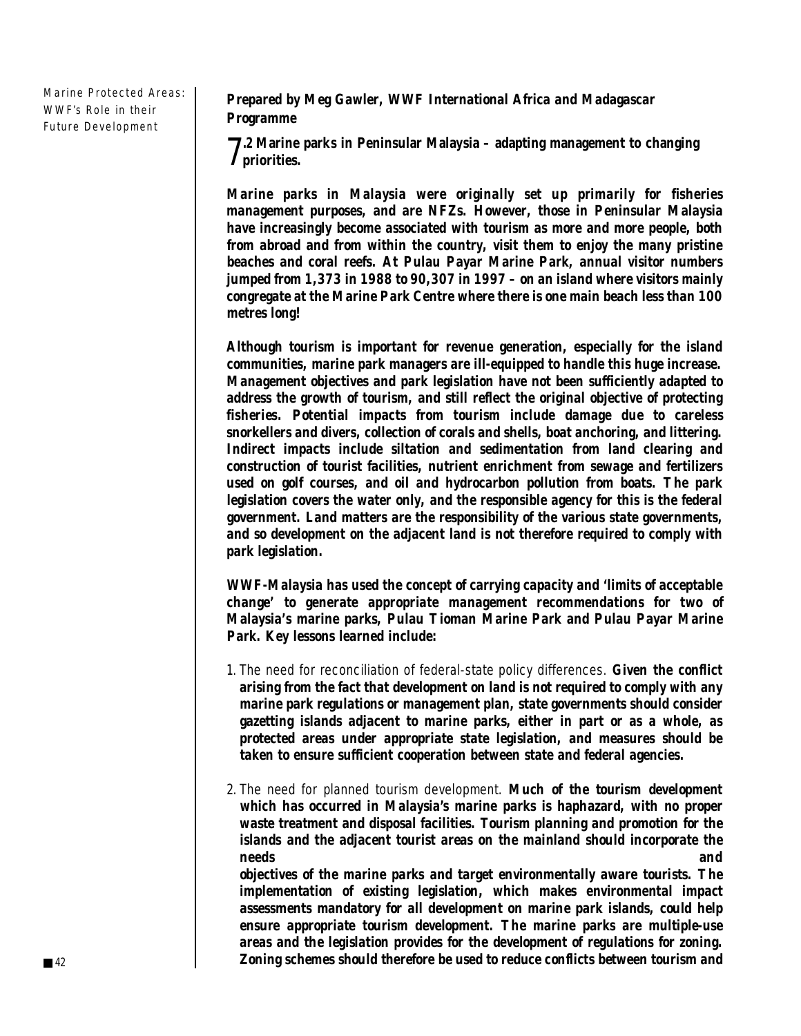**Prepared by Meg Gawler, WWF International Africa and Madagascar Programme**

## 7.2 Marine parks in Peninsular Malaysia – adapting management to changing priorities.

**Marine parks in Malaysia were originally set up primarily for fisheries management purposes, and are NFZs. However, those in Peninsular Malaysia have increasingly become associated with tourism as more and more people, both from abroad and from within the country, visit them to enjoy the many pristine beaches and coral reefs. At Pulau Payar Marine Park, annual visitor numbers jumped from 1,373 in 1988 to 90,307 in 1997 – on an island where visitors mainly congregate at the Marine Park Centre where there is one main beach less than 100 metres long!**

**Although tourism is important for revenue generation, especially for the island communities, marine park managers are ill-equipped to handle this huge increase. Management objectives and park legislation have not been sufficiently adapted to address the growth of tourism, and still reflect the original objective of protecting fisheries. Potential impacts from tourism include damage due to careless snorkellers and divers, collection of corals and shells, boat anchoring, and littering. Indirect impacts include siltation and sedimentation from land clearing and construction of tourist facilities, nutrient enrichment from sewage and fertilizers used on golf courses, and oil and hydrocarbon pollution from boats. The park legislation covers the water only, and the responsible agency for this is the federal government. Land matters are the responsibility of the various state governments, and so development on the adjacent land is not therefore required to comply with park legislation.**

**WWF-Malaysia has used the concept of carrying capacity and 'limits of acceptable change' to generate appropriate management recommendations for two of Malaysia's marine parks, Pulau Tioman Marine Park and Pulau Payar Marine Park. Key lessons learned include:**

1. The need for reconciliation of federal-state policy differences. **Given the conflict arising from the fact that development on land is not required to comply with any marine park regulations or management plan, state governments should consider gazetting islands adjacent to marine parks, either in part or as a whole, as protected areas under appropriate state legislation, and measures should be taken to ensure sufficient cooperation between state and federal agencies.**

2. The need for planned tourism development. **Much of the tourism development which has occurred in Malaysia's marine parks is haphazard, with no proper waste treatment and disposal facilities. Tourism planning and promotion for the islands and the adjacent tourist areas on the mainland should incorporate the needs and objectives of the marine parks and target environmentally aware tourists. The implementation of existing legislation, which makes environmental impact assessments mandatory for all development on marine park islands, could help ensure appropriate tourism development. The marine parks are multiple-use areas and the legislation provides for the development of regulations for zoning. Zoning schemes should therefore be used to reduce conflicts between tourism and**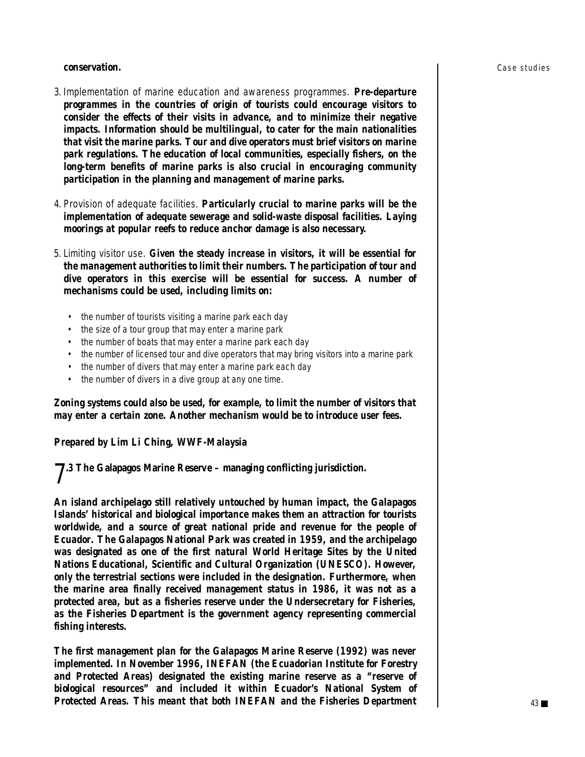**conservation.**

3. *Implementation of marine education and awareness programmes.* **Pre-departure programmes in the countries of origin of tourists could encourage visitors to consider the effects of their visits in advance, and to minimize their negative impacts. Information should be multilingual, to cater for the main nationalities that visit the marine parks. Tour and dive operators must brief visitors on marine park regulations. The education of local communities, especially fishers, on the long-term benefits of marine parks is also crucial in encouraging community participation in the planning and management of marine parks.**

4. *Provision of adequate facilities.* **Particularly crucial to marine parks will be the implementation of adequate sewerage and solid-waste disposal facilities. Laying moorings at popular reefs to reduce anchor damage is also necessary.**

5. *Limiting visitor use.* **Given the steady increase in visitors, it will be essential for the management authorities to limit their numbers. The participation of tour and dive operators in this exercise will be essential for success. A number of mechanisms could be used, including limits on:**

   - the number of tourists visiting a marine park each day
   - the size of a tour group that may enter a marine park
   - the number of boats that may enter a marine park each day
   - the number of licensed tour and dive operators that may bring visitors into a marine park
   - the number of divers that may enter a marine park each day
   - the number of divers in a dive group at any one time.

**Zoning systems could also be used, for example, to limit the number of visitors that may enter a certain zone. Another mechanism would be to introduce user fees.**

**Prepared by Lim Li Ching, WWF-Malaysia**

## 7.3 The Galapagos Marine Reserve – managing conflicting jurisdiction.

**An island archipelago still relatively untouched by human impact, the Galapagos Islands' historical and biological importance makes them an attraction for tourists worldwide, and a source of great national pride and revenue for the people of Ecuador. The Galapagos National Park was created in 1959, and the archipelago was designated as one of the first natural World Heritage Sites by the United Nations Educational, Scientific and Cultural Organization (UNESCO). However, only the terrestrial sections were included in the designation. Furthermore, when the marine area finally received management status in 1986, it was not as a protected area, but as a fisheries reserve under the Undersecretary for Fisheries, as the Fisheries Department is the government agency representing commercial fishing interests.**

**The first management plan for the Galapagos Marine Reserve (1992) was never implemented. In November 1996, INEFAN (the Ecuadorian Institute for Forestry and Protected Areas) designated the existing marine reserve as a "reserve of biological resources" and included it within Ecuador's National System of Protected Areas. This meant that both INEFAN and the Fisheries Department**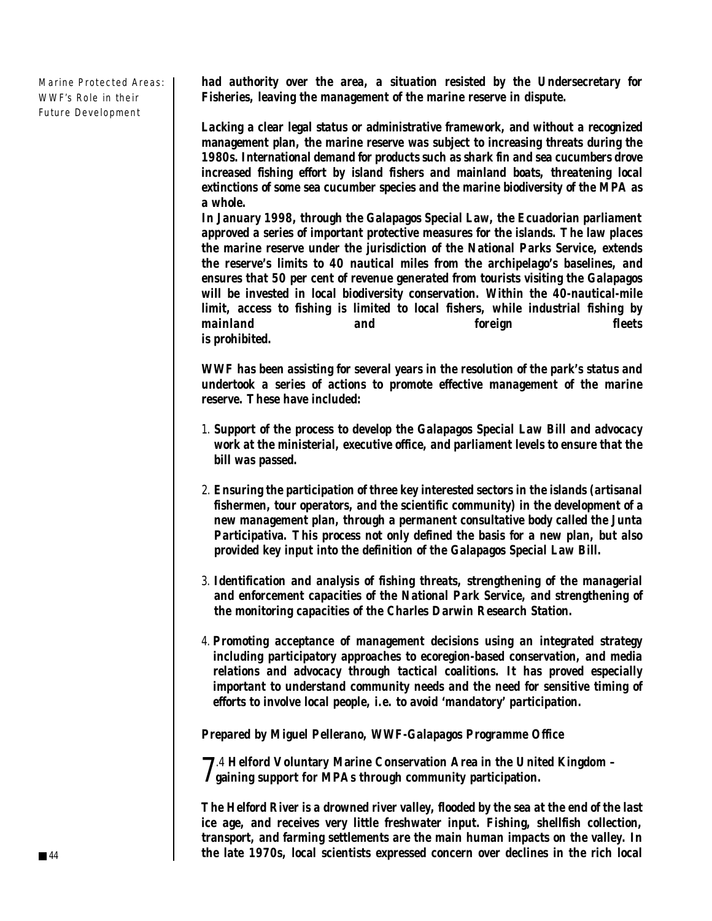had authority over the area, a situation resisted by the Undersecretary for Fisheries, leaving the management of the marine reserve in dispute.

Lacking a clear legal status or administrative framework, and without a recognized management plan, the marine reserve was subject to increasing threats during the 1980s. International demand for products such as shark fin and sea cucumbers drove increased fishing effort by island fishers and mainland boats, threatening local extinctions of some sea cucumber species and the marine biodiversity of the MPA as a whole.

In January 1998, through the Galapagos Special Law, the Ecuadorian parliament approved a series of important protective measures for the islands. The law places the marine reserve under the jurisdiction of the National Parks Service, extends the reserve's limits to 40 nautical miles from the archipelago's baselines, and ensures that 50 per cent of revenue generated from tourists visiting the Galapagos will be invested in local biodiversity conservation. Within the 40-nautical-mile limit, access to fishing is limited to local fishers, while industrial fishing by mainland and foreign fleets is prohibited.

WWF has been assisting for several years in the resolution of the park's status and undertook a series of actions to promote effective management of the marine reserve. These have included:

1. Support of the process to develop the Galapagos Special Law Bill and advocacy work at the ministerial, executive office, and parliament levels to ensure that the bill was passed.

2. Ensuring the participation of three key interested sectors in the islands (artisanal fishermen, tour operators, and the scientific community) in the development of a new management plan, through a permanent consultative body called the Junta Participativa. This process not only defined the basis for a new plan, but also provided key input into the definition of the Galapagos Special Law Bill.

3. Identification and analysis of fishing threats, strengthening of the managerial and enforcement capacities of the National Park Service, and strengthening of the monitoring capacities of the Charles Darwin Research Station.

4. Promoting acceptance of management decisions using an integrated strategy including participatory approaches to ecoregion-based conservation, and media relations and advocacy through tactical coalitions. It has proved especially important to understand community needs and the need for sensitive timing of efforts to involve local people, i.e. to avoid 'mandatory' participation.

Prepared by Miguel Pellerano, WWF-Galapagos Programme Office

## 7.4 Helford Voluntary Marine Conservation Area in the United Kingdom – gaining support for MPAs through community participation.

The Helford River is a drowned river valley, flooded by the sea at the end of the last ice age, and receives very little freshwater input. Fishing, shellfish collection, transport, and farming settlements are the main human impacts on the valley. In the late 1970s, local scientists expressed concern over declines in the rich local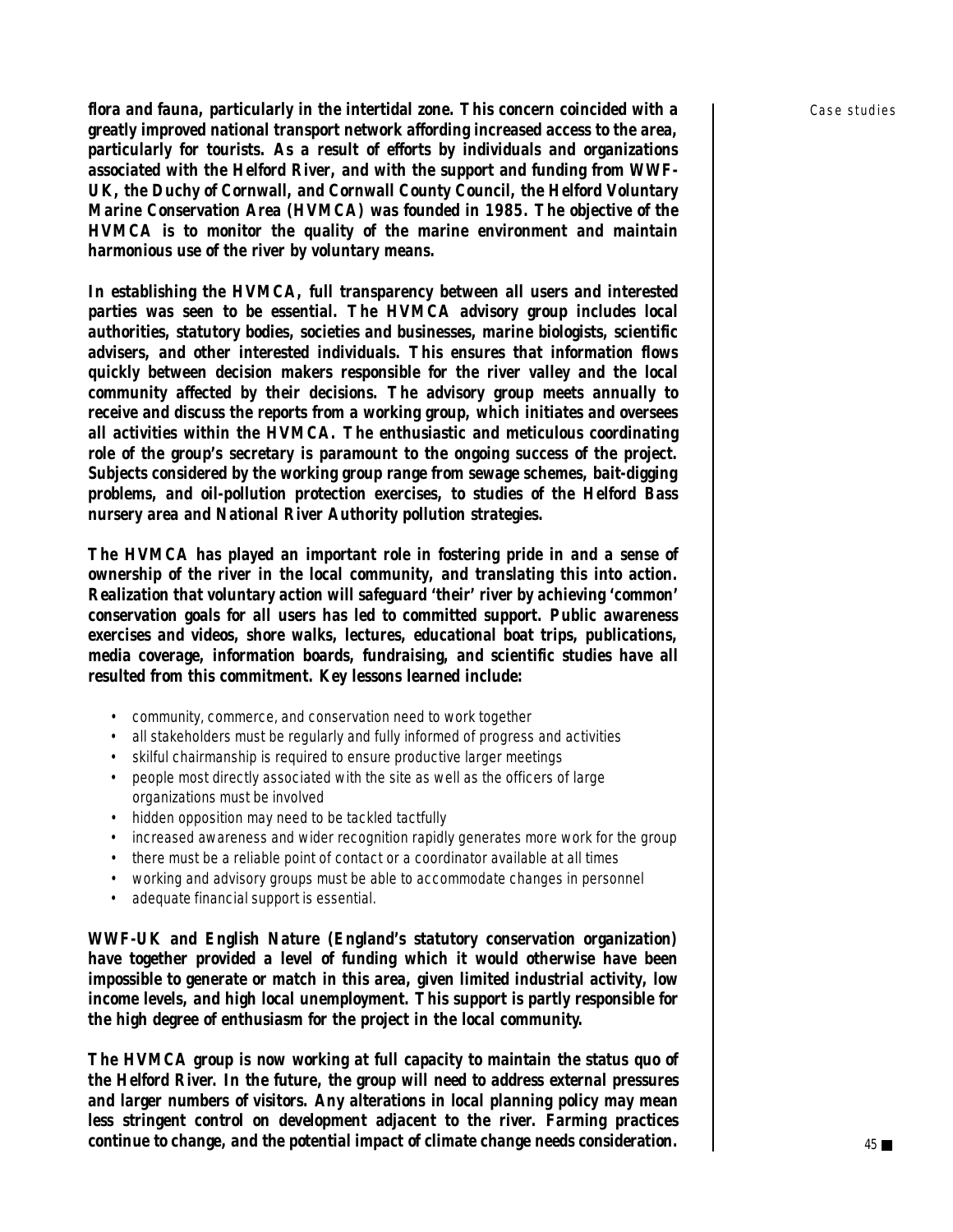**flora and fauna, particularly in the intertidal zone. This concern coincided with a greatly improved national transport network affording increased access to the area, particularly for tourists. As a result of efforts by individuals and organizations associated with the Helford River, and with the support and funding from WWF-UK, the Duchy of Cornwall, and Cornwall County Council, the Helford Voluntary Marine Conservation Area (HVMCA) was founded in 1985. The objective of the HVMCA is to monitor the quality of the marine environment and maintain harmonious use of the river by voluntary means.**

**In establishing the HVMCA, full transparency between all users and interested parties was seen to be essential. The HVMCA advisory group includes local authorities, statutory bodies, societies and businesses, marine biologists, scientific advisers, and other interested individuals. This ensures that information flows quickly between decision makers responsible for the river valley and the local community affected by their decisions. The advisory group meets annually to receive and discuss the reports from a working group, which initiates and oversees all activities within the HVMCA. The enthusiastic and meticulous coordinating role of the group's secretary is paramount to the ongoing success of the project. Subjects considered by the working group range from sewage schemes, bait-digging problems, and oil-pollution protection exercises, to studies of the Helford Bass nursery area and National River Authority pollution strategies.**

**The HVMCA has played an important role in fostering pride in and a sense of ownership of the river in the local community, and translating this into action. Realization that voluntary action will safeguard 'their' river by achieving 'common' conservation goals for all users has led to committed support. Public awareness exercises and videos, shore walks, lectures, educational boat trips, publications, media coverage, information boards, fundraising, and scientific studies have all resulted from this commitment. Key lessons learned include:**

- community, commerce, and conservation need to work together
- all stakeholders must be regularly and fully informed of progress and activities
- skilful chairmanship is required to ensure productive larger meetings
- people most directly associated with the site as well as the officers of large organizations must be involved
- hidden opposition may need to be tackled tactfully
- increased awareness and wider recognition rapidly generates more work for the group
- there must be a reliable point of contact or a coordinator available at all times
- working and advisory groups must be able to accommodate changes in personnel
- adequate financial support is essential.

**WWF-UK and English Nature (England's statutory conservation organization) have together provided a level of funding which it would otherwise have been impossible to generate or match in this area, given limited industrial activity, low income levels, and high local unemployment. This support is partly responsible for the high degree of enthusiasm for the project in the local community.**

**The HVMCA group is now working at full capacity to maintain the status quo of the Helford River. In the future, the group will need to address external pressures and larger numbers of visitors. Any alterations in local planning policy may mean less stringent control on development adjacent to the river. Farming practices continue to change, and the potential impact of climate change needs consideration.**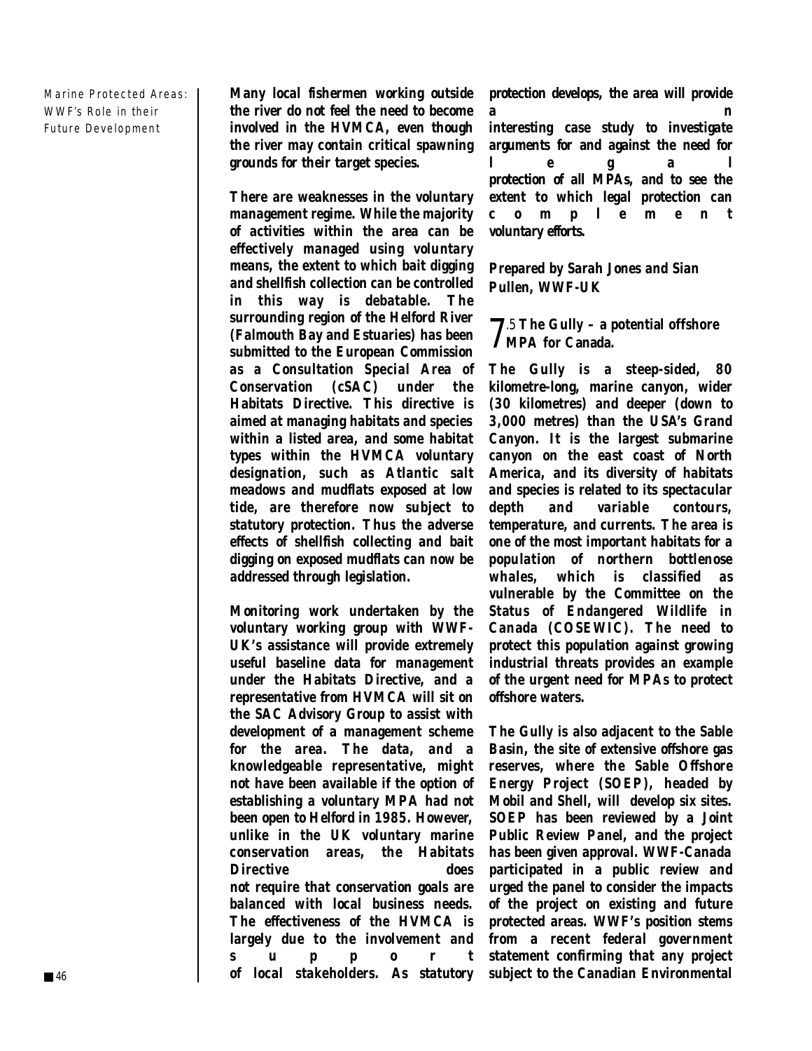Many local fishermen working outside the river do not feel the need to become involved in the HVMCA, even though the river may contain critical spawning grounds for their target species.

There are weaknesses in the voluntary management regime. While the majority of activities within the area can be effectively managed using voluntary means, the extent to which bait digging and shellfish collection can be controlled in this way is debatable. The surrounding region of the Helford River (Falmouth Bay and Estuaries) has been submitted to the European Commission as a Consultation Special Area of Conservation (cSAC) under the Habitats Directive. This directive is aimed at managing habitats and species within a listed area, and some habitat types within the HVMCA voluntary designation, such as Atlantic salt meadows and mudflats exposed at low tide, are therefore now subject to statutory protection. Thus the adverse effects of shellfish collecting and bait digging on exposed mudflats can now be addressed through legislation.

Monitoring work undertaken by the voluntary working group with WWF-UK's assistance will provide extremely useful baseline data for management under the Habitats Directive, and a representative from HVMCA will sit on the SAC Advisory Group to assist with development of a management scheme for the area. The data, and a knowledgeable representative, might not have been available if the option of establishing a voluntary MPA had not been open to Helford in 1985. However, unlike in the UK voluntary marine conservation areas, the Habitats Directive does not require that conservation goals are balanced with local business needs. The effectiveness of the HVMCA is largely due to the involvement and support of local stakeholders. As statutory protection develops, the area will provide an interesting case study to investigate arguments for and against the need for legal protection of all MPAs, and to see the extent to which legal protection can complement voluntary efforts.

Prepared by Sarah Jones and Sian Pullen, WWF-UK

## 7.5 The Gully – a potential offshore MPA for Canada.

The Gully is a steep-sided, 80 kilometre-long, marine canyon, wider (30 kilometres) and deeper (down to 3,000 metres) than the USA's Grand Canyon. It is the largest submarine canyon on the east coast of North America, and its diversity of habitats and species is related to its spectacular depth and variable contours, temperature, and currents. The area is one of the most important habitats for a population of northern bottlenose whales, which is classified as vulnerable by the Committee on the Status of Endangered Wildlife in Canada (COSEWIC). The need to protect this population against growing industrial threats provides an example of the urgent need for MPAs to protect offshore waters.

The Gully is also adjacent to the Sable Basin, the site of extensive offshore gas reserves, where the Sable Offshore Energy Project (SOEP), headed by Mobil and Shell, will develop six sites. SOEP has been reviewed by a Joint Public Review Panel, and the project has been given approval. WWF-Canada participated in a public review and urged the panel to consider the impacts of the project on existing and future protected areas. WWF's position stems from a recent federal government statement confirming that any project subject to the Canadian Environmental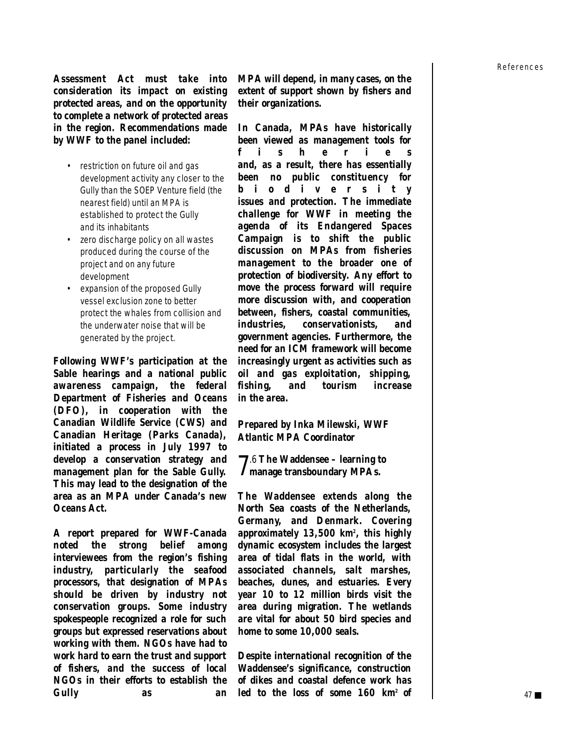**Assessment Act must take into consideration its impact on existing protected areas, and on the opportunity to complete a network of protected areas in the region. Recommendations made by WWF to the panel included:**

- restriction on future oil and gas development activity any closer to the Gully than the SOEP Venture field (the nearest field) until an MPA is established to protect the Gully and its inhabitants
- zero discharge policy on all wastes produced during the course of the project and on any future development
- expansion of the proposed Gully vessel exclusion zone to better protect the whales from collision and the underwater noise that will be generated by the project.

**Following WWF's participation at the Sable hearings and a national public awareness campaign, the federal Department of Fisheries and Oceans (DFO), in cooperation with the Canadian Wildlife Service (CWS) and Canadian Heritage (Parks Canada), initiated a process in July 1997 to develop a conservation strategy and management plan for the Sable Gully. This may lead to the designation of the area as an MPA under Canada's new Oceans Act.**

**A report prepared for WWF-Canada noted the strong belief among interviewees from the region's fishing industry, particularly the seafood processors, that designation of MPAs should be driven by industry not conservation groups. Some industry spokespeople recognized a role for such groups but expressed reservations about working with them. NGOs have had to work hard to earn the trust and support of fishers, and the success of local NGOs in their efforts to establish the Gully as an MPA will depend, in many cases, on the extent of support shown by fishers and their organizations.**

**In Canada, MPAs have historically been viewed as management tools for fisheries and, as a result, there has essentially been no public constituency for biodiversity issues and protection. The immediate challenge for WWF in meeting the agenda of its Endangered Spaces Campaign is to shift the public discussion on MPAs from fisheries management to the broader one of protection of biodiversity. Any effort to move the process forward will require more discussion with, and cooperation between, fishers, coastal communities, industries, conservationists, and government agencies. Furthermore, the need for an ICM framework will become increasingly urgent as activities such as oil and gas exploitation, shipping, fishing, and tourism increase in the area.**

**Prepared by Inka Milewski, WWF Atlantic MPA Coordinator**

## 7.6 The Waddensee – learning to manage transboundary MPAs.

**The Waddensee extends along the North Sea coasts of the Netherlands, Germany, and Denmark. Covering approximately 13,500 km², this highly dynamic ecosystem includes the largest area of tidal flats in the world, with associated channels, salt marshes, beaches, dunes, and estuaries. Every year 10 to 12 million birds visit the area during migration. The wetlands are vital for about 50 bird species and home to some 10,000 seals.**

**Despite international recognition of the Waddensee's significance, construction of dikes and coastal defence work has led to the loss of some 160 km² of**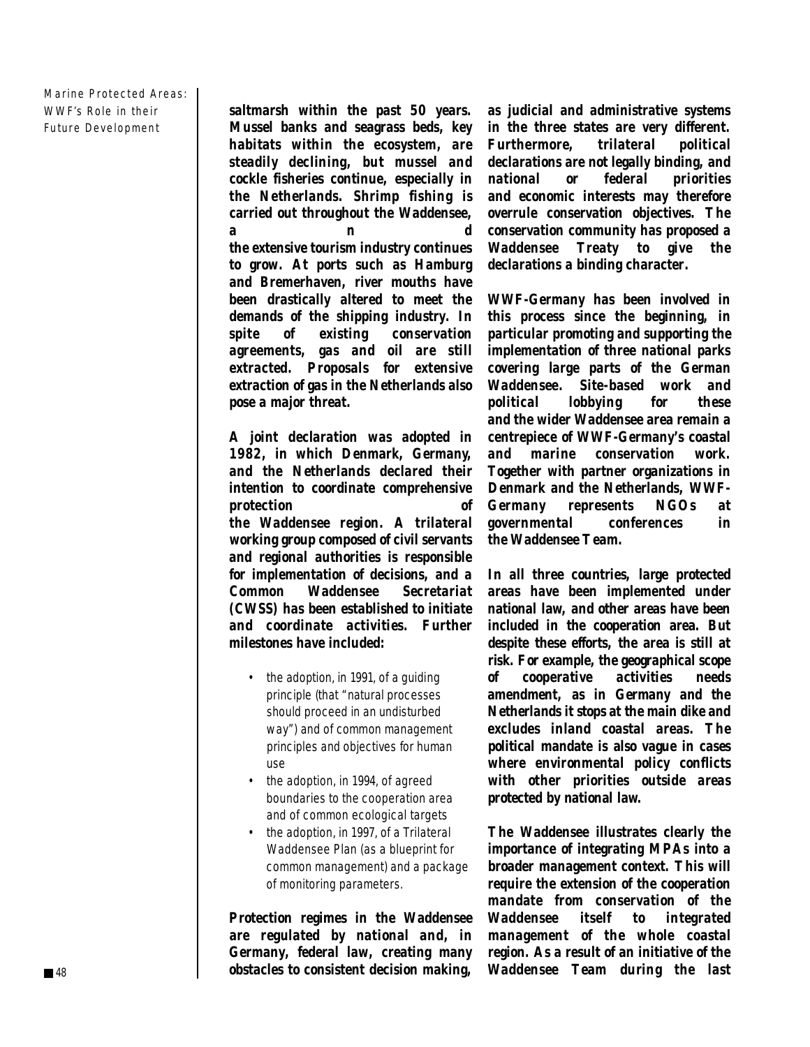saltmarsh within the past 50 years. Mussel banks and seagrass beds, key habitats within the ecosystem, are steadily declining, but mussel and cockle fisheries continue, especially in the Netherlands. Shrimp fishing is carried out throughout the Waddensee, and the extensive tourism industry continues to grow. At ports such as Hamburg and Bremerhaven, river mouths have been drastically altered to meet the demands of the shipping industry. In spite of existing conservation agreements, gas and oil are still extracted. Proposals for extensive extraction of gas in the Netherlands also pose a major threat.

A joint declaration was adopted in 1982, in which Denmark, Germany, and the Netherlands declared their intention to coordinate comprehensive protection of the Waddensee region. A trilateral working group composed of civil servants and regional authorities is responsible for implementation of decisions, and a Common Waddensee Secretariat (CWSS) has been established to initiate and coordinate activities. Further milestones have included:

- the adoption, in 1991, of a guiding principle (that "natural processes should proceed in an undisturbed way") and of common management principles and objectives for human use
- the adoption, in 1994, of agreed boundaries to the cooperation area and of common ecological targets
- the adoption, in 1997, of a Trilateral Waddensee Plan (as a blueprint for common management) and a package of monitoring parameters.

Protection regimes in the Waddensee are regulated by national and, in Germany, federal law, creating many obstacles to consistent decision making, as judicial and administrative systems in the three states are very different. Furthermore, trilateral political declarations are not legally binding, and national or federal priorities and economic interests may therefore overrule conservation objectives. The conservation community has proposed a Waddensee Treaty to give the declarations a binding character.

WWF-Germany has been involved in this process since the beginning, in particular promoting and supporting the implementation of three national parks covering large parts of the German Waddensee. Site-based work and political lobbying for these and the wider Waddensee area remain a centrepiece of WWF-Germany's coastal and marine conservation work. Together with partner organizations in Denmark and the Netherlands, WWF-Germany represents NGOs at governmental conferences in the Waddensee Team.

In all three countries, large protected areas have been implemented under national law, and other areas have been included in the cooperation area. But despite these efforts, the area is still at risk. For example, the geographical scope of cooperative activities needs amendment, as in Germany and the Netherlands it stops at the main dike and excludes inland coastal areas. The political mandate is also vague in cases where environmental policy conflicts with other priorities outside areas protected by national law.

The Waddensee illustrates clearly the importance of integrating MPAs into a broader management context. This will require the extension of the cooperation mandate from conservation of the Waddensee itself to integrated management of the whole coastal region. As a result of an initiative of the Waddensee Team during the last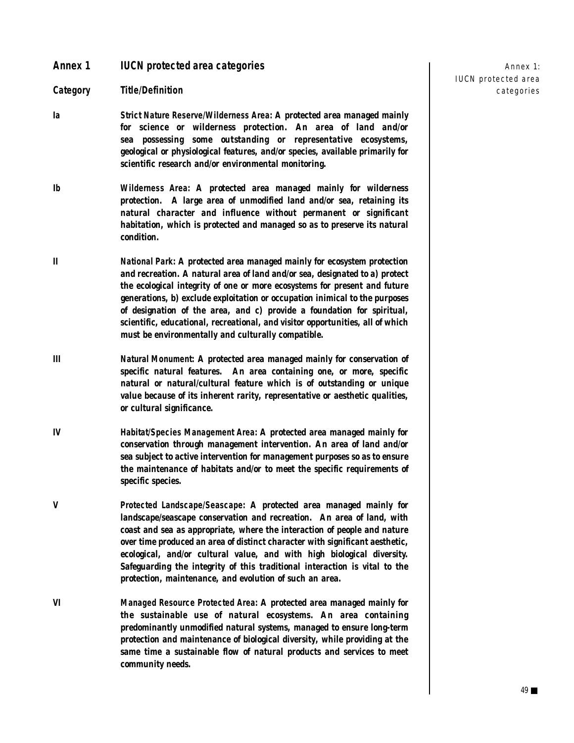# Annex 1 IUCN protected area categories

| Category | Title/Definition |
| --- | --- |
| Ia | *Strict Nature Reserve/Wilderness Area*: A protected area managed mainly for science or wilderness protection. An area of land and/or sea possessing some outstanding or representative ecosystems, geological or physiological features, and/or species, available primarily for scientific research and/or environmental monitoring. |
| Ib | *Wilderness Area*: A protected area managed mainly for wilderness protection. A large area of unmodified land and/or sea, retaining its natural character and influence without permanent or significant habitation, which is protected and managed so as to preserve its natural condition. |
| II | *National Park*: A protected area managed mainly for ecosystem protection and recreation. A natural area of land and/or sea, designated to a) protect the ecological integrity of one or more ecosystems for present and future generations, b) exclude exploitation or occupation inimical to the purposes of designation of the area, and c) provide a foundation for spiritual, scientific, educational, recreational, and visitor opportunities, all of which must be environmentally and culturally compatible. |
| III | *Natural Monument*: A protected area managed mainly for conservation of specific natural features. An area containing one, or more, specific natural or natural/cultural feature which is of outstanding or unique value because of its inherent rarity, representative or aesthetic qualities, or cultural significance. |
| IV | *Habitat/Species Management Area*: A protected area managed mainly for conservation through management intervention. An area of land and/or sea subject to active intervention for management purposes so as to ensure the maintenance of habitats and/or to meet the specific requirements of specific species. |
| V | *Protected Landscape/Seascape*: A protected area managed mainly for landscape/seascape conservation and recreation. An area of land, with coast and sea as appropriate, where the interaction of people and nature over time produced an area of distinct character with significant aesthetic, ecological, and/or cultural value, and with high biological diversity. Safeguarding the integrity of this traditional interaction is vital to the protection, maintenance, and evolution of such an area. |
| VI | *Managed Resource Protected Area*: A protected area managed mainly for the sustainable use of natural ecosystems. An area containing predominantly unmodified natural systems, managed to ensure long-term protection and maintenance of biological diversity, while providing at the same time a sustainable flow of natural products and services to meet community needs. |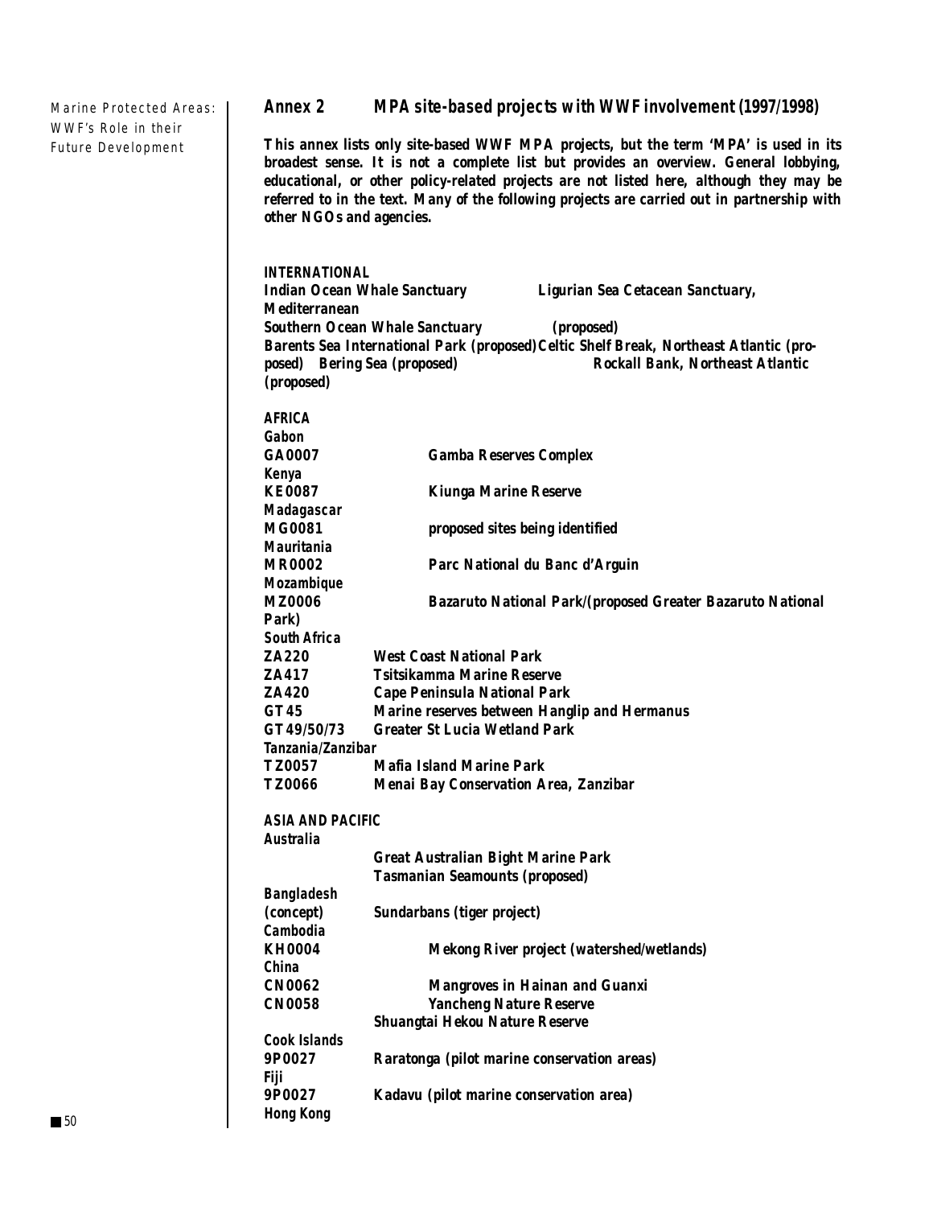## Annex 2 MPA site-based projects with WWF involvement (1997/1998)

**This annex lists only site-based WWF MPA projects, but the term 'MPA' is used in its broadest sense. It is not a complete list but provides an overview. General lobbying, educational, or other policy-related projects are not listed here, although they may be referred to in the text. Many of the following projects are carried out in partnership with other NGOs and agencies.**

**INTERNATIONAL**

**Indian Ocean Whale Sanctuary**
**Ligurian Sea Cetacean Sanctuary, Mediterranean**
**Southern Ocean Whale Sanctuary (proposed)**
**Barents Sea International Park (proposed)**
**Celtic Shelf Break, Northeast Atlantic (proposed)**
**Bering Sea (proposed)**
**Rockall Bank, Northeast Atlantic (proposed)**

**AFRICA**

***Gabon***

**GA0007** **Gamba Reserves Complex**

***Kenya***

**KE0087** **Kiunga Marine Reserve**

***Madagascar***

**MG0081** **proposed sites being identified**

***Mauritania***

**MR0002** **Parc National du Banc d'Arguin**

***Mozambique***

**MZ0006** **Bazaruto National Park/(proposed Greater Bazaruto National Park)**

***South Africa***

**ZA220** **West Coast National Park**
**ZA417** **Tsitsikamma Marine Reserve**
**ZA420** **Cape Peninsula National Park**
**GT45** **Marine reserves between Hanglip and Hermanus**
**GT49/50/73** **Greater St Lucia Wetland Park**

***Tanzania/Zanzibar***

**TZ0057** **Mafia Island Marine Park**
**TZ0066** **Menai Bay Conservation Area, Zanzibar**

**ASIA AND PACIFIC**

***Australia***

**Great Australian Bight Marine Park**
**Tasmanian Seamounts (proposed)**

***Bangladesh***

**(concept)** **Sundarbans (tiger project)**

***Cambodia***

**KH0004** **Mekong River project (watershed/wetlands)**

***China***

**CN0062** **Mangroves in Hainan and Guanxi**
**CN0058** **Yancheng Nature Reserve**
**Shuangtai Hekou Nature Reserve**

***Cook Islands***

**9P0027** **Raratonga (pilot marine conservation areas)**

***Fiji***

**9P0027** **Kadavu (pilot marine conservation area)**

***Hong Kong***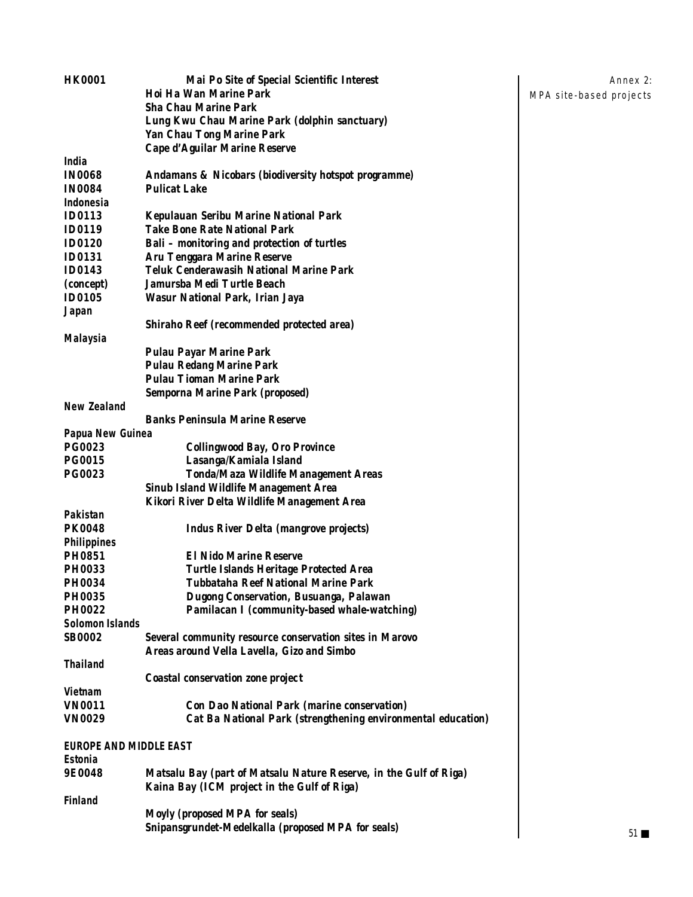| | |
|---|---|
| **HK0001** | **Mai Po Site of Special Scientific Interest** |
| | **Hoi Ha Wan Marine Park** |
| | **Sha Chau Marine Park** |
| | **Lung Kwu Chau Marine Park (dolphin sanctuary)** |
| | **Yan Chau Tong Marine Park** |
| | **Cape d'Aguilar Marine Reserve** |
| ***India*** | |
| **IN0068** | **Andamans & Nicobars (biodiversity hotspot programme)** |
| **IN0084** | **Pulicat Lake** |
| ***Indonesia*** | |
| **ID0113** | **Kepulauan Seribu Marine National Park** |
| **ID0119** | **Take Bone Rate National Park** |
| **ID0120** | **Bali – monitoring and protection of turtles** |
| **ID0131** | **Aru Tenggara Marine Reserve** |
| **ID0143** | **Teluk Cenderawasih National Marine Park** |
| **(concept)** | **Jamursba Medi Turtle Beach** |
| **ID0105** | **Wasur National Park, Irian Jaya** |
| ***Japan*** | |
| | **Shiraho Reef (recommended protected area)** |
| ***Malaysia*** | |
| | **Pulau Payar Marine Park** |
| | **Pulau Redang Marine Park** |
| | **Pulau Tioman Marine Park** |
| | **Semporna Marine Park (proposed)** |
| ***New Zealand*** | |
| | **Banks Peninsula Marine Reserve** |
| ***Papua New Guinea*** | |
| **PG0023** | **Collingwood Bay, Oro Province** |
| **PG0015** | **Lasanga/Kamiala Island** |
| **PG0023** | **Tonda/Maza Wildlife Management Areas** |
| | **Sinub Island Wildlife Management Area** |
| | **Kikori River Delta Wildlife Management Area** |
| ***Pakistan*** | |
| **PK0048** | **Indus River Delta (mangrove projects)** |
| ***Philippines*** | |
| **PH0851** | **El Nido Marine Reserve** |
| **PH0033** | **Turtle Islands Heritage Protected Area** |
| **PH0034** | **Tubbataha Reef National Marine Park** |
| **PH0035** | **Dugong Conservation, Busuanga, Palawan** |
| **PH0022** | **Pamilacan I (community-based whale-watching)** |
| ***Solomon Islands*** | |
| **SB0002** | **Several community resource conservation sites in Marovo** |
| | **Areas around Vella Lavella, Gizo and Simbo** |
| ***Thailand*** | |
| | **Coastal conservation zone project** |
| ***Vietnam*** | |
| **VN0011** | **Con Dao National Park (marine conservation)** |
| **VN0029** | **Cat Ba National Park (strengthening environmental education)** |

**EUROPE AND MIDDLE EAST**

| | |
|---|---|
| ***Estonia*** | |
| **9E0048** | **Matsalu Bay (part of Matsalu Nature Reserve, in the Gulf of Riga)** |
| | **Kaina Bay (ICM project in the Gulf of Riga)** |
| ***Finland*** | |
| | **Moyly (proposed MPA for seals)** |
| | **Snipansgrundet-Medelkalla (proposed MPA for seals)** |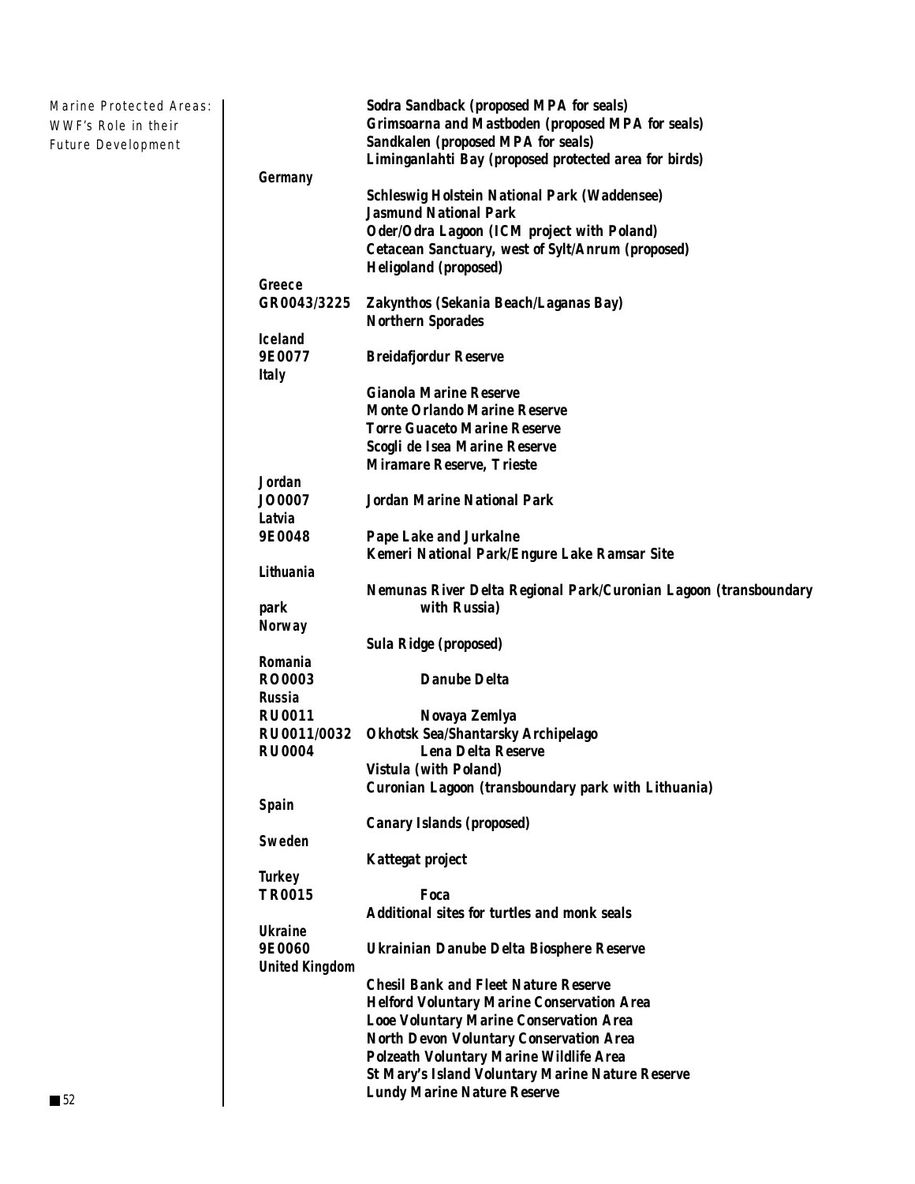Sodra Sandback (proposed MPA for seals)
Grimsoarna and Mastboden (proposed MPA for seals)
Sandkalen (proposed MPA for seals)
Liminganlahti Bay (proposed protected area for birds)

**Germany**

Schleswig Holstein National Park (Waddensee)
Jasmund National Park
Oder/Odra Lagoon (ICM project with Poland)
Cetacean Sanctuary, west of Sylt/Anrum (proposed)
Heligoland (proposed)

**Greece**

GR0043/3225 Zakynthos (Sekania Beach/Laganas Bay)
Northern Sporades

**Iceland**

9E0077 Breidafjordur Reserve

**Italy**

Gianola Marine Reserve
Monte Orlando Marine Reserve
Torre Guaceto Marine Reserve
Scogli de Isea Marine Reserve
Miramare Reserve, Trieste

**Jordan**

JO0007 Jordan Marine National Park

**Latvia**

9E0048 Pape Lake and Jurkalne
Kemeri National Park/Engure Lake Ramsar Site

**Lithuania**

Nemunas River Delta Regional Park/Curonian Lagoon (transboundary park with Russia)

**Norway**

Sula Ridge (proposed)

**Romania**

RO0003 Danube Delta

**Russia**

RU0011 Novaya Zemlya
RU0011/0032 Okhotsk Sea/Shantarsky Archipelago
RU0004 Lena Delta Reserve
Vistula (with Poland)
Curonian Lagoon (transboundary park with Lithuania)

**Spain**

Canary Islands (proposed)

**Sweden**

Kattegat project

**Turkey**

TR0015 Foca
Additional sites for turtles and monk seals

**Ukraine**

9E0060 Ukrainian Danube Delta Biosphere Reserve

**United Kingdom**

Chesil Bank and Fleet Nature Reserve
Helford Voluntary Marine Conservation Area
Looe Voluntary Marine Conservation Area
North Devon Voluntary Conservation Area
Polzeath Voluntary Marine Wildlife Area
St Mary's Island Voluntary Marine Nature Reserve
Lundy Marine Nature Reserve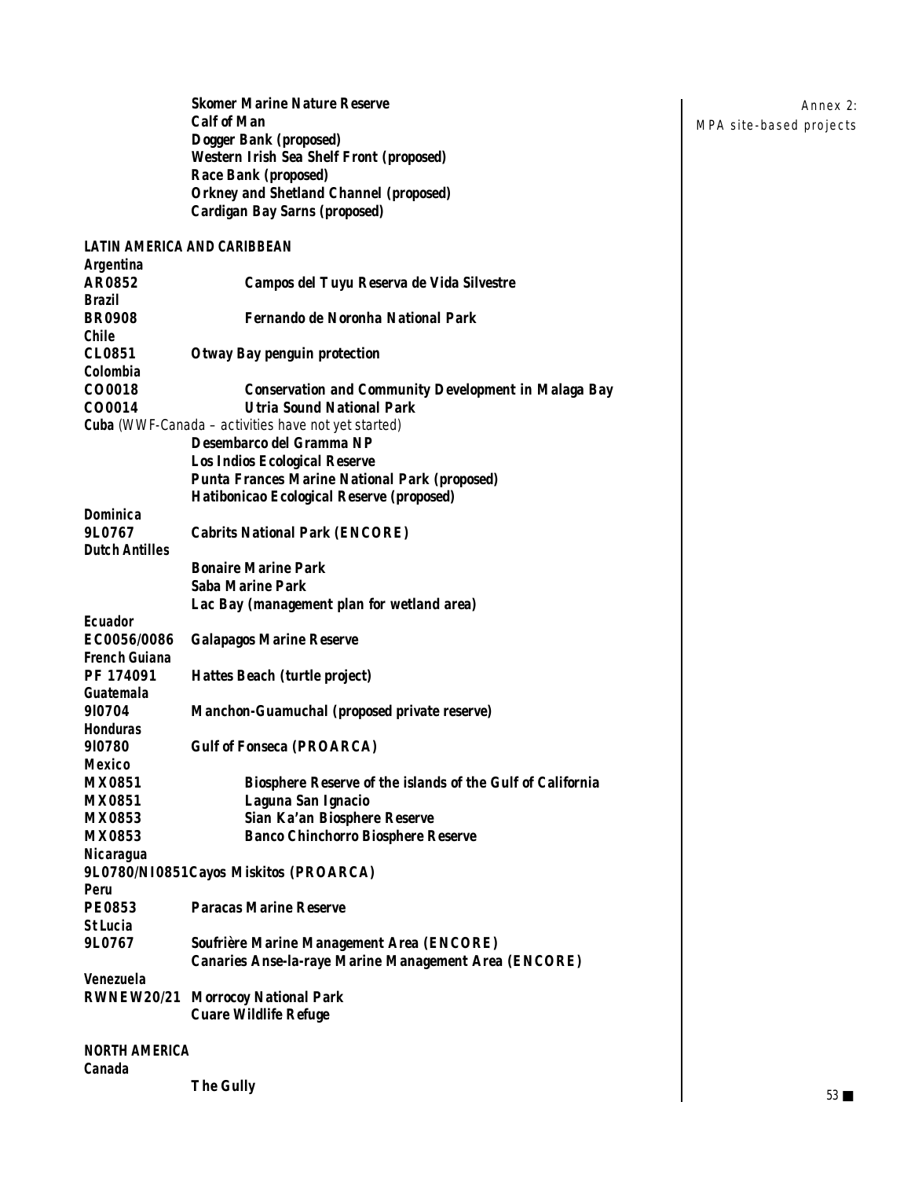**Skomer Marine Nature Reserve**
**Calf of Man**
**Dogger Bank (proposed)**
**Western Irish Sea Shelf Front (proposed)**
**Race Bank (proposed)**
**Orkney and Shetland Channel (proposed)**
**Cardigan Bay Sarns (proposed)**

**LATIN AMERICA AND CARIBBEAN**

**Argentina**
**AR0852** **Campos del Tuyu Reserva de Vida Silvestre**

**Brazil**
**BR0908** **Fernando de Noronha National Park**

**Chile**
**CL0851** **Otway Bay penguin protection**

**Colombia**
**CO0018** **Conservation and Community Development in Malaga Bay**
**CO0014** **Utria Sound National Park**

**Cuba** (WWF-Canada – activities have not yet started)
**Desembarco del Gramma NP**
**Los Indios Ecological Reserve**
**Punta Frances Marine National Park (proposed)**
**Hatibonicao Ecological Reserve (proposed)**

**Dominica**
**9L0767** **Cabrits National Park (ENCORE)**

**Dutch Antilles**
**Bonaire Marine Park**
**Saba Marine Park**
**Lac Bay (management plan for wetland area)**

**Ecuador**
**EC0056/0086** **Galapagos Marine Reserve**

**French Guiana**
**PF 174091** **Hattes Beach (turtle project)**

**Guatemala**
**9I0704** **Manchon-Guamuchal (proposed private reserve)**

**Honduras**
**9I0780** **Gulf of Fonseca (PROARCA)**

**Mexico**
**MX0851** **Biosphere Reserve of the islands of the Gulf of California**
**MX0851** **Laguna San Ignacio**
**MX0853** **Sian Ka'an Biosphere Reserve**
**MX0853** **Banco Chinchorro Biosphere Reserve**

**Nicaragua**
**9L0780/NI0851Cayos Miskitos (PROARCA)**

**Peru**
**PE0853** **Paracas Marine Reserve**

**St Lucia**
**9L0767** **Soufrière Marine Management Area (ENCORE)**
**Canaries Anse-la-raye Marine Management Area (ENCORE)**

**Venezuela**
**RWNEW20/21** **Morrocoy National Park**
**Cuare Wildlife Refuge**

**NORTH AMERICA**

**Canada**
**The Gully**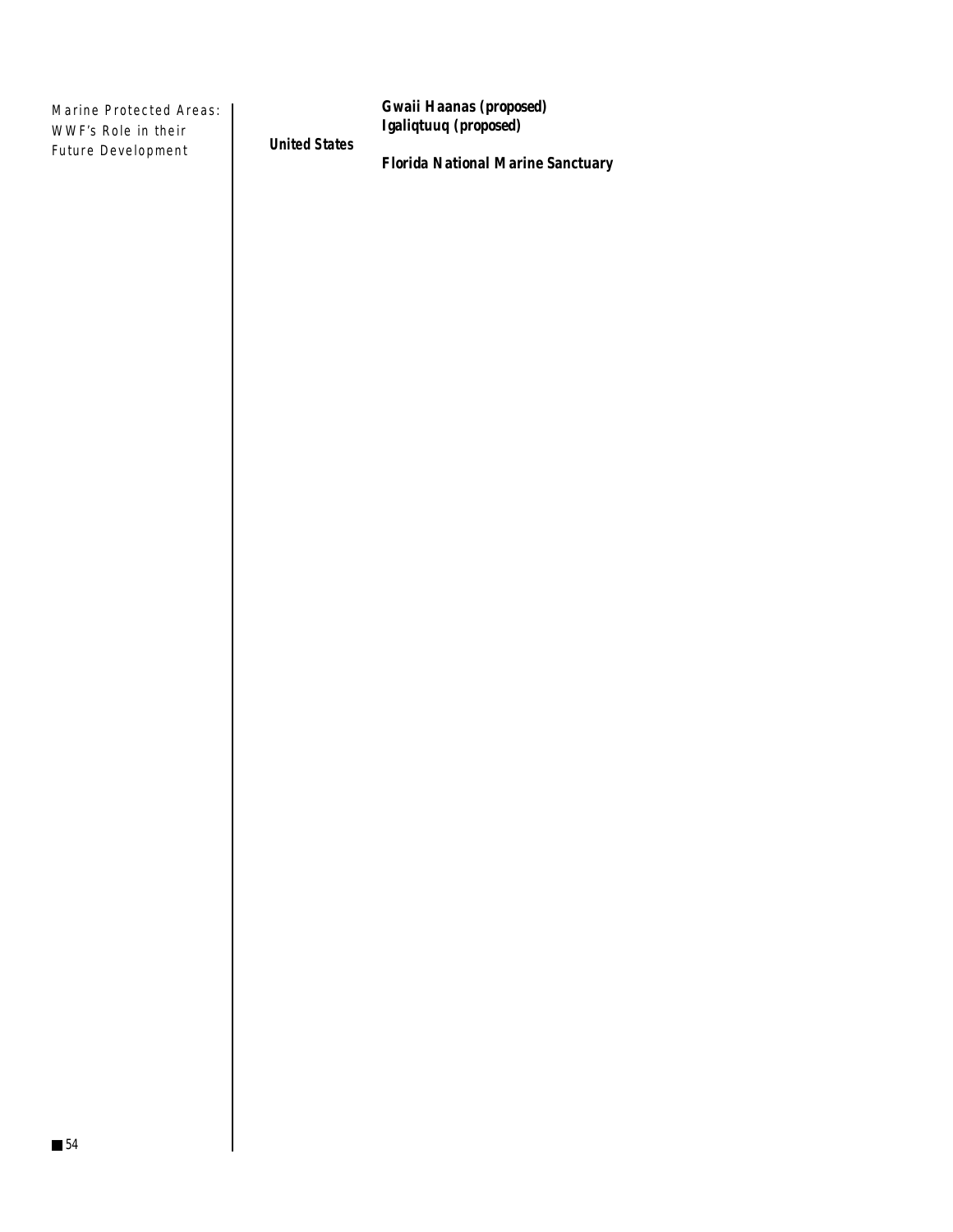**Gwaii Haanas (proposed)**
**Igaliqtuuq (proposed)**

**United States**

**Florida National Marine Sanctuary**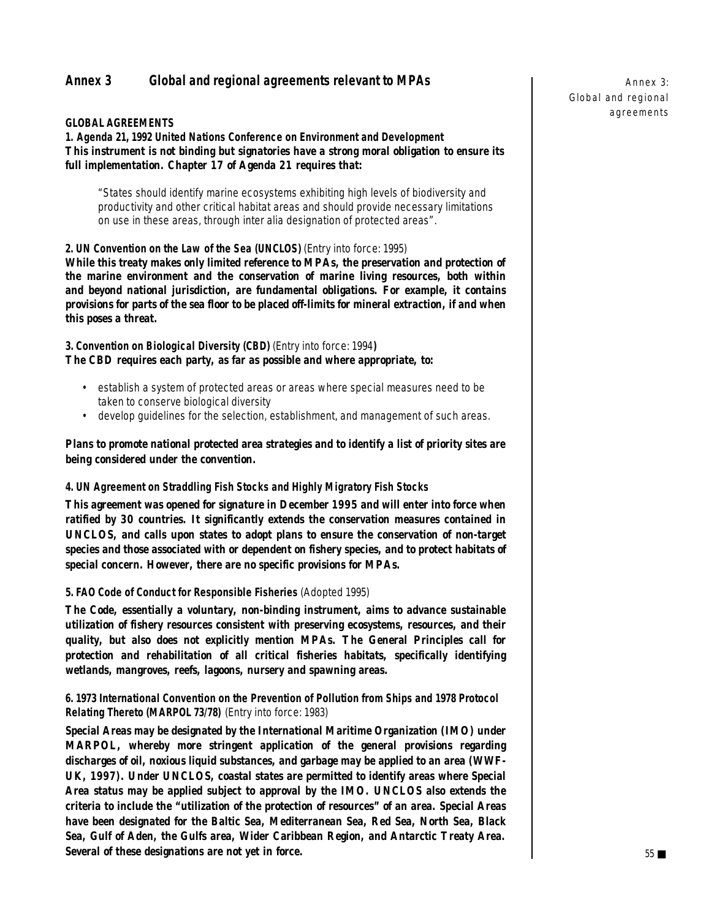## Annex 3 Global and regional agreements relevant to MPAs

### GLOBAL AGREEMENTS

**1. *Agenda 21, 1992 United Nations Conference on Environment and Development***

**This instrument is not binding but signatories have a strong moral obligation to ensure its full implementation. Chapter 17 of Agenda 21 requires that:**

> "States should identify marine ecosystems exhibiting high levels of biodiversity and productivity and other critical habitat areas and should provide necessary limitations on use in these areas, through inter alia designation of protected areas".

**2. *UN Convention on the Law of the Sea (UNCLOS)*** (Entry into force: 1995)

**While this treaty makes only limited reference to MPAs, the preservation and protection of the marine environment and the conservation of marine living resources, both within and beyond national jurisdiction, are fundamental obligations. For example, it contains provisions for parts of the sea floor to be placed off-limits for mineral extraction, if and when this poses a threat.**

**3. *Convention on Biological Diversity (CBD)*** (Entry into force: 1994)

**The CBD requires each party, as far as possible and where appropriate, to:**

- establish a system of protected areas or areas where special measures need to be taken to conserve biological diversity
- develop guidelines for the selection, establishment, and management of such areas.

**Plans to promote national protected area strategies and to identify a list of priority sites are being considered under the convention.**

**4. *UN Agreement on Straddling Fish Stocks and Highly Migratory Fish Stocks***

**This agreement was opened for signature in December 1995 and will enter into force when ratified by 30 countries. It significantly extends the conservation measures contained in UNCLOS, and calls upon states to adopt plans to ensure the conservation of non-target species and those associated with or dependent on fishery species, and to protect habitats of special concern. However, there are no specific provisions for MPAs.**

**5. *FAO Code of Conduct for Responsible Fisheries*** (Adopted 1995)

**The Code, essentially a voluntary, non-binding instrument, aims to advance sustainable utilization of fishery resources consistent with preserving ecosystems, resources, and their quality, but also does not explicitly mention MPAs. The General Principles call for protection and rehabilitation of all critical fisheries habitats, specifically identifying wetlands, mangroves, reefs, lagoons, nursery and spawning areas.**

**6. *1973 International Convention on the Prevention of Pollution from Ships and 1978 Protocol Relating Thereto (MARPOL 73/78)*** (Entry into force: 1983)

**Special Areas may be designated by the International Maritime Organization (IMO) under MARPOL, whereby more stringent application of the general provisions regarding discharges of oil, noxious liquid substances, and garbage may be applied to an area (WWF-UK, 1997). Under UNCLOS, coastal states are permitted to identify areas where Special Area status may be applied subject to approval by the IMO. UNCLOS also extends the criteria to include the "utilization of the protection of resources" of an area. Special Areas have been designated for the Baltic Sea, Mediterranean Sea, Red Sea, North Sea, Black Sea, Gulf of Aden, the Gulfs area, Wider Caribbean Region, and Antarctic Treaty Area. Several of these designations are not yet in force.**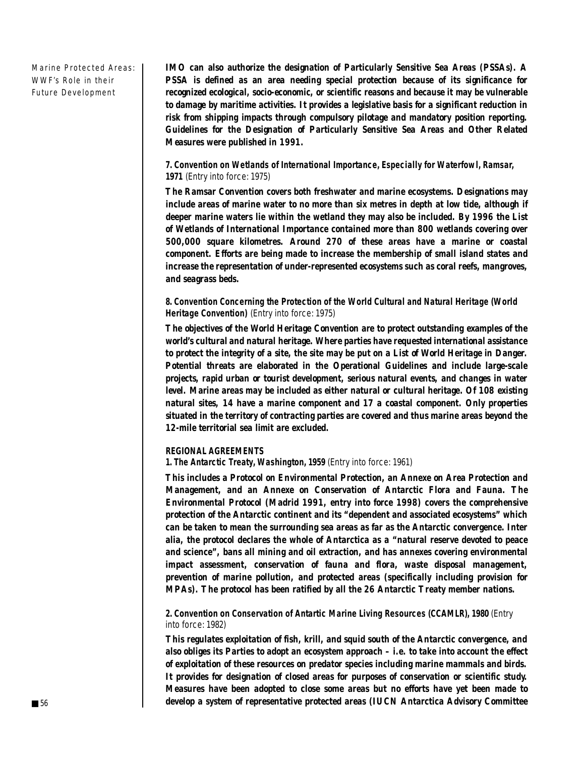IMO can also authorize the designation of Particularly Sensitive Sea Areas (PSSAs). A PSSA is defined as an area needing special protection because of its significance for recognized ecological, socio-economic, or scientific reasons and because it may be vulnerable to damage by maritime activities. It provides a legislative basis for a significant reduction in risk from shipping impacts through compulsory pilotage and mandatory position reporting. Guidelines for the Designation of Particularly Sensitive Sea Areas and Other Related Measures were published in 1991.

**7. Convention on Wetlands of International Importance, Especially for Waterfowl, Ramsar, 1971** (Entry into force: 1975)

The Ramsar Convention covers both freshwater and marine ecosystems. Designations may include areas of marine water to no more than six metres in depth at low tide, although if deeper marine waters lie within the wetland they may also be included. By 1996 the List of Wetlands of International Importance contained more than 800 wetlands covering over 500,000 square kilometres. Around 270 of these areas have a marine or coastal component. Efforts are being made to increase the membership of small island states and increase the representation of under-represented ecosystems such as coral reefs, mangroves, and seagrass beds.

**8. Convention Concerning the Protection of the World Cultural and Natural Heritage (World Heritage Convention)** (Entry into force: 1975)

The objectives of the World Heritage Convention are to protect outstanding examples of the world's cultural and natural heritage. Where parties have requested international assistance to protect the integrity of a site, the site may be put on a List of World Heritage in Danger. Potential threats are elaborated in the Operational Guidelines and include large-scale projects, rapid urban or tourist development, serious natural events, and changes in water level. Marine areas may be included as either natural or cultural heritage. Of 108 existing natural sites, 14 have a marine component and 17 a coastal component. Only properties situated in the territory of contracting parties are covered and thus marine areas beyond the 12-mile territorial sea limit are excluded.

**REGIONAL AGREEMENTS**

**1. The Antarctic Treaty, Washington, 1959** (Entry into force: 1961)

This includes a Protocol on Environmental Protection, an Annexe on Area Protection and Management, and an Annexe on Conservation of Antarctic Flora and Fauna. The Environmental Protocol (Madrid 1991, entry into force 1998) covers the comprehensive protection of the Antarctic continent and its "dependent and associated ecosystems" which can be taken to mean the surrounding sea areas as far as the Antarctic convergence. Inter alia, the protocol declares the whole of Antarctica as a "natural reserve devoted to peace and science", bans all mining and oil extraction, and has annexes covering environmental impact assessment, conservation of fauna and flora, waste disposal management, prevention of marine pollution, and protected areas (specifically including provision for MPAs). The protocol has been ratified by all the 26 Antarctic Treaty member nations.

**2. Convention on Conservation of Antartic Marine Living Resources (CCAMLR), 1980** (Entry into force: 1982)

This regulates exploitation of fish, krill, and squid south of the Antarctic convergence, and also obliges its Parties to adopt an ecosystem approach – i.e. to take into account the effect of exploitation of these resources on predator species including marine mammals and birds. It provides for designation of closed areas for purposes of conservation or scientific study. Measures have been adopted to close some areas but no efforts have yet been made to develop a system of representative protected areas (IUCN Antarctica Advisory Committee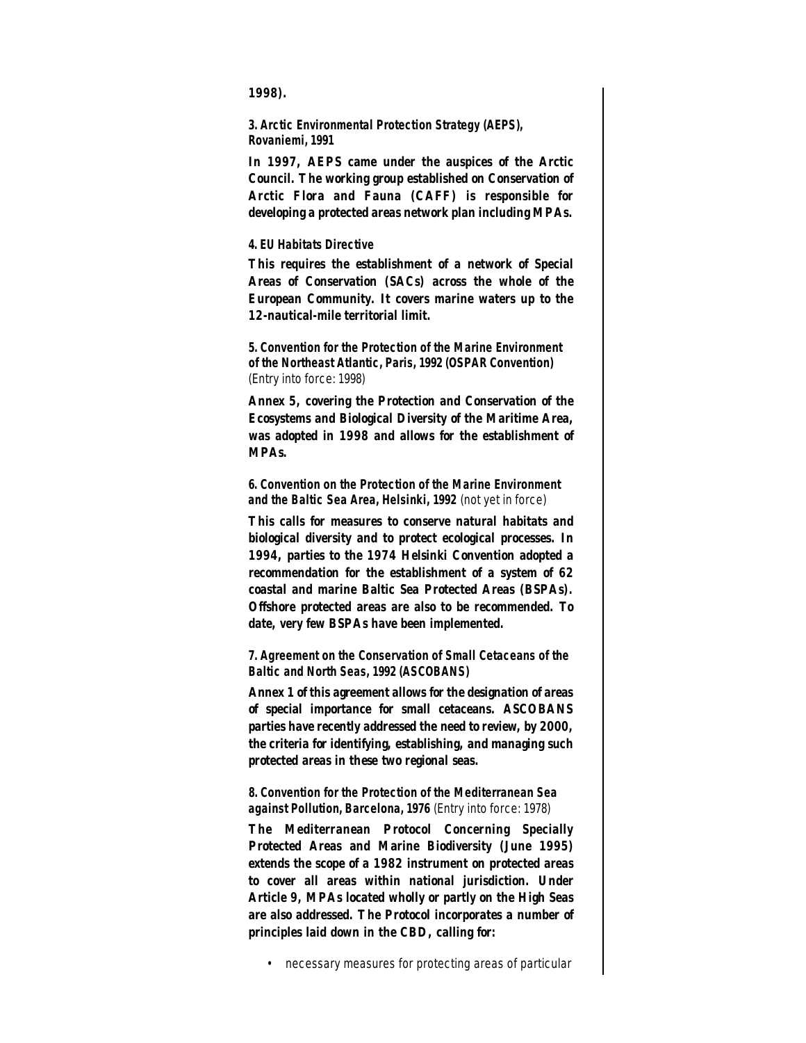1998).

***3. Arctic Environmental Protection Strategy (AEPS), Rovaniemi, 1991***

**In 1997, AEPS came under the auspices of the Arctic Council. The working group established on Conservation of Arctic Flora and Fauna (CAFF) is responsible for developing a protected areas network plan including MPAs.**

***4. EU Habitats Directive***

**This requires the establishment of a network of Special Areas of Conservation (SACs) across the whole of the European Community. It covers marine waters up to the 12-nautical-mile territorial limit.**

***5. Convention for the Protection of the Marine Environment of the Northeast Atlantic, Paris, 1992 (OSPAR Convention)*** *(Entry into force: 1998)*

**Annex 5, covering the Protection and Conservation of the Ecosystems and Biological Diversity of the Maritime Area, was adopted in 1998 and allows for the establishment of MPAs.**

***6. Convention on the Protection of the Marine Environment and the Baltic Sea Area, Helsinki, 1992*** *(not yet in force)*

**This calls for measures to conserve natural habitats and biological diversity and to protect ecological processes. In 1994, parties to the 1974 Helsinki Convention adopted a recommendation for the establishment of a system of 62 coastal and marine Baltic Sea Protected Areas (BSPAs). Offshore protected areas are also to be recommended. To date, very few BSPAs have been implemented.**

***7. Agreement on the Conservation of Small Cetaceans of the Baltic and North Seas, 1992 (ASCOBANS)***

**Annex 1 of this agreement allows for the designation of areas of special importance for small cetaceans. ASCOBANS parties have recently addressed the need to review, by 2000, the criteria for identifying, establishing, and managing such protected areas in these two regional seas.**

***8. Convention for the Protection of the Mediterranean Sea against Pollution, Barcelona, 1976*** *(Entry into force: 1978)*

**The Mediterranean Protocol Concerning Specially Protected Areas and Marine Biodiversity (June 1995) extends the scope of a 1982 instrument on protected areas to cover all areas within national jurisdiction. Under Article 9, MPAs located wholly or partly on the High Seas are also addressed. The Protocol incorporates a number of principles laid down in the CBD, calling for:**

- necessary measures for protecting areas of particular